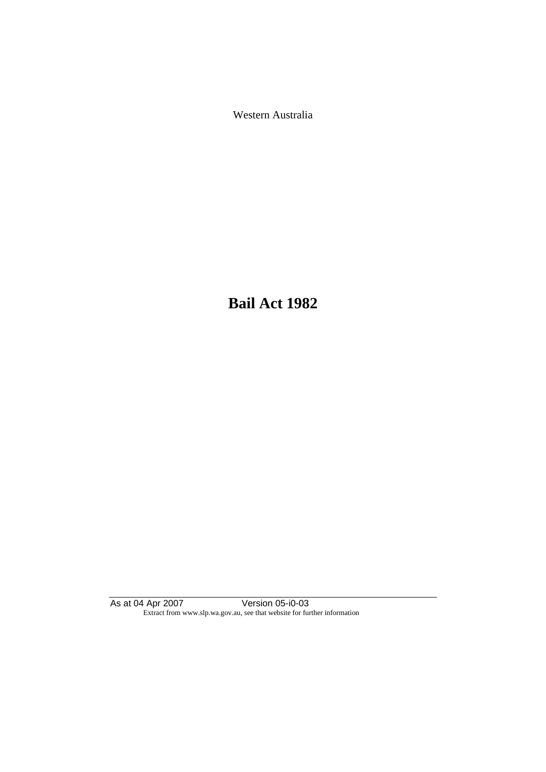Western Australia

# Bail Act 1982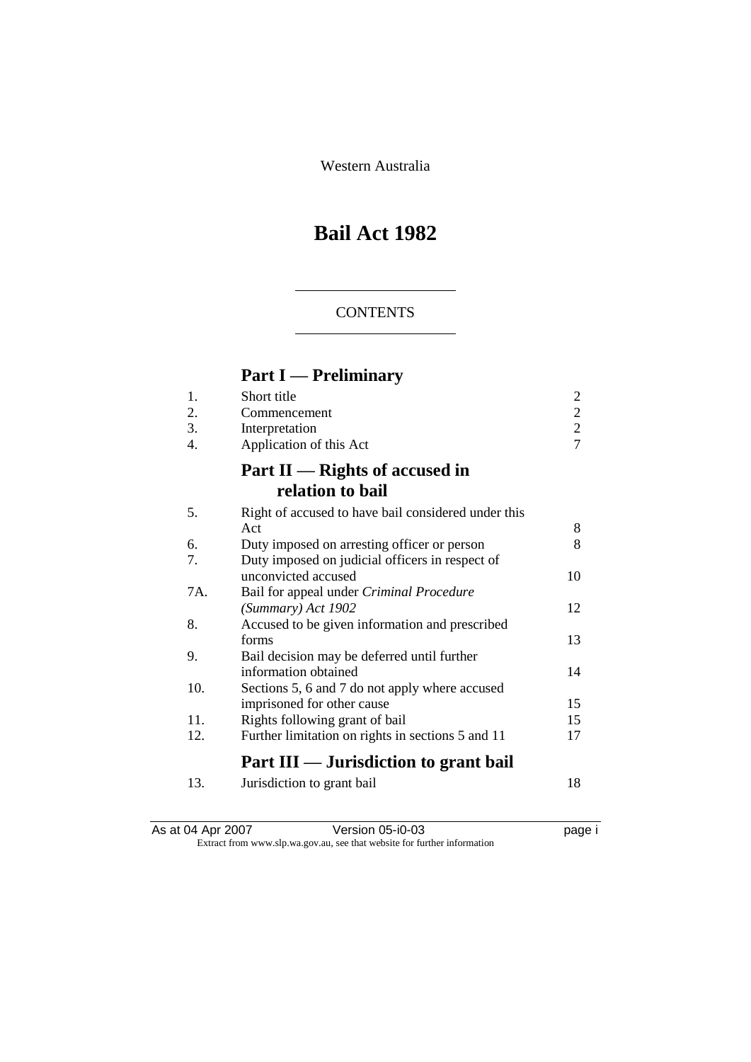Western Australia

# Bail Act 1982

## CONTENTS

## Part I — Preliminary

| | | |
|---|---|---|
| 1. | Short title | 2 |
| 2. | Commencement | 2 |
| 3. | Interpretation | 2 |
| 4. | Application of this Act | 7 |

## Part II — Rights of accused in relation to bail

| | | |
|---|---|---|
| 5. | Right of accused to have bail considered under this Act | 8 |
| 6. | Duty imposed on arresting officer or person | 8 |
| 7. | Duty imposed on judicial officers in respect of unconvicted accused | 10 |
| 7A. | Bail for appeal under *Criminal Procedure (Summary) Act 1902* | 12 |
| 8. | Accused to be given information and prescribed forms | 13 |
| 9. | Bail decision may be deferred until further information obtained | 14 |
| 10. | Sections 5, 6 and 7 do not apply where accused imprisoned for other cause | 15 |
| 11. | Rights following grant of bail | 15 |
| 12. | Further limitation on rights in sections 5 and 11 | 17 |

## Part III — Jurisdiction to grant bail

| | | |
|---|---|---|
| 13. | Jurisdiction to grant bail | 18 |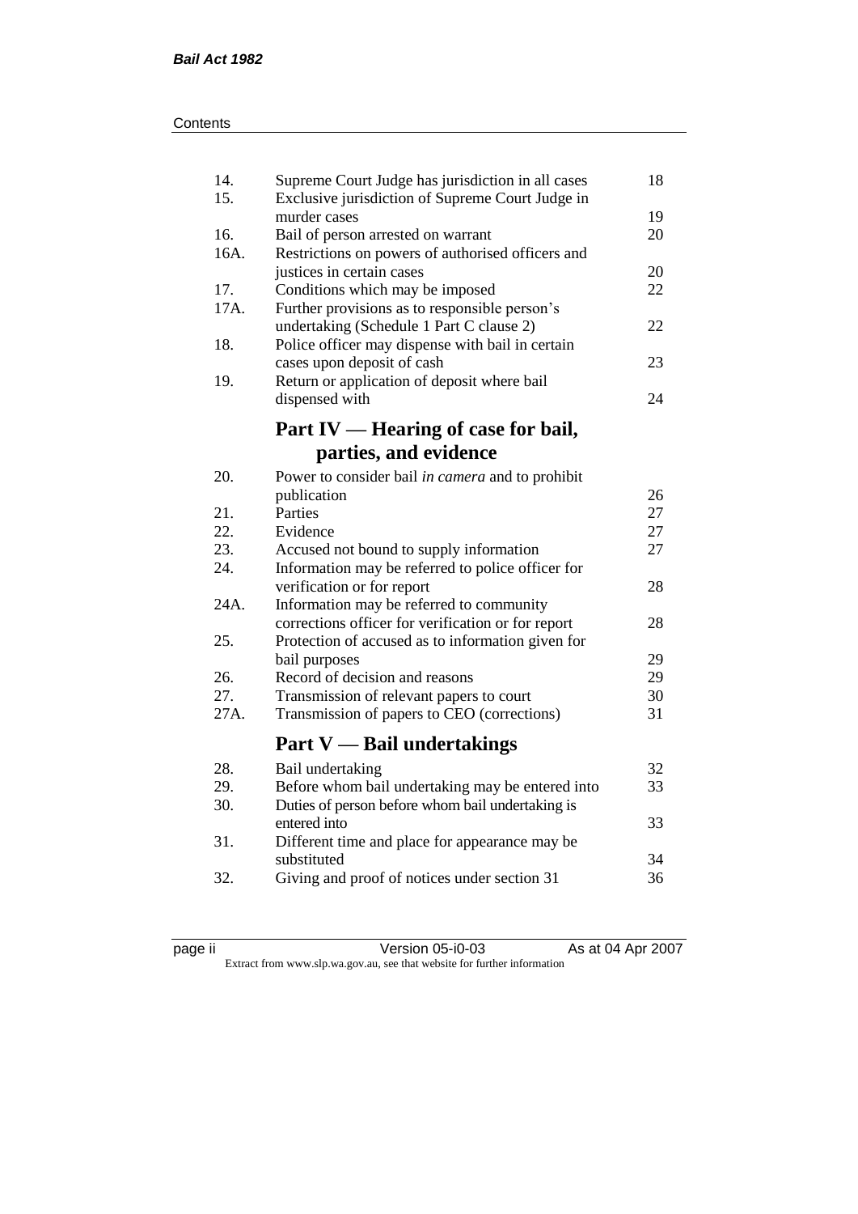| | | |
|---|---|---|
| 14. | Supreme Court Judge has jurisdiction in all cases | 18 |
| 15. | Exclusive jurisdiction of Supreme Court Judge in murder cases | 19 |
| 16. | Bail of person arrested on warrant | 20 |
| 16A. | Restrictions on powers of authorised officers and justices in certain cases | 20 |
| 17. | Conditions which may be imposed | 22 |
| 17A. | Further provisions as to responsible person's undertaking (Schedule 1 Part C clause 2) | 22 |
| 18. | Police officer may dispense with bail in certain cases upon deposit of cash | 23 |
| 19. | Return or application of deposit where bail dispensed with | 24 |

## Part IV — Hearing of case for bail, parties, and evidence

| | | |
|---|---|---|
| 20. | Power to consider bail *in camera* and to prohibit publication | 26 |
| 21. | Parties | 27 |
| 22. | Evidence | 27 |
| 23. | Accused not bound to supply information | 27 |
| 24. | Information may be referred to police officer for verification or for report | 28 |
| 24A. | Information may be referred to community corrections officer for verification or for report | 28 |
| 25. | Protection of accused as to information given for bail purposes | 29 |
| 26. | Record of decision and reasons | 29 |
| 27. | Transmission of relevant papers to court | 30 |
| 27A. | Transmission of papers to CEO (corrections) | 31 |

## Part V — Bail undertakings

| | | |
|---|---|---|
| 28. | Bail undertaking | 32 |
| 29. | Before whom bail undertaking may be entered into | 33 |
| 30. | Duties of person before whom bail undertaking is entered into | 33 |
| 31. | Different time and place for appearance may be substituted | 34 |
| 32. | Giving and proof of notices under section 31 | 36 |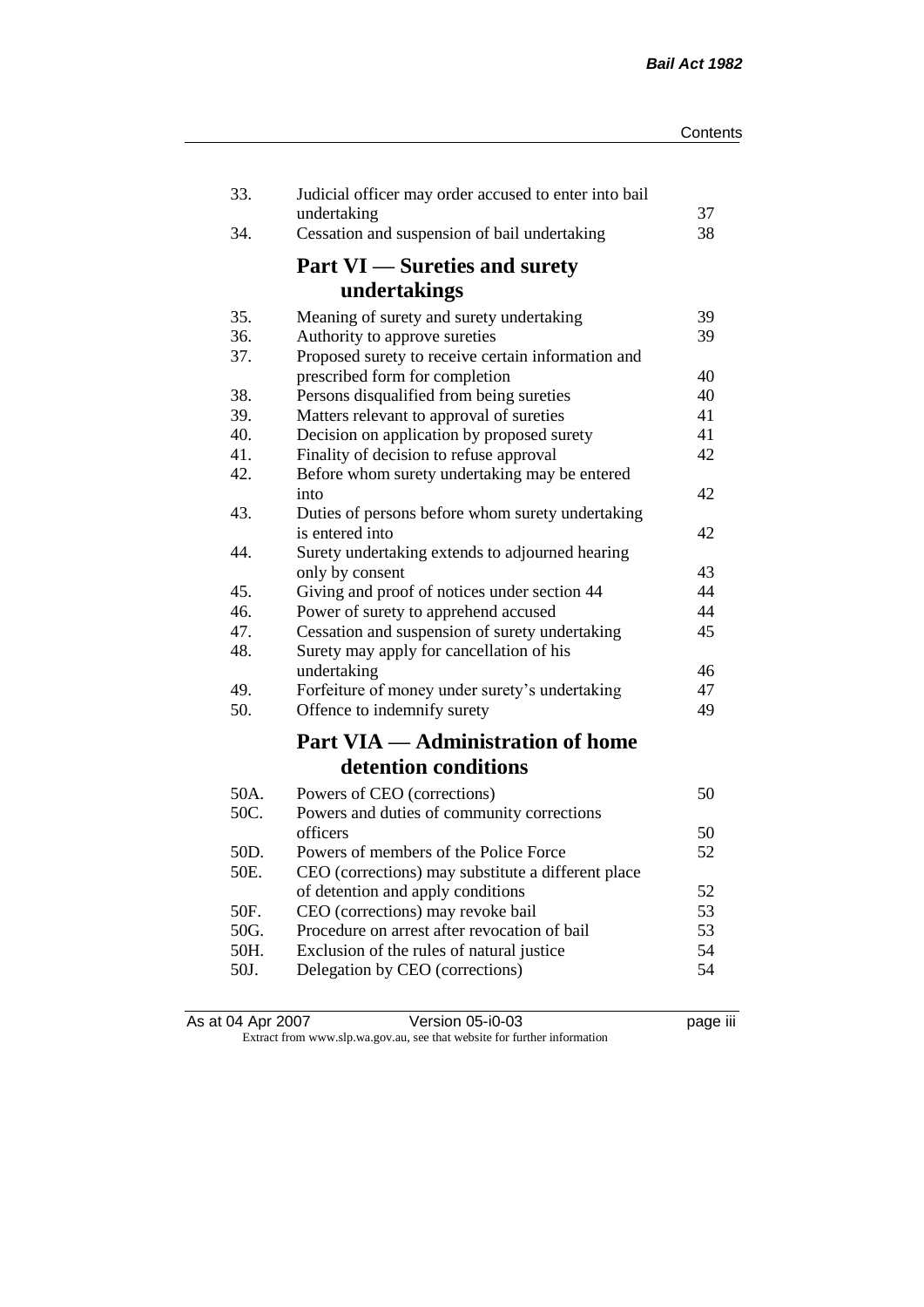| | | |
|---|---|---|
| 33. | Judicial officer may order accused to enter into bail undertaking | 37 |
| 34. | Cessation and suspension of bail undertaking | 38 |

## Part VI — Sureties and surety undertakings

| | | |
|---|---|---|
| 35. | Meaning of surety and surety undertaking | 39 |
| 36. | Authority to approve sureties | 39 |
| 37. | Proposed surety to receive certain information and prescribed form for completion | 40 |
| 38. | Persons disqualified from being sureties | 40 |
| 39. | Matters relevant to approval of sureties | 41 |
| 40. | Decision on application by proposed surety | 41 |
| 41. | Finality of decision to refuse approval | 42 |
| 42. | Before whom surety undertaking may be entered into | 42 |
| 43. | Duties of persons before whom surety undertaking is entered into | 42 |
| 44. | Surety undertaking extends to adjourned hearing only by consent | 43 |
| 45. | Giving and proof of notices under section 44 | 44 |
| 46. | Power of surety to apprehend accused | 44 |
| 47. | Cessation and suspension of surety undertaking | 45 |
| 48. | Surety may apply for cancellation of his undertaking | 46 |
| 49. | Forfeiture of money under surety's undertaking | 47 |
| 50. | Offence to indemnify surety | 49 |

## Part VIA — Administration of home detention conditions

| | | |
|---|---|---|
| 50A. | Powers of CEO (corrections) | 50 |
| 50C. | Powers and duties of community corrections officers | 50 |
| 50D. | Powers of members of the Police Force | 52 |
| 50E. | CEO (corrections) may substitute a different place of detention and apply conditions | 52 |
| 50F. | CEO (corrections) may revoke bail | 53 |
| 50G. | Procedure on arrest after revocation of bail | 53 |
| 50H. | Exclusion of the rules of natural justice | 54 |
| 50J. | Delegation by CEO (corrections) | 54 |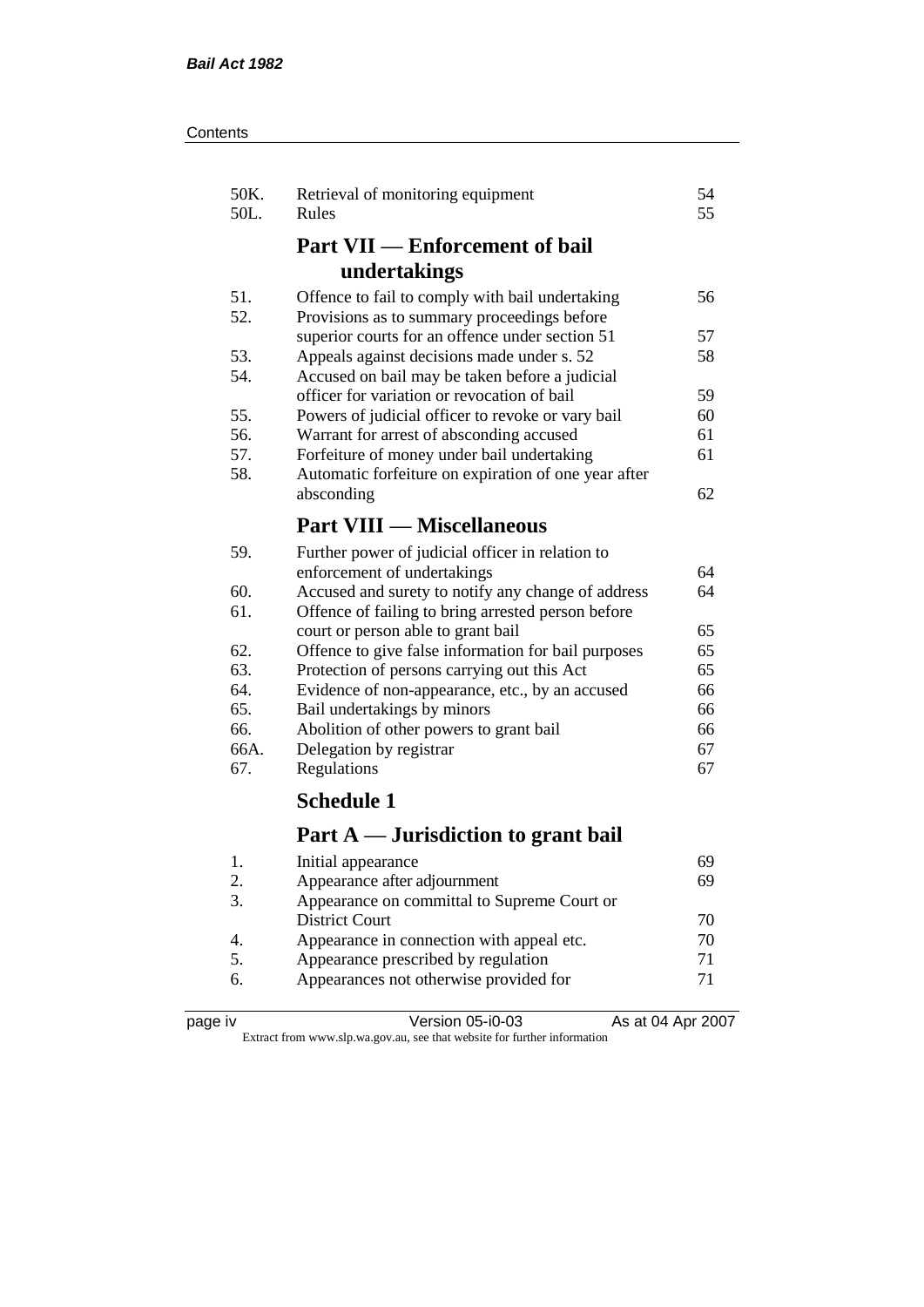| | | |
|---|---|---|
| 50K. | Retrieval of monitoring equipment | 54 |
| 50L. | Rules | 55 |

## Part VII — Enforcement of bail undertakings

| | | |
|---|---|---|
| 51. | Offence to fail to comply with bail undertaking | 56 |
| 52. | Provisions as to summary proceedings before superior courts for an offence under section 51 | 57 |
| 53. | Appeals against decisions made under s. 52 | 58 |
| 54. | Accused on bail may be taken before a judicial officer for variation or revocation of bail | 59 |
| 55. | Powers of judicial officer to revoke or vary bail | 60 |
| 56. | Warrant for arrest of absconding accused | 61 |
| 57. | Forfeiture of money under bail undertaking | 61 |
| 58. | Automatic forfeiture on expiration of one year after absconding | 62 |

## Part VIII — Miscellaneous

| | | |
|---|---|---|
| 59. | Further power of judicial officer in relation to enforcement of undertakings | 64 |
| 60. | Accused and surety to notify any change of address | 64 |
| 61. | Offence of failing to bring arrested person before court or person able to grant bail | 65 |
| 62. | Offence to give false information for bail purposes | 65 |
| 63. | Protection of persons carrying out this Act | 65 |
| 64. | Evidence of non-appearance, etc., by an accused | 66 |
| 65. | Bail undertakings by minors | 66 |
| 66. | Abolition of other powers to grant bail | 66 |
| 66A. | Delegation by registrar | 67 |
| 67. | Regulations | 67 |

## Schedule 1

## Part A — Jurisdiction to grant bail

| | | |
|---|---|---|
| 1. | Initial appearance | 69 |
| 2. | Appearance after adjournment | 69 |
| 3. | Appearance on committal to Supreme Court or District Court | 70 |
| 4. | Appearance in connection with appeal etc. | 70 |
| 5. | Appearance prescribed by regulation | 71 |
| 6. | Appearances not otherwise provided for | 71 |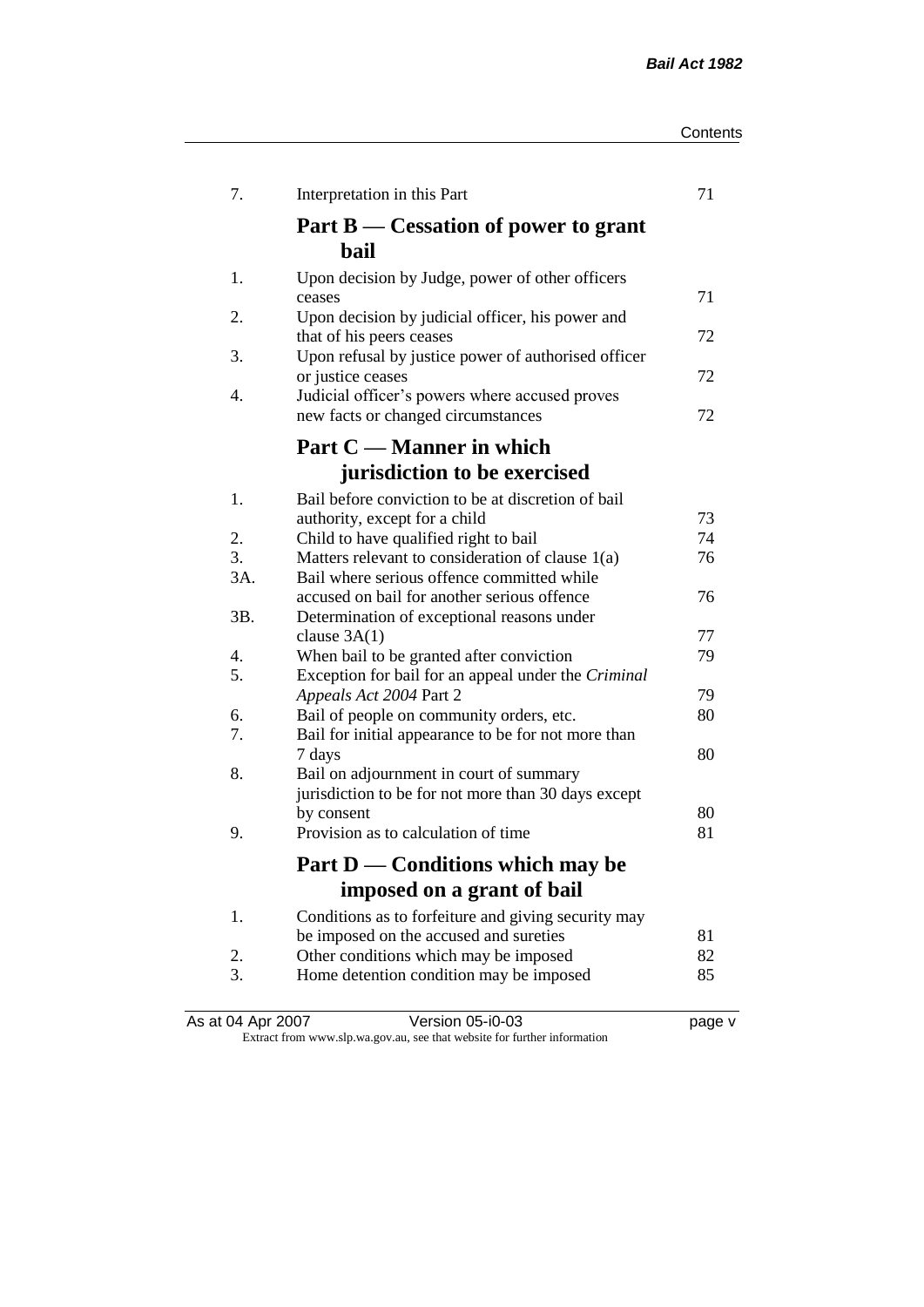| | | |
|---|---|---|
| 7. | Interpretation in this Part | 71 |

## Part B — Cessation of power to grant bail

| | | |
|---|---|---|
| 1. | Upon decision by Judge, power of other officers ceases | 71 |
| 2. | Upon decision by judicial officer, his power and that of his peers ceases | 72 |
| 3. | Upon refusal by justice power of authorised officer or justice ceases | 72 |
| 4. | Judicial officer's powers where accused proves new facts or changed circumstances | 72 |

## Part C — Manner in which jurisdiction to be exercised

| | | |
|---|---|---|
| 1. | Bail before conviction to be at discretion of bail authority, except for a child | 73 |
| 2. | Child to have qualified right to bail | 74 |
| 3. | Matters relevant to consideration of clause 1(a) | 76 |
| 3A. | Bail where serious offence committed while accused on bail for another serious offence | 76 |
| 3B. | Determination of exceptional reasons under clause 3A(1) | 77 |
| 4. | When bail to be granted after conviction | 79 |
| 5. | Exception for bail for an appeal under the *Criminal Appeals Act 2004* Part 2 | 79 |
| 6. | Bail of people on community orders, etc. | 80 |
| 7. | Bail for initial appearance to be for not more than 7 days | 80 |
| 8. | Bail on adjournment in court of summary jurisdiction to be for not more than 30 days except by consent | 80 |
| 9. | Provision as to calculation of time | 81 |

## Part D — Conditions which may be imposed on a grant of bail

| | | |
|---|---|---|
| 1. | Conditions as to forfeiture and giving security may be imposed on the accused and sureties | 81 |
| 2. | Other conditions which may be imposed | 82 |
| 3. | Home detention condition may be imposed | 85 |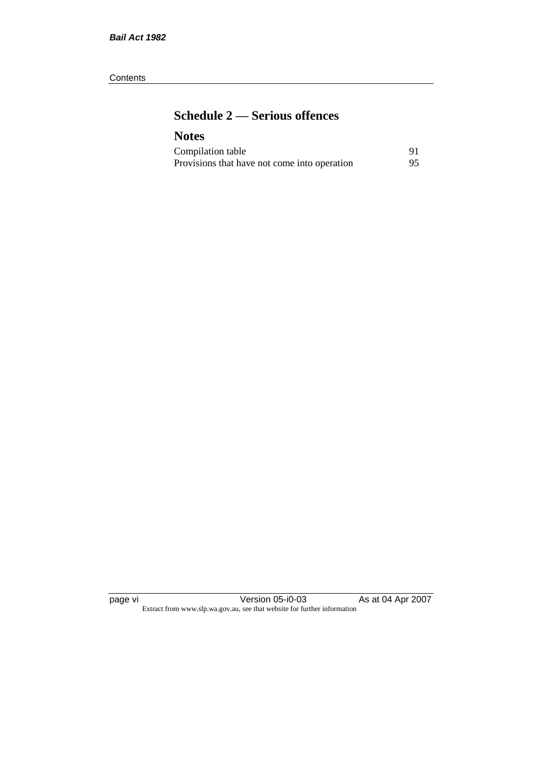## Schedule 2 — Serious offences

## Notes

| | |
|---|---|
| Compilation table | 91 |
| Provisions that have not come into operation | 95 |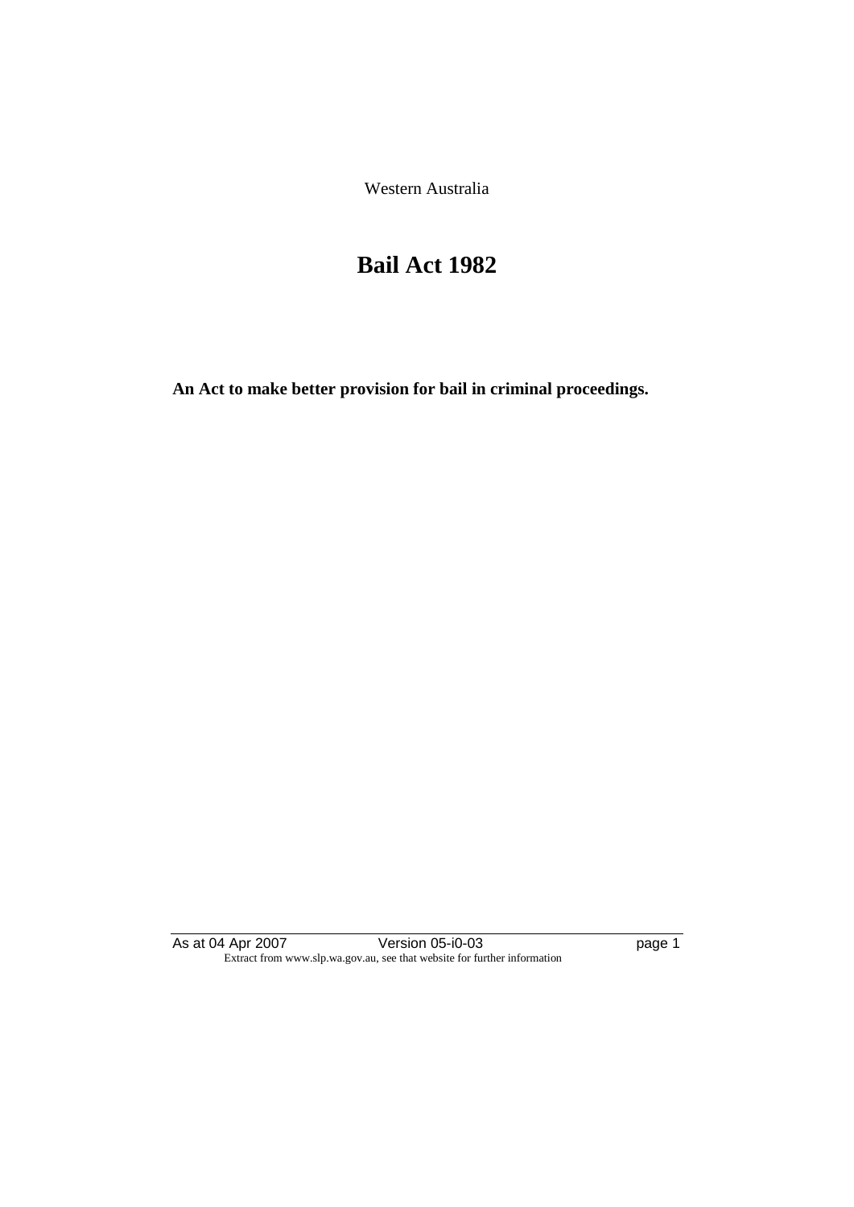Western Australia

# Bail Act 1982

**An Act to make better provision for bail in criminal proceedings.**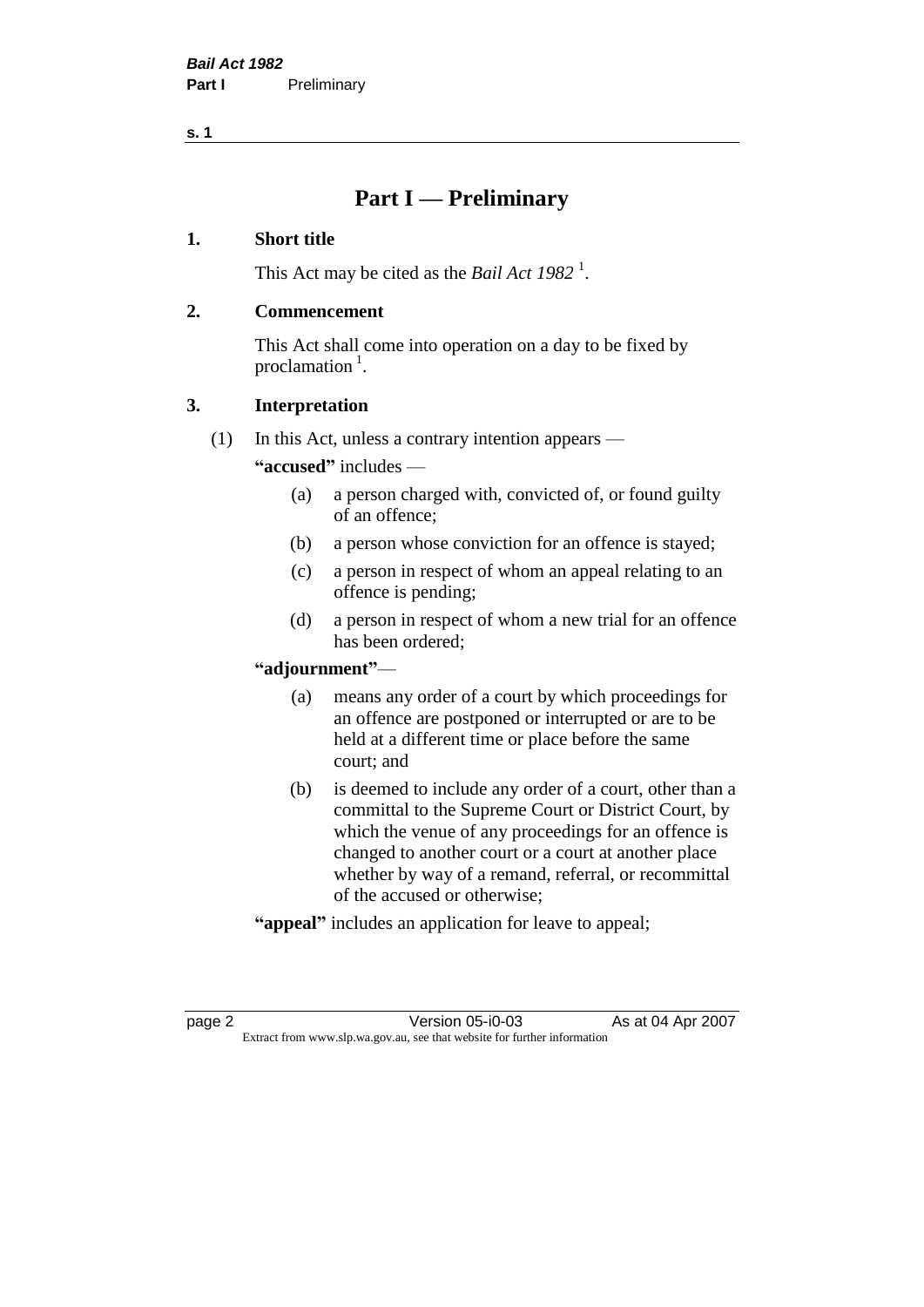# Part I — Preliminary

## 1. Short title

This Act may be cited as the *Bail Act 1982* [1].

## 2. Commencement

This Act shall come into operation on a day to be fixed by proclamation [1].

## 3. Interpretation

(1) In this Act, unless a contrary intention appears —

**"accused"** includes —

- (a) a person charged with, convicted of, or found guilty of an offence;
- (b) a person whose conviction for an offence is stayed;
- (c) a person in respect of whom an appeal relating to an offence is pending;
- (d) a person in respect of whom a new trial for an offence has been ordered;

**"adjournment"**—

- (a) means any order of a court by which proceedings for an offence are postponed or interrupted or are to be held at a different time or place before the same court; and
- (b) is deemed to include any order of a court, other than a committal to the Supreme Court or District Court, by which the venue of any proceedings for an offence is changed to another court or a court at another place whether by way of a remand, referral, or recommittal of the accused or otherwise;

**"appeal"** includes an application for leave to appeal;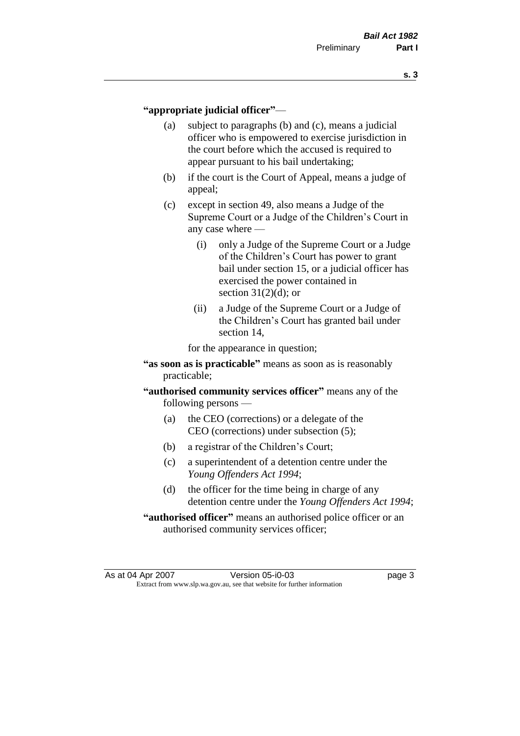**"appropriate judicial officer"** —

- (a) subject to paragraphs (b) and (c), means a judicial officer who is empowered to exercise jurisdiction in the court before which the accused is required to appear pursuant to his bail undertaking;
- (b) if the court is the Court of Appeal, means a judge of appeal;
- (c) except in section 49, also means a Judge of the Supreme Court or a Judge of the Children's Court in any case where —
  - (i) only a Judge of the Supreme Court or a Judge of the Children's Court has power to grant bail under section 15, or a judicial officer has exercised the power contained in section 31(2)(d); or
  - (ii) a Judge of the Supreme Court or a Judge of the Children's Court has granted bail under section 14,

  for the appearance in question;

**"as soon as is practicable"** means as soon as is reasonably practicable;

**"authorised community services officer"** means any of the following persons —

- (a) the CEO (corrections) or a delegate of the CEO (corrections) under subsection (5);
- (b) a registrar of the Children's Court;
- (c) a superintendent of a detention centre under the *Young Offenders Act 1994*;
- (d) the officer for the time being in charge of any detention centre under the *Young Offenders Act 1994*;

**"authorised officer"** means an authorised police officer or an authorised community services officer;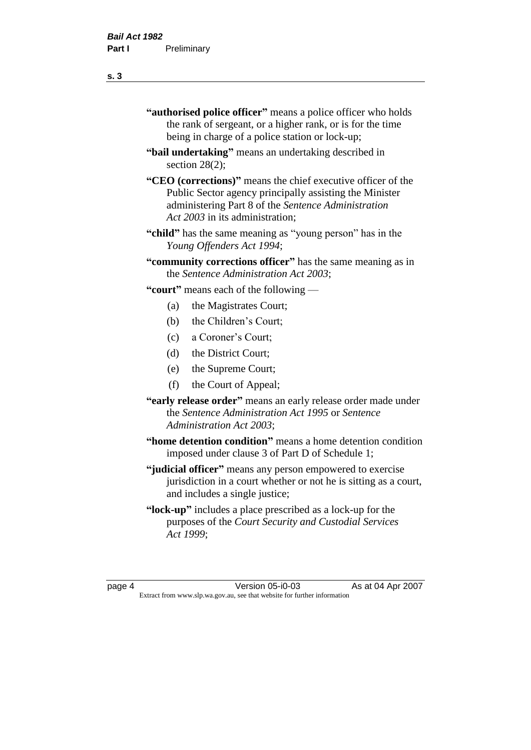**"authorised police officer"** means a police officer who holds the rank of sergeant, or a higher rank, or is for the time being in charge of a police station or lock-up;

**"bail undertaking"** means an undertaking described in section 28(2);

**"CEO (corrections)"** means the chief executive officer of the Public Sector agency principally assisting the Minister administering Part 8 of the *Sentence Administration Act 2003* in its administration;

**"child"** has the same meaning as "young person" has in the *Young Offenders Act 1994*;

**"community corrections officer"** has the same meaning as in the *Sentence Administration Act 2003*;

**"court"** means each of the following —

- (a) the Magistrates Court;
- (b) the Children's Court;
- (c) a Coroner's Court;
- (d) the District Court;
- (e) the Supreme Court;
- (f) the Court of Appeal;

**"early release order"** means an early release order made under the *Sentence Administration Act 1995* or *Sentence Administration Act 2003*;

**"home detention condition"** means a home detention condition imposed under clause 3 of Part D of Schedule 1;

**"judicial officer"** means any person empowered to exercise jurisdiction in a court whether or not he is sitting as a court, and includes a single justice;

**"lock-up"** includes a place prescribed as a lock-up for the purposes of the *Court Security and Custodial Services Act 1999*;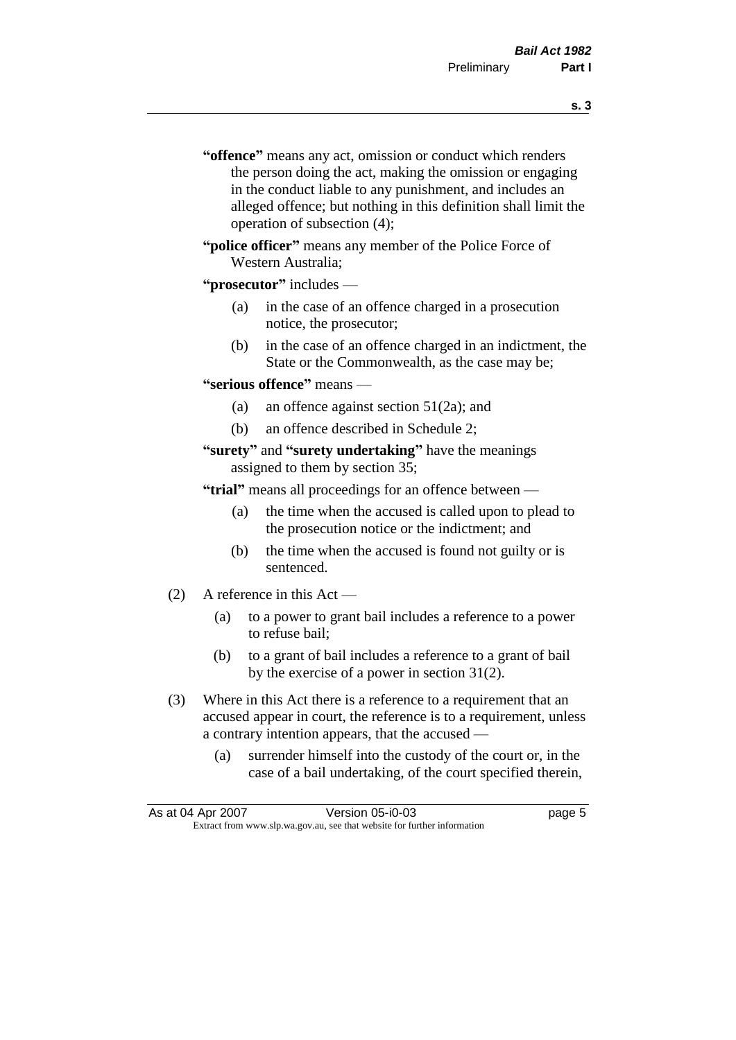"**offence**" means any act, omission or conduct which renders the person doing the act, making the omission or engaging in the conduct liable to any punishment, and includes an alleged offence; but nothing in this definition shall limit the operation of subsection (4);

"**police officer**" means any member of the Police Force of Western Australia;

"**prosecutor**" includes —

- (a) in the case of an offence charged in a prosecution notice, the prosecutor;
- (b) in the case of an offence charged in an indictment, the State or the Commonwealth, as the case may be;

"**serious offence**" means —

- (a) an offence against section 51(2a); and
- (b) an offence described in Schedule 2;

"**surety**" and "**surety undertaking**" have the meanings assigned to them by section 35;

"**trial**" means all proceedings for an offence between —

- (a) the time when the accused is called upon to plead to the prosecution notice or the indictment; and
- (b) the time when the accused is found not guilty or is sentenced.

(2) A reference in this Act —

- (a) to a power to grant bail includes a reference to a power to refuse bail;
- (b) to a grant of bail includes a reference to a grant of bail by the exercise of a power in section 31(2).

(3) Where in this Act there is a reference to a requirement that an accused appear in court, the reference is to a requirement, unless a contrary intention appears, that the accused —

- (a) surrender himself into the custody of the court or, in the case of a bail undertaking, of the court specified therein,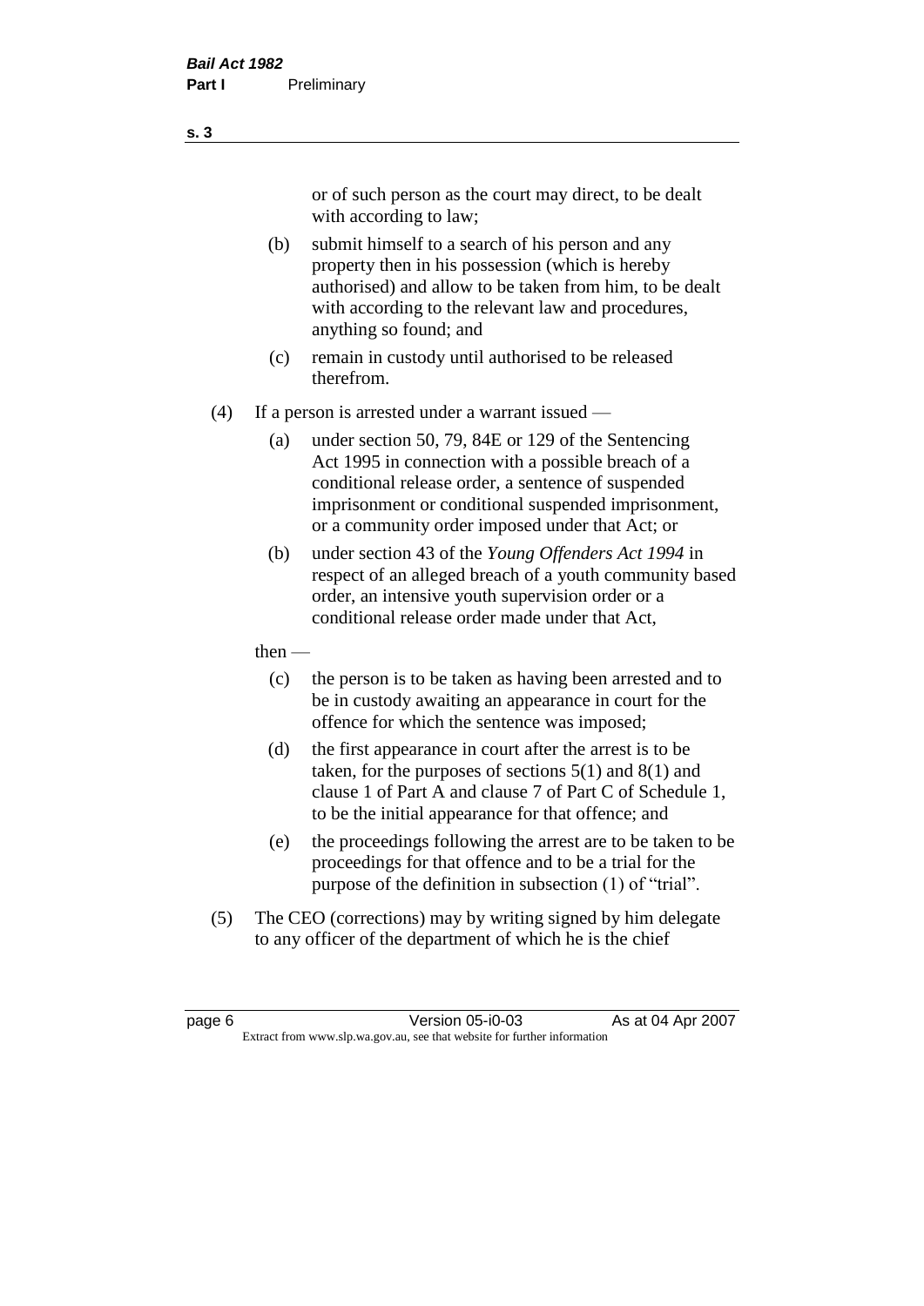or of such person as the court may direct, to be dealt with according to law;

(b) submit himself to a search of his person and any property then in his possession (which is hereby authorised) and allow to be taken from him, to be dealt with according to the relevant law and procedures, anything so found; and

(c) remain in custody until authorised to be released therefrom.

(4) If a person is arrested under a warrant issued —

(a) under section 50, 79, 84E or 129 of the Sentencing Act 1995 in connection with a possible breach of a conditional release order, a sentence of suspended imprisonment or conditional suspended imprisonment, or a community order imposed under that Act; or

(b) under section 43 of the *Young Offenders Act 1994* in respect of an alleged breach of a youth community based order, an intensive youth supervision order or a conditional release order made under that Act,

then —

(c) the person is to be taken as having been arrested and to be in custody awaiting an appearance in court for the offence for which the sentence was imposed;

(d) the first appearance in court after the arrest is to be taken, for the purposes of sections 5(1) and 8(1) and clause 1 of Part A and clause 7 of Part C of Schedule 1, to be the initial appearance for that offence; and

(e) the proceedings following the arrest are to be taken to be proceedings for that offence and to be a trial for the purpose of the definition in subsection (1) of "trial".

(5) The CEO (corrections) may by writing signed by him delegate to any officer of the department of which he is the chief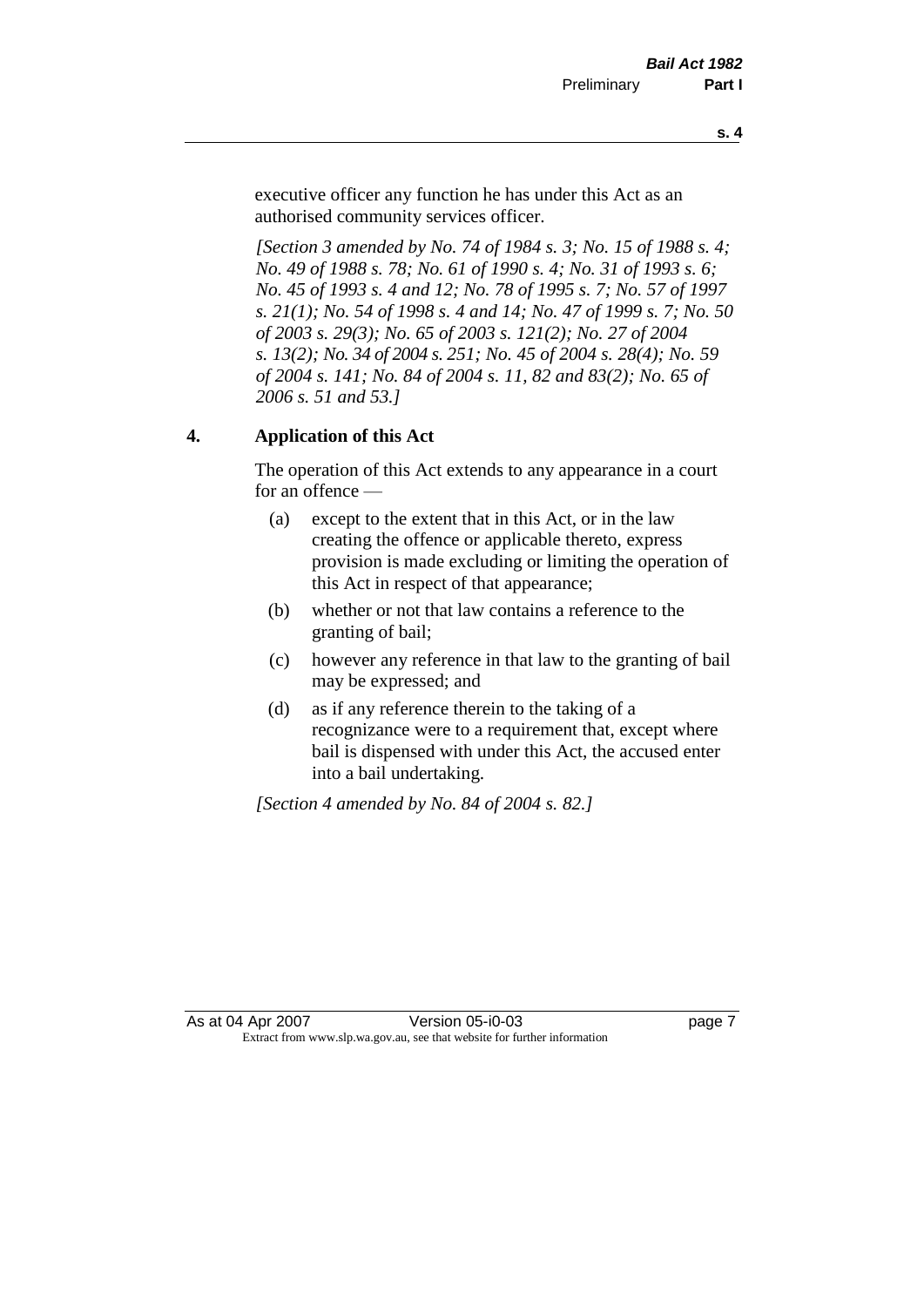executive officer any function he has under this Act as an authorised community services officer.

*[Section 3 amended by No. 74 of 1984 s. 3; No. 15 of 1988 s. 4; No. 49 of 1988 s. 78; No. 61 of 1990 s. 4; No. 31 of 1993 s. 6; No. 45 of 1993 s. 4 and 12; No. 78 of 1995 s. 7; No. 57 of 1997 s. 21(1); No. 54 of 1998 s. 4 and 14; No. 47 of 1999 s. 7; No. 50 of 2003 s. 29(3); No. 65 of 2003 s. 121(2); No. 27 of 2004 s. 13(2); No. 34 of 2004 s. 251; No. 45 of 2004 s. 28(4); No. 59 of 2004 s. 141; No. 84 of 2004 s. 11, 82 and 83(2); No. 65 of 2006 s. 51 and 53.]*

## 4. Application of this Act

The operation of this Act extends to any appearance in a court for an offence —

(a) except to the extent that in this Act, or in the law creating the offence or applicable thereto, express provision is made excluding or limiting the operation of this Act in respect of that appearance;

(b) whether or not that law contains a reference to the granting of bail;

(c) however any reference in that law to the granting of bail may be expressed; and

(d) as if any reference therein to the taking of a recognizance were to a requirement that, except where bail is dispensed with under this Act, the accused enter into a bail undertaking.

*[Section 4 amended by No. 84 of 2004 s. 82.]*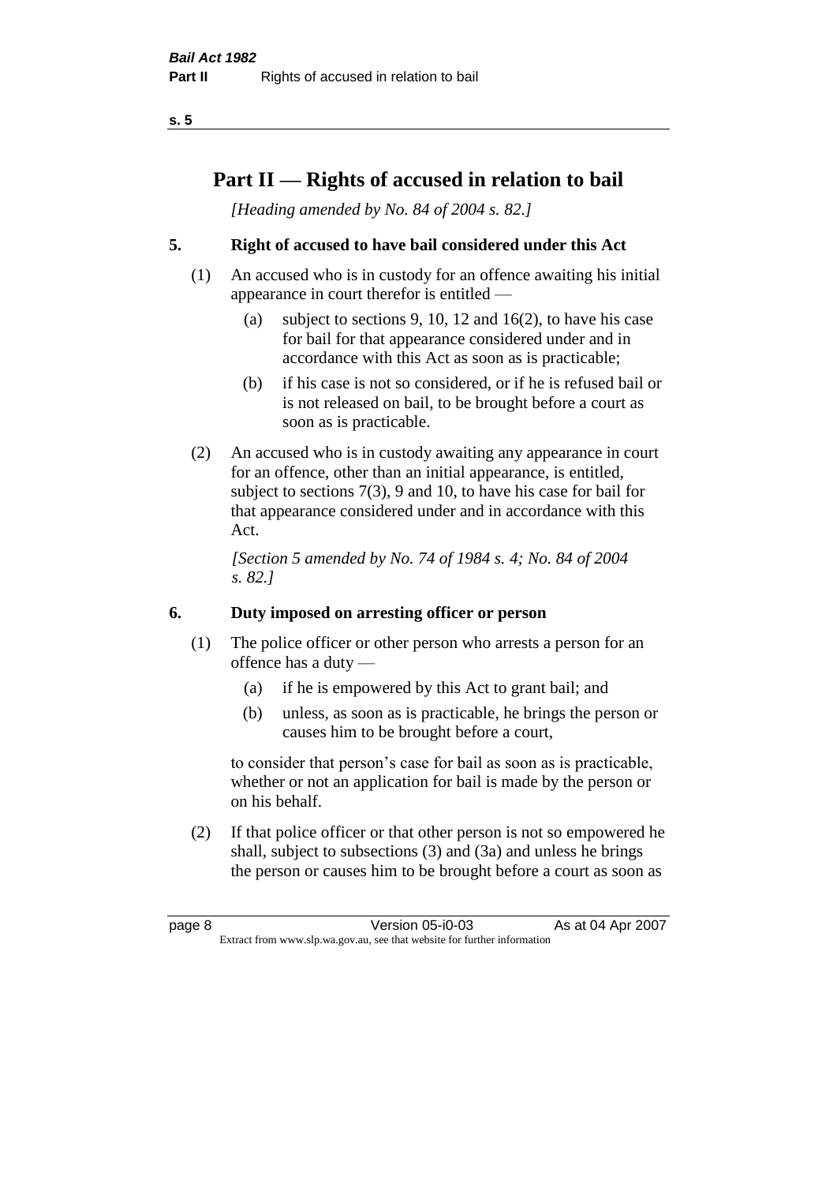# Part II — Rights of accused in relation to bail

*[Heading amended by No. 84 of 2004 s. 82.]*

## 5. Right of accused to have bail considered under this Act

(1) An accused who is in custody for an offence awaiting his initial appearance in court therefor is entitled —

(a) subject to sections 9, 10, 12 and 16(2), to have his case for bail for that appearance considered under and in accordance with this Act as soon as is practicable;

(b) if his case is not so considered, or if he is refused bail or is not released on bail, to be brought before a court as soon as is practicable.

(2) An accused who is in custody awaiting any appearance in court for an offence, other than an initial appearance, is entitled, subject to sections 7(3), 9 and 10, to have his case for bail for that appearance considered under and in accordance with this Act.

*[Section 5 amended by No. 74 of 1984 s. 4; No. 84 of 2004 s. 82.]*

## 6. Duty imposed on arresting officer or person

(1) The police officer or other person who arrests a person for an offence has a duty —

(a) if he is empowered by this Act to grant bail; and

(b) unless, as soon as is practicable, he brings the person or causes him to be brought before a court,

to consider that person's case for bail as soon as is practicable, whether or not an application for bail is made by the person or on his behalf.

(2) If that police officer or that other person is not so empowered he shall, subject to subsections (3) and (3a) and unless he brings the person or causes him to be brought before a court as soon as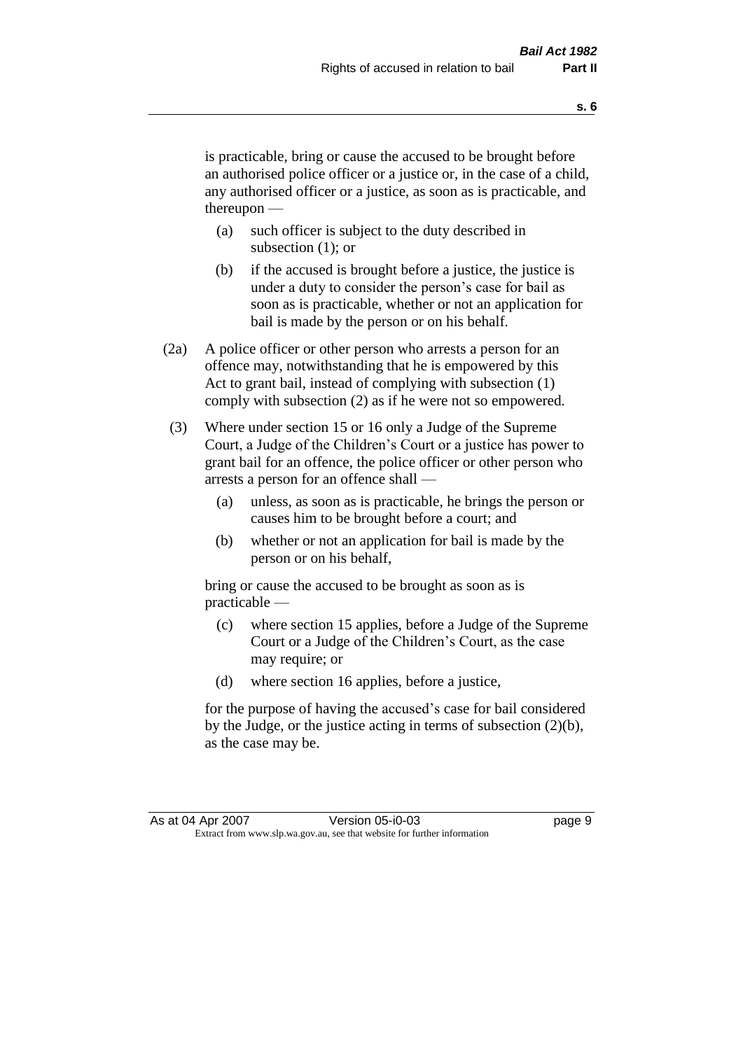is practicable, bring or cause the accused to be brought before an authorised police officer or a justice or, in the case of a child, any authorised officer or a justice, as soon as is practicable, and thereupon —

- (a) such officer is subject to the duty described in subsection (1); or
- (b) if the accused is brought before a justice, the justice is under a duty to consider the person's case for bail as soon as is practicable, whether or not an application for bail is made by the person or on his behalf.

(2a) A police officer or other person who arrests a person for an offence may, notwithstanding that he is empowered by this Act to grant bail, instead of complying with subsection (1) comply with subsection (2) as if he were not so empowered.

(3) Where under section 15 or 16 only a Judge of the Supreme Court, a Judge of the Children's Court or a justice has power to grant bail for an offence, the police officer or other person who arrests a person for an offence shall —

- (a) unless, as soon as is practicable, he brings the person or causes him to be brought before a court; and
- (b) whether or not an application for bail is made by the person or on his behalf,

bring or cause the accused to be brought as soon as is practicable —

- (c) where section 15 applies, before a Judge of the Supreme Court or a Judge of the Children's Court, as the case may require; or
- (d) where section 16 applies, before a justice,

for the purpose of having the accused's case for bail considered by the Judge, or the justice acting in terms of subsection (2)(b), as the case may be.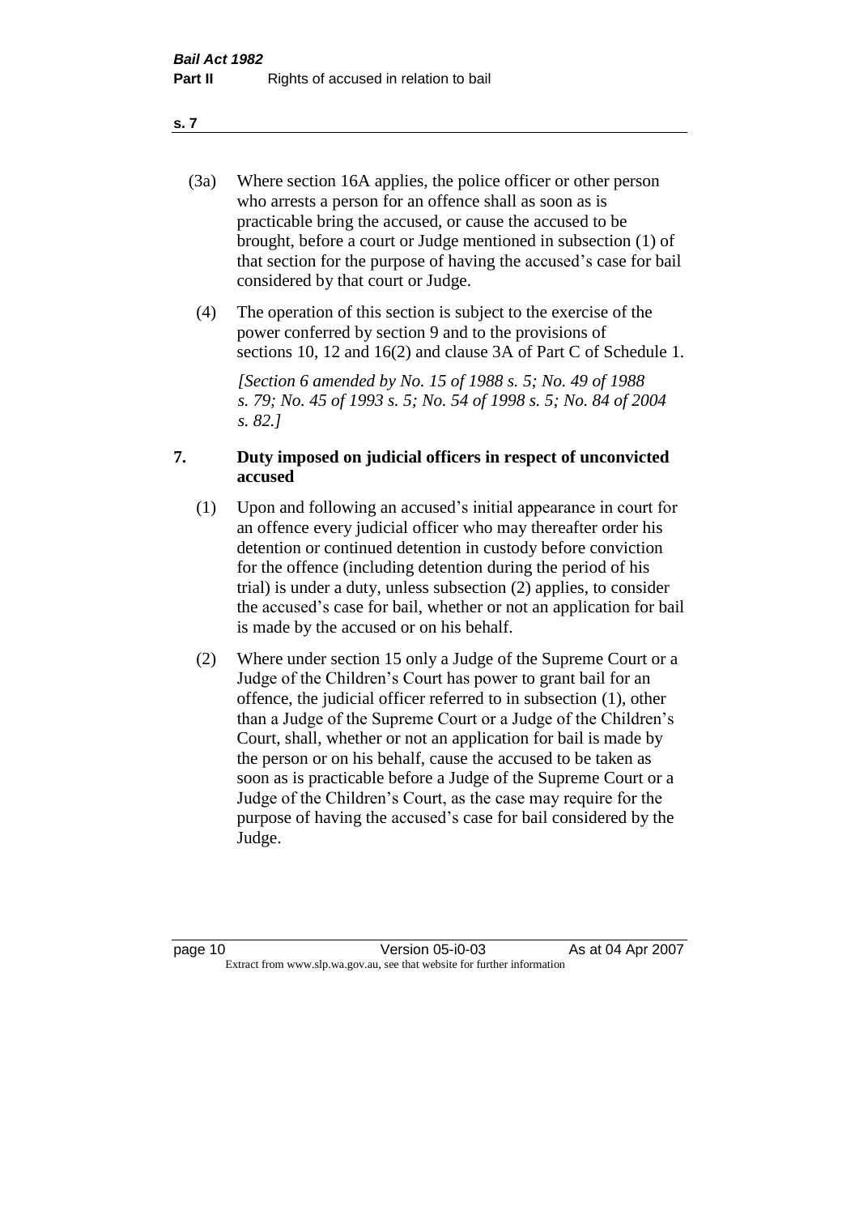(3a) Where section 16A applies, the police officer or other person who arrests a person for an offence shall as soon as is practicable bring the accused, or cause the accused to be brought, before a court or Judge mentioned in subsection (1) of that section for the purpose of having the accused's case for bail considered by that court or Judge.

(4) The operation of this section is subject to the exercise of the power conferred by section 9 and to the provisions of sections 10, 12 and 16(2) and clause 3A of Part C of Schedule 1.

*[Section 6 amended by No. 15 of 1988 s. 5; No. 49 of 1988 s. 79; No. 45 of 1993 s. 5; No. 54 of 1998 s. 5; No. 84 of 2004 s. 82.]*

## 7. Duty imposed on judicial officers in respect of unconvicted accused

(1) Upon and following an accused's initial appearance in court for an offence every judicial officer who may thereafter order his detention or continued detention in custody before conviction for the offence (including detention during the period of his trial) is under a duty, unless subsection (2) applies, to consider the accused's case for bail, whether or not an application for bail is made by the accused or on his behalf.

(2) Where under section 15 only a Judge of the Supreme Court or a Judge of the Children's Court has power to grant bail for an offence, the judicial officer referred to in subsection (1), other than a Judge of the Supreme Court or a Judge of the Children's Court, shall, whether or not an application for bail is made by the person or on his behalf, cause the accused to be taken as soon as is practicable before a Judge of the Supreme Court or a Judge of the Children's Court, as the case may require for the purpose of having the accused's case for bail considered by the Judge.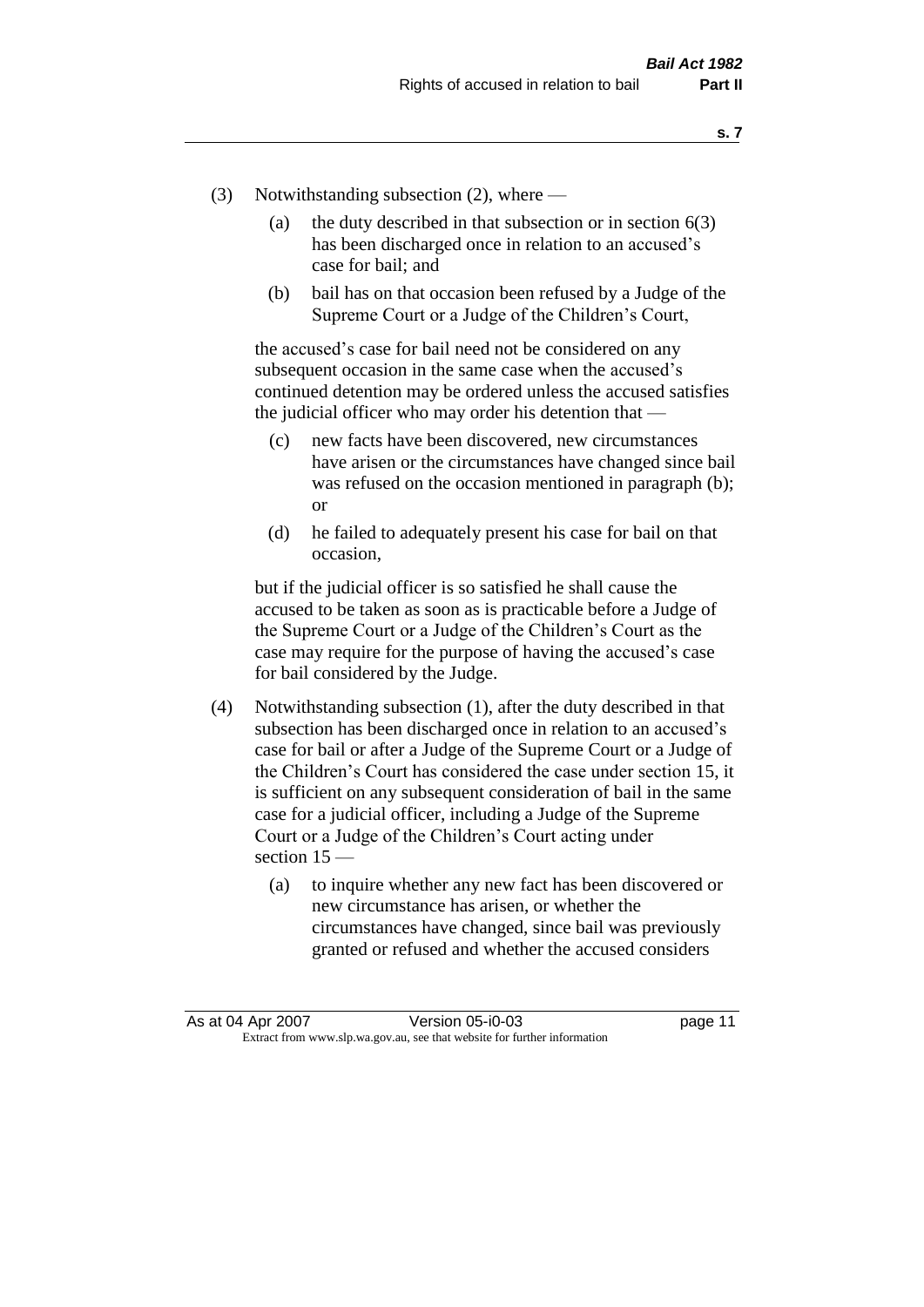(3) Notwithstanding subsection (2), where —

   (a) the duty described in that subsection or in section 6(3) has been discharged once in relation to an accused's case for bail; and

   (b) bail has on that occasion been refused by a Judge of the Supreme Court or a Judge of the Children's Court,

   the accused's case for bail need not be considered on any subsequent occasion in the same case when the accused's continued detention may be ordered unless the accused satisfies the judicial officer who may order his detention that —

   (c) new facts have been discovered, new circumstances have arisen or the circumstances have changed since bail was refused on the occasion mentioned in paragraph (b); or

   (d) he failed to adequately present his case for bail on that occasion,

   but if the judicial officer is so satisfied he shall cause the accused to be taken as soon as is practicable before a Judge of the Supreme Court or a Judge of the Children's Court as the case may require for the purpose of having the accused's case for bail considered by the Judge.

(4) Notwithstanding subsection (1), after the duty described in that subsection has been discharged once in relation to an accused's case for bail or after a Judge of the Supreme Court or a Judge of the Children's Court has considered the case under section 15, it is sufficient on any subsequent consideration of bail in the same case for a judicial officer, including a Judge of the Supreme Court or a Judge of the Children's Court acting under section 15 —

   (a) to inquire whether any new fact has been discovered or new circumstance has arisen, or whether the circumstances have changed, since bail was previously granted or refused and whether the accused considers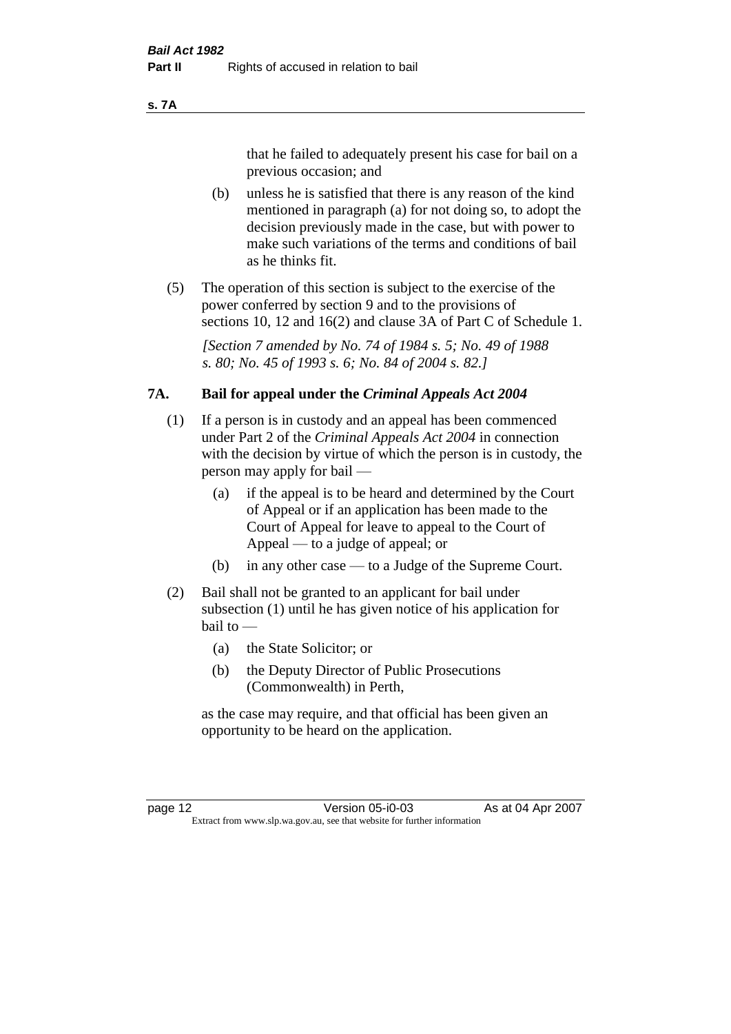that he failed to adequately present his case for bail on a previous occasion; and

(b) unless he is satisfied that there is any reason of the kind mentioned in paragraph (a) for not doing so, to adopt the decision previously made in the case, but with power to make such variations of the terms and conditions of bail as he thinks fit.

(5) The operation of this section is subject to the exercise of the power conferred by section 9 and to the provisions of sections 10, 12 and 16(2) and clause 3A of Part C of Schedule 1.

*[Section 7 amended by No. 74 of 1984 s. 5; No. 49 of 1988 s. 80; No. 45 of 1993 s. 6; No. 84 of 2004 s. 82.]*

## 7A. Bail for appeal under the *Criminal Appeals Act 2004*

(1) If a person is in custody and an appeal has been commenced under Part 2 of the *Criminal Appeals Act 2004* in connection with the decision by virtue of which the person is in custody, the person may apply for bail —

(a) if the appeal is to be heard and determined by the Court of Appeal or if an application has been made to the Court of Appeal for leave to appeal to the Court of Appeal — to a judge of appeal; or

(b) in any other case — to a Judge of the Supreme Court.

(2) Bail shall not be granted to an applicant for bail under subsection (1) until he has given notice of his application for bail to —

(a) the State Solicitor; or

(b) the Deputy Director of Public Prosecutions (Commonwealth) in Perth,

as the case may require, and that official has been given an opportunity to be heard on the application.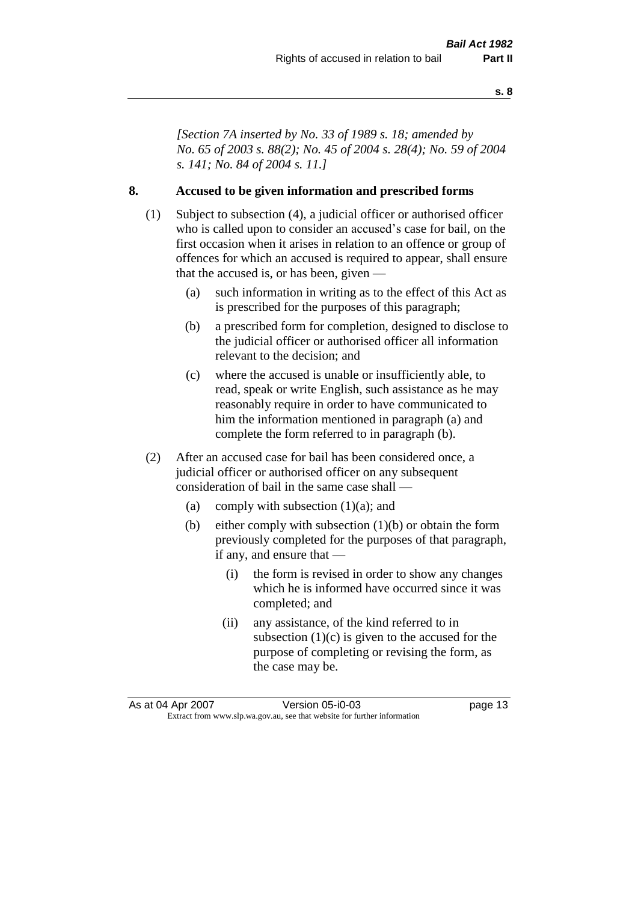*[Section 7A inserted by No. 33 of 1989 s. 18; amended by No. 65 of 2003 s. 88(2); No. 45 of 2004 s. 28(4); No. 59 of 2004 s. 141; No. 84 of 2004 s. 11.]*

## 8. Accused to be given information and prescribed forms

(1) Subject to subsection (4), a judicial officer or authorised officer who is called upon to consider an accused's case for bail, on the first occasion when it arises in relation to an offence or group of offences for which an accused is required to appear, shall ensure that the accused is, or has been, given —

- (a) such information in writing as to the effect of this Act as is prescribed for the purposes of this paragraph;
- (b) a prescribed form for completion, designed to disclose to the judicial officer or authorised officer all information relevant to the decision; and
- (c) where the accused is unable or insufficiently able, to read, speak or write English, such assistance as he may reasonably require in order to have communicated to him the information mentioned in paragraph (a) and complete the form referred to in paragraph (b).

(2) After an accused case for bail has been considered once, a judicial officer or authorised officer on any subsequent consideration of bail in the same case shall —

- (a) comply with subsection (1)(a); and
- (b) either comply with subsection (1)(b) or obtain the form previously completed for the purposes of that paragraph, if any, and ensure that —
  - (i) the form is revised in order to show any changes which he is informed have occurred since it was completed; and
  - (ii) any assistance, of the kind referred to in subsection (1)(c) is given to the accused for the purpose of completing or revising the form, as the case may be.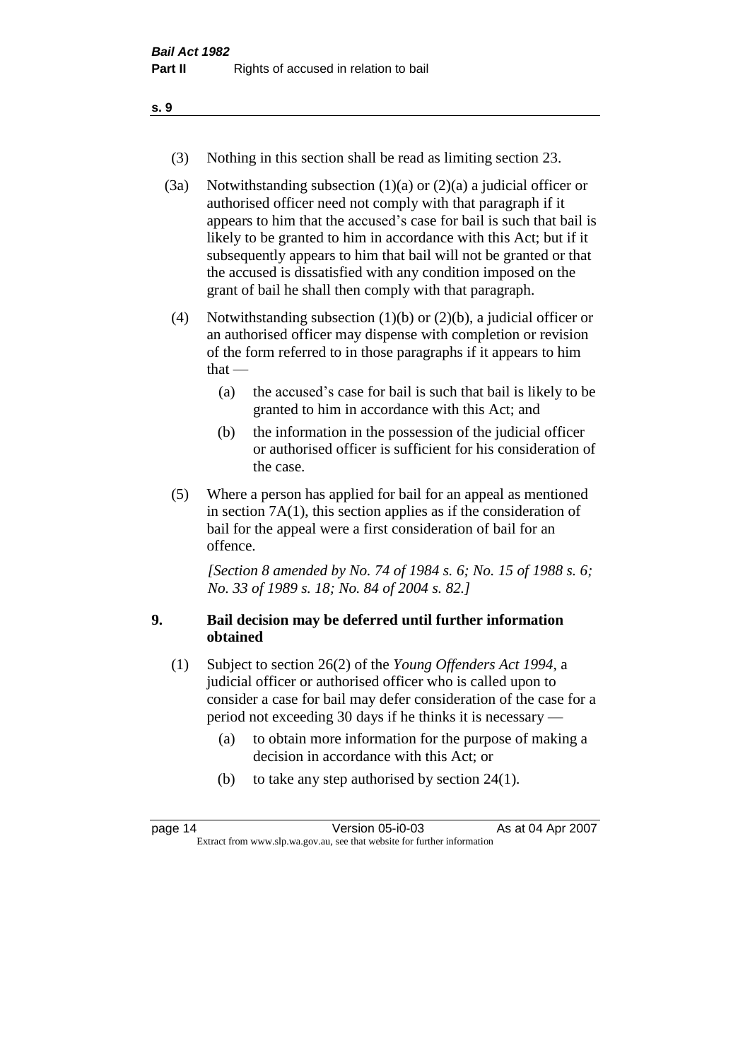(3) Nothing in this section shall be read as limiting section 23.

(3a) Notwithstanding subsection (1)(a) or (2)(a) a judicial officer or authorised officer need not comply with that paragraph if it appears to him that the accused's case for bail is such that bail is likely to be granted to him in accordance with this Act; but if it subsequently appears to him that bail will not be granted or that the accused is dissatisfied with any condition imposed on the grant of bail he shall then comply with that paragraph.

(4) Notwithstanding subsection (1)(b) or (2)(b), a judicial officer or an authorised officer may dispense with completion or revision of the form referred to in those paragraphs if it appears to him that —

- (a) the accused's case for bail is such that bail is likely to be granted to him in accordance with this Act; and
- (b) the information in the possession of the judicial officer or authorised officer is sufficient for his consideration of the case.

(5) Where a person has applied for bail for an appeal as mentioned in section 7A(1), this section applies as if the consideration of bail for the appeal were a first consideration of bail for an offence.

*[Section 8 amended by No. 74 of 1984 s. 6; No. 15 of 1988 s. 6; No. 33 of 1989 s. 18; No. 84 of 2004 s. 82.]*

## 9. Bail decision may be deferred until further information obtained

(1) Subject to section 26(2) of the *Young Offenders Act 1994*, a judicial officer or authorised officer who is called upon to consider a case for bail may defer consideration of the case for a period not exceeding 30 days if he thinks it is necessary —

- (a) to obtain more information for the purpose of making a decision in accordance with this Act; or
- (b) to take any step authorised by section 24(1).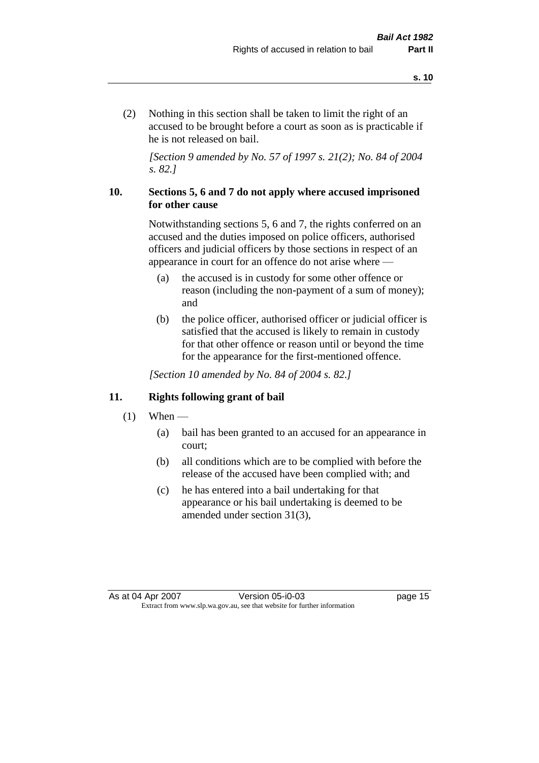(2) Nothing in this section shall be taken to limit the right of an accused to be brought before a court as soon as is practicable if he is not released on bail.

*[Section 9 amended by No. 57 of 1997 s. 21(2); No. 84 of 2004 s. 82.]*

### 10. Sections 5, 6 and 7 do not apply where accused imprisoned for other cause

Notwithstanding sections 5, 6 and 7, the rights conferred on an accused and the duties imposed on police officers, authorised officers and judicial officers by those sections in respect of an appearance in court for an offence do not arise where —

(a) the accused is in custody for some other offence or reason (including the non-payment of a sum of money); and

(b) the police officer, authorised officer or judicial officer is satisfied that the accused is likely to remain in custody for that other offence or reason until or beyond the time for the appearance for the first-mentioned offence.

*[Section 10 amended by No. 84 of 2004 s. 82.]*

### 11. Rights following grant of bail

(1) When —

(a) bail has been granted to an accused for an appearance in court;

(b) all conditions which are to be complied with before the release of the accused have been complied with; and

(c) he has entered into a bail undertaking for that appearance or his bail undertaking is deemed to be amended under section 31(3),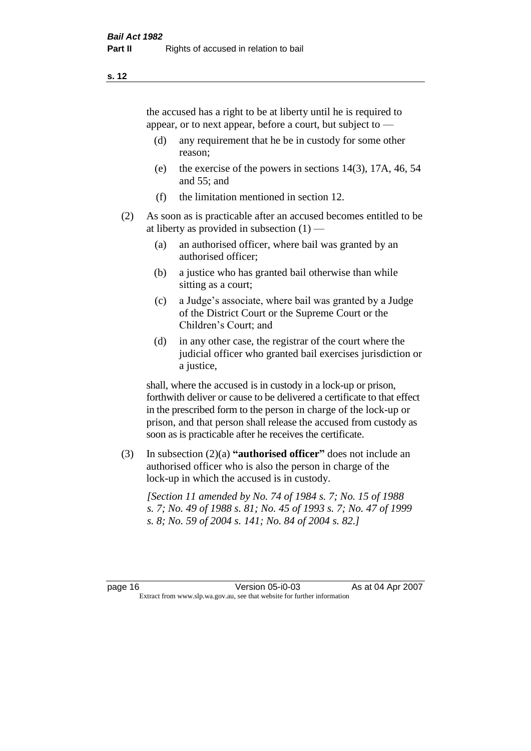the accused has a right to be at liberty until he is required to appear, or to next appear, before a court, but subject to —

(d) any requirement that he be in custody for some other reason;

(e) the exercise of the powers in sections 14(3), 17A, 46, 54 and 55; and

(f) the limitation mentioned in section 12.

(2) As soon as is practicable after an accused becomes entitled to be at liberty as provided in subsection (1) —

(a) an authorised officer, where bail was granted by an authorised officer;

(b) a justice who has granted bail otherwise than while sitting as a court;

(c) a Judge's associate, where bail was granted by a Judge of the District Court or the Supreme Court or the Children's Court; and

(d) in any other case, the registrar of the court where the judicial officer who granted bail exercises jurisdiction or a justice,

shall, where the accused is in custody in a lock-up or prison, forthwith deliver or cause to be delivered a certificate to that effect in the prescribed form to the person in charge of the lock-up or prison, and that person shall release the accused from custody as soon as is practicable after he receives the certificate.

(3) In subsection (2)(a) **"authorised officer"** does not include an authorised officer who is also the person in charge of the lock-up in which the accused is in custody.

*[Section 11 amended by No. 74 of 1984 s. 7; No. 15 of 1988 s. 7; No. 49 of 1988 s. 81; No. 45 of 1993 s. 7; No. 47 of 1999 s. 8; No. 59 of 2004 s. 141; No. 84 of 2004 s. 82.]*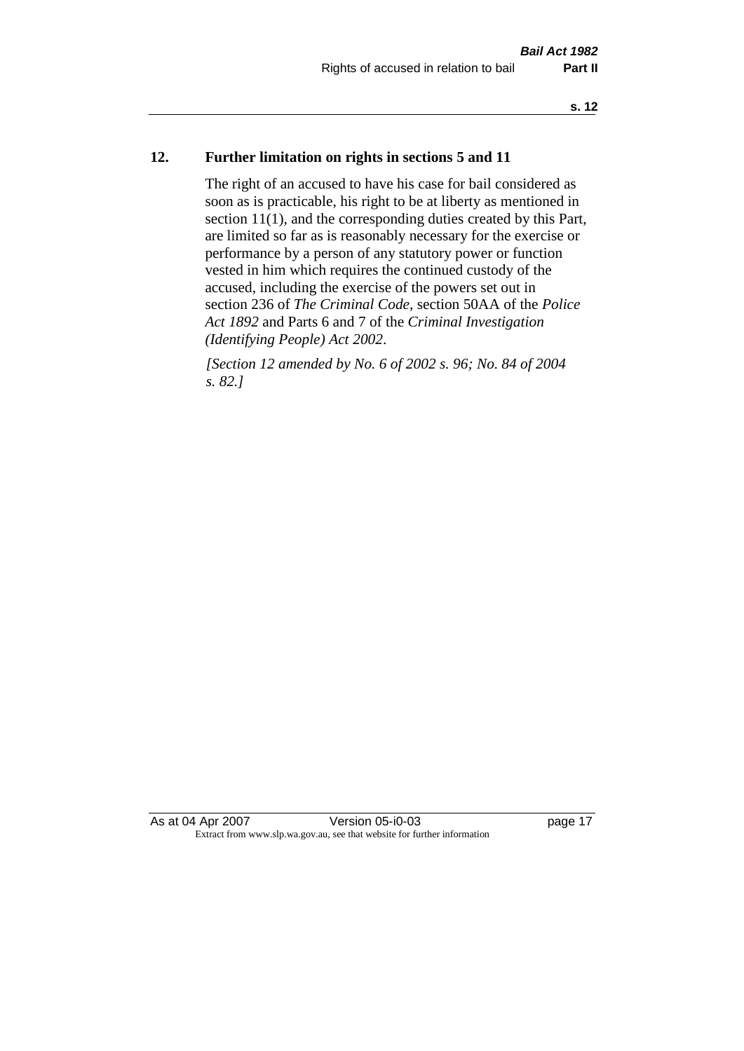## 12. Further limitation on rights in sections 5 and 11

The right of an accused to have his case for bail considered as soon as is practicable, his right to be at liberty as mentioned in section 11(1), and the corresponding duties created by this Part, are limited so far as is reasonably necessary for the exercise or performance by a person of any statutory power or function vested in him which requires the continued custody of the accused, including the exercise of the powers set out in section 236 of *The Criminal Code*, section 50AA of the *Police Act 1892* and Parts 6 and 7 of the *Criminal Investigation (Identifying People) Act 2002*.

*[Section 12 amended by No. 6 of 2002 s. 96; No. 84 of 2004 s. 82.]*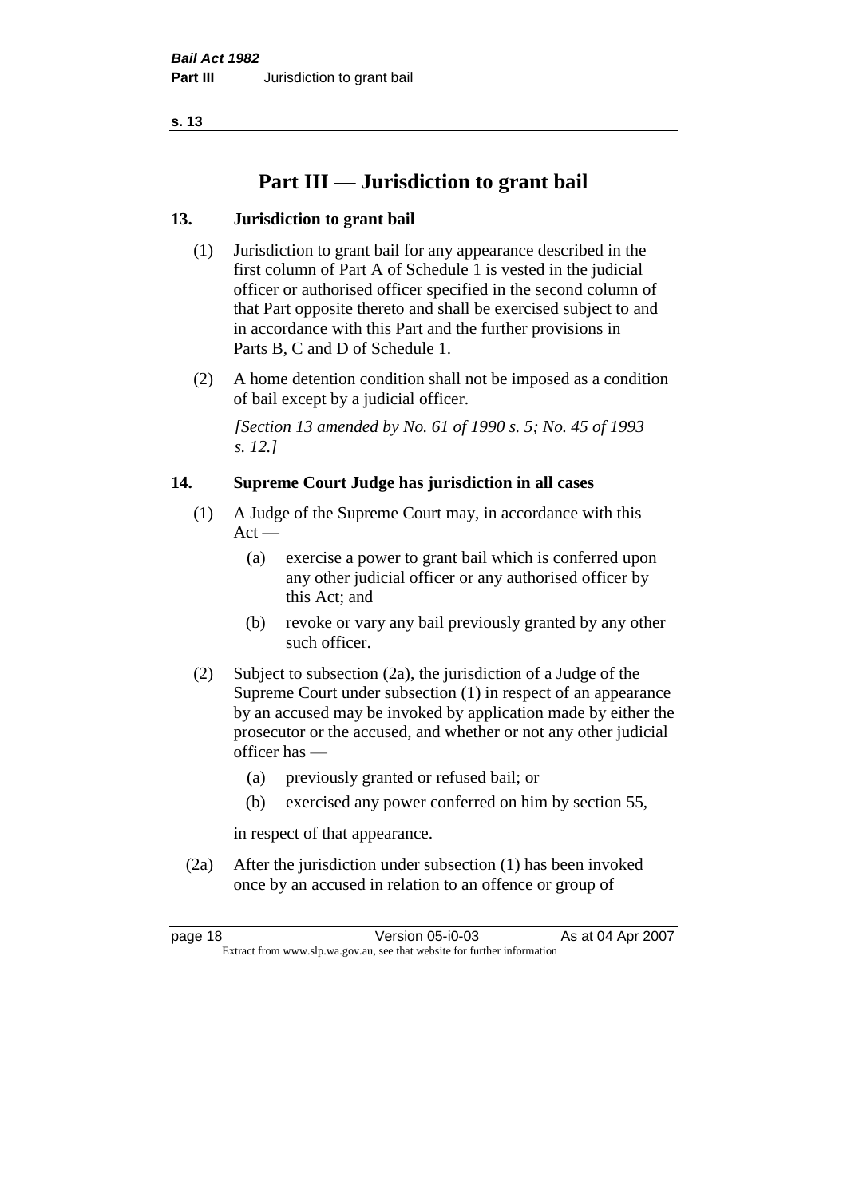# Part III — Jurisdiction to grant bail

## 13. Jurisdiction to grant bail

(1) Jurisdiction to grant bail for any appearance described in the first column of Part A of Schedule 1 is vested in the judicial officer or authorised officer specified in the second column of that Part opposite thereto and shall be exercised subject to and in accordance with this Part and the further provisions in Parts B, C and D of Schedule 1.

(2) A home detention condition shall not be imposed as a condition of bail except by a judicial officer.

*[Section 13 amended by No. 61 of 1990 s. 5; No. 45 of 1993 s. 12.]*

## 14. Supreme Court Judge has jurisdiction in all cases

(1) A Judge of the Supreme Court may, in accordance with this Act —

- (a) exercise a power to grant bail which is conferred upon any other judicial officer or any authorised officer by this Act; and
- (b) revoke or vary any bail previously granted by any other such officer.

(2) Subject to subsection (2a), the jurisdiction of a Judge of the Supreme Court under subsection (1) in respect of an appearance by an accused may be invoked by application made by either the prosecutor or the accused, and whether or not any other judicial officer has —

- (a) previously granted or refused bail; or
- (b) exercised any power conferred on him by section 55,

in respect of that appearance.

(2a) After the jurisdiction under subsection (1) has been invoked once by an accused in relation to an offence or group of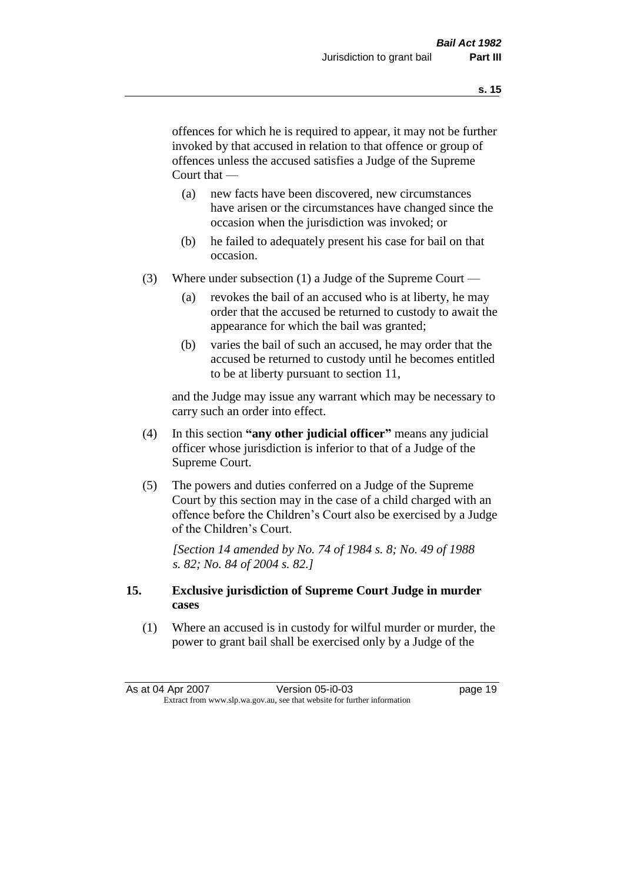offences for which he is required to appear, it may not be further invoked by that accused in relation to that offence or group of offences unless the accused satisfies a Judge of the Supreme Court that —

- (a) new facts have been discovered, new circumstances have arisen or the circumstances have changed since the occasion when the jurisdiction was invoked; or
- (b) he failed to adequately present his case for bail on that occasion.

(3) Where under subsection (1) a Judge of the Supreme Court —

- (a) revokes the bail of an accused who is at liberty, he may order that the accused be returned to custody to await the appearance for which the bail was granted;
- (b) varies the bail of such an accused, he may order that the accused be returned to custody until he becomes entitled to be at liberty pursuant to section 11,

and the Judge may issue any warrant which may be necessary to carry such an order into effect.

(4) In this section **"any other judicial officer"** means any judicial officer whose jurisdiction is inferior to that of a Judge of the Supreme Court.

(5) The powers and duties conferred on a Judge of the Supreme Court by this section may in the case of a child charged with an offence before the Children's Court also be exercised by a Judge of the Children's Court.

*[Section 14 amended by No. 74 of 1984 s. 8; No. 49 of 1988 s. 82; No. 84 of 2004 s. 82.]*

## 15. Exclusive jurisdiction of Supreme Court Judge in murder cases

(1) Where an accused is in custody for wilful murder or murder, the power to grant bail shall be exercised only by a Judge of the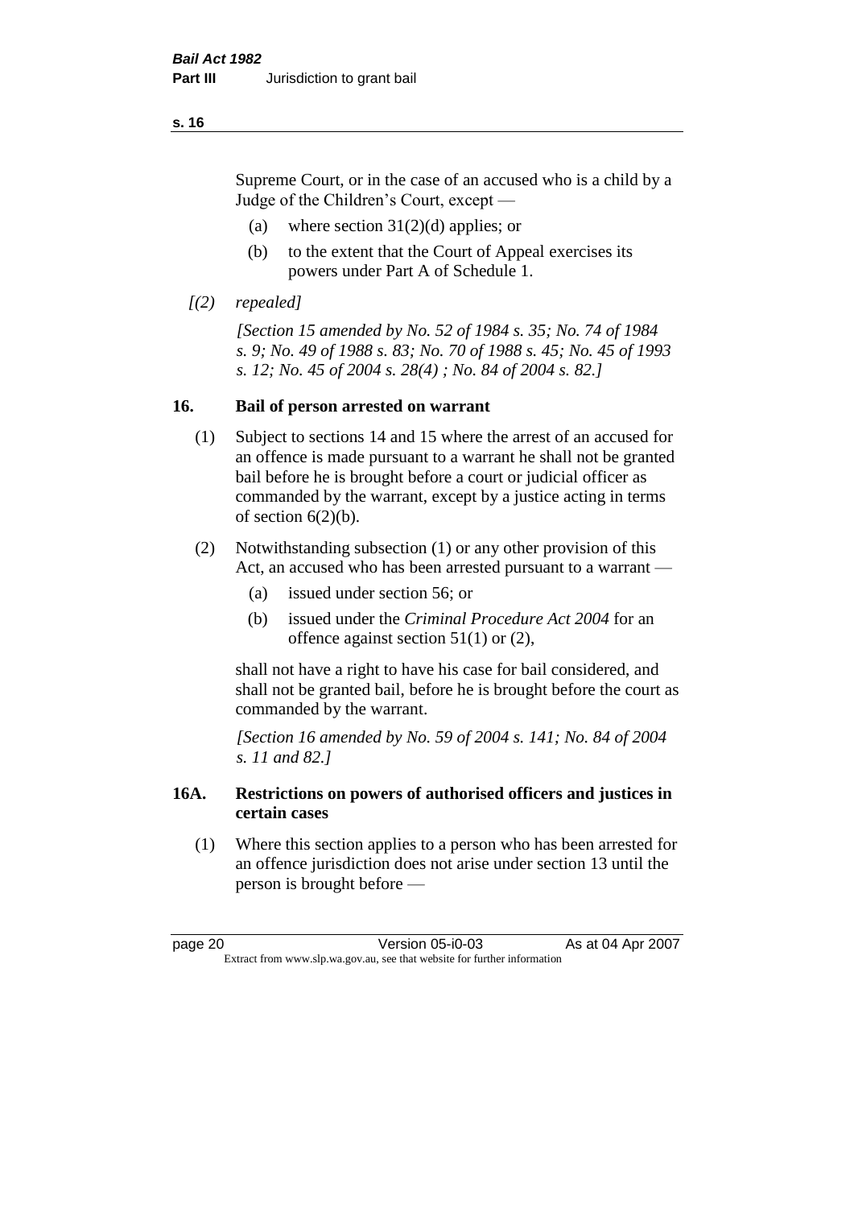Supreme Court, or in the case of an accused who is a child by a Judge of the Children's Court, except —

(a) where section 31(2)(d) applies; or

(b) to the extent that the Court of Appeal exercises its powers under Part A of Schedule 1.

*[(2) repealed]*

*[Section 15 amended by No. 52 of 1984 s. 35; No. 74 of 1984 s. 9; No. 49 of 1988 s. 83; No. 70 of 1988 s. 45; No. 45 of 1993 s. 12; No. 45 of 2004 s. 28(4) ; No. 84 of 2004 s. 82.]*

## 16. Bail of person arrested on warrant

(1) Subject to sections 14 and 15 where the arrest of an accused for an offence is made pursuant to a warrant he shall not be granted bail before he is brought before a court or judicial officer as commanded by the warrant, except by a justice acting in terms of section 6(2)(b).

(2) Notwithstanding subsection (1) or any other provision of this Act, an accused who has been arrested pursuant to a warrant —

(a) issued under section 56; or

(b) issued under the *Criminal Procedure Act 2004* for an offence against section 51(1) or (2),

shall not have a right to have his case for bail considered, and shall not be granted bail, before he is brought before the court as commanded by the warrant.

*[Section 16 amended by No. 59 of 2004 s. 141; No. 84 of 2004 s. 11 and 82.]*

## 16A. Restrictions on powers of authorised officers and justices in certain cases

(1) Where this section applies to a person who has been arrested for an offence jurisdiction does not arise under section 13 until the person is brought before —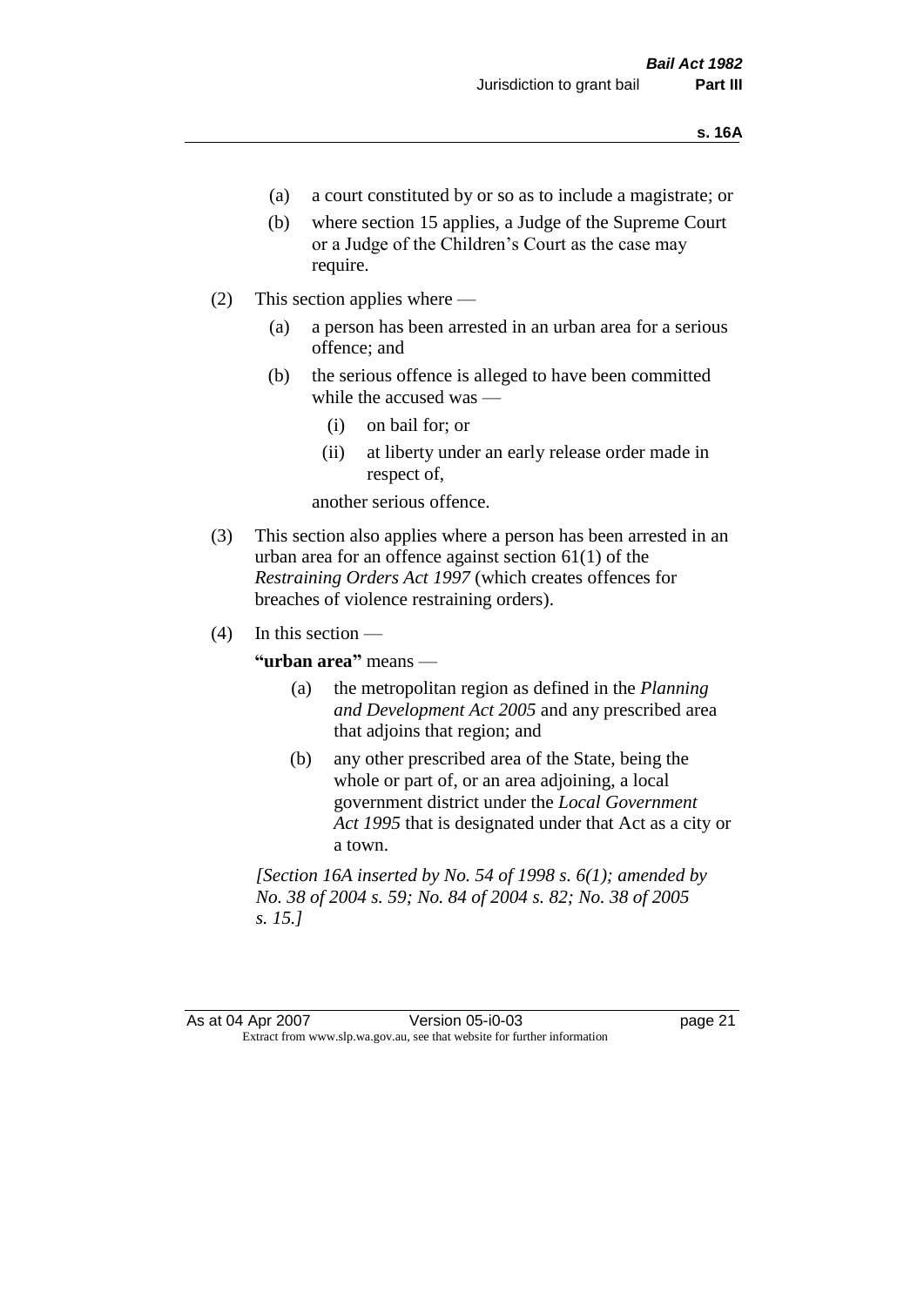(a) a court constituted by or so as to include a magistrate; or

(b) where section 15 applies, a Judge of the Supreme Court or a Judge of the Children's Court as the case may require.

(2) This section applies where —

(a) a person has been arrested in an urban area for a serious offence; and

(b) the serious offence is alleged to have been committed while the accused was —

(i) on bail for; or

(ii) at liberty under an early release order made in respect of,

another serious offence.

(3) This section also applies where a person has been arrested in an urban area for an offence against section 61(1) of the *Restraining Orders Act 1997* (which creates offences for breaches of violence restraining orders).

(4) In this section —

**"urban area"** means —

(a) the metropolitan region as defined in the *Planning and Development Act 2005* and any prescribed area that adjoins that region; and

(b) any other prescribed area of the State, being the whole or part of, or an area adjoining, a local government district under the *Local Government Act 1995* that is designated under that Act as a city or a town.

*[Section 16A inserted by No. 54 of 1998 s. 6(1); amended by No. 38 of 2004 s. 59; No. 84 of 2004 s. 82; No. 38 of 2005 s. 15.]*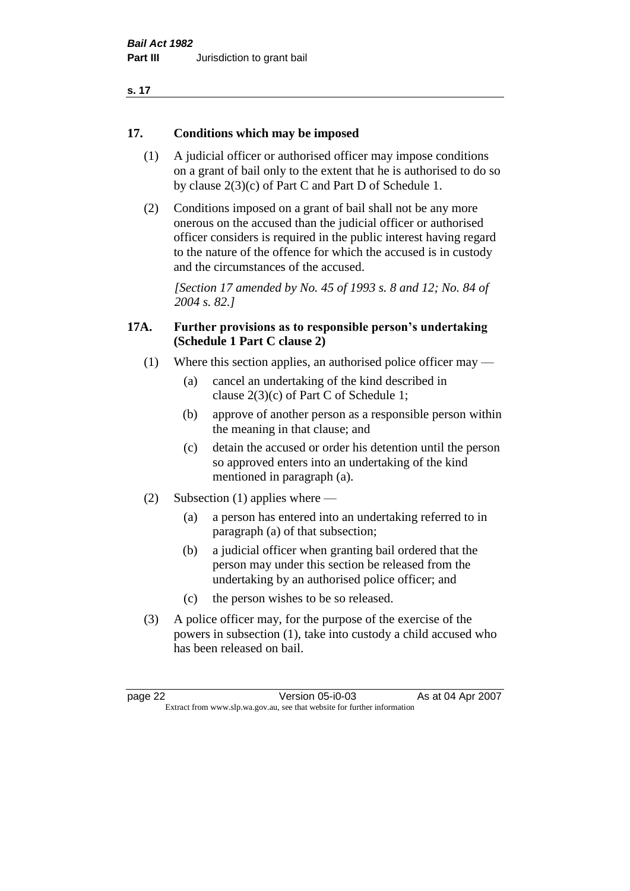## 17. Conditions which may be imposed

(1) A judicial officer or authorised officer may impose conditions on a grant of bail only to the extent that he is authorised to do so by clause 2(3)(c) of Part C and Part D of Schedule 1.

(2) Conditions imposed on a grant of bail shall not be any more onerous on the accused than the judicial officer or authorised officer considers is required in the public interest having regard to the nature of the offence for which the accused is in custody and the circumstances of the accused.

*[Section 17 amended by No. 45 of 1993 s. 8 and 12; No. 84 of 2004 s. 82.]*

## 17A. Further provisions as to responsible person's undertaking (Schedule 1 Part C clause 2)

(1) Where this section applies, an authorised police officer may —

- (a) cancel an undertaking of the kind described in clause 2(3)(c) of Part C of Schedule 1;
- (b) approve of another person as a responsible person within the meaning in that clause; and
- (c) detain the accused or order his detention until the person so approved enters into an undertaking of the kind mentioned in paragraph (a).

(2) Subsection (1) applies where —

- (a) a person has entered into an undertaking referred to in paragraph (a) of that subsection;
- (b) a judicial officer when granting bail ordered that the person may under this section be released from the undertaking by an authorised police officer; and
- (c) the person wishes to be so released.

(3) A police officer may, for the purpose of the exercise of the powers in subsection (1), take into custody a child accused who has been released on bail.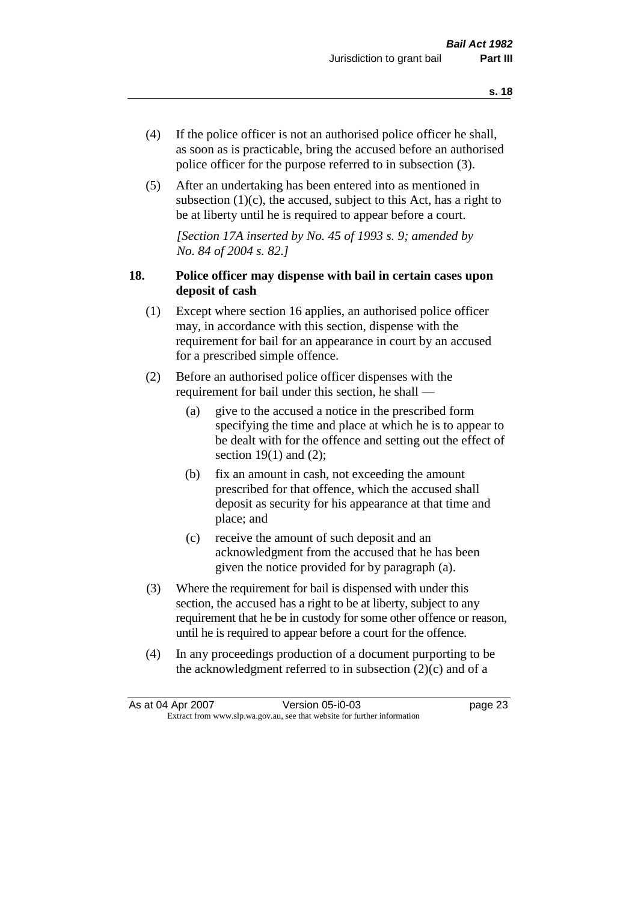(4) If the police officer is not an authorised police officer he shall, as soon as is practicable, bring the accused before an authorised police officer for the purpose referred to in subsection (3).

(5) After an undertaking has been entered into as mentioned in subsection (1)(c), the accused, subject to this Act, has a right to be at liberty until he is required to appear before a court.

*[Section 17A inserted by No. 45 of 1993 s. 9; amended by No. 84 of 2004 s. 82.]*

### 18. Police officer may dispense with bail in certain cases upon deposit of cash

(1) Except where section 16 applies, an authorised police officer may, in accordance with this section, dispense with the requirement for bail for an appearance in court by an accused for a prescribed simple offence.

(2) Before an authorised police officer dispenses with the requirement for bail under this section, he shall —

- (a) give to the accused a notice in the prescribed form specifying the time and place at which he is to appear to be dealt with for the offence and setting out the effect of section 19(1) and (2);
- (b) fix an amount in cash, not exceeding the amount prescribed for that offence, which the accused shall deposit as security for his appearance at that time and place; and
- (c) receive the amount of such deposit and an acknowledgment from the accused that he has been given the notice provided for by paragraph (a).

(3) Where the requirement for bail is dispensed with under this section, the accused has a right to be at liberty, subject to any requirement that he be in custody for some other offence or reason, until he is required to appear before a court for the offence.

(4) In any proceedings production of a document purporting to be the acknowledgment referred to in subsection (2)(c) and of a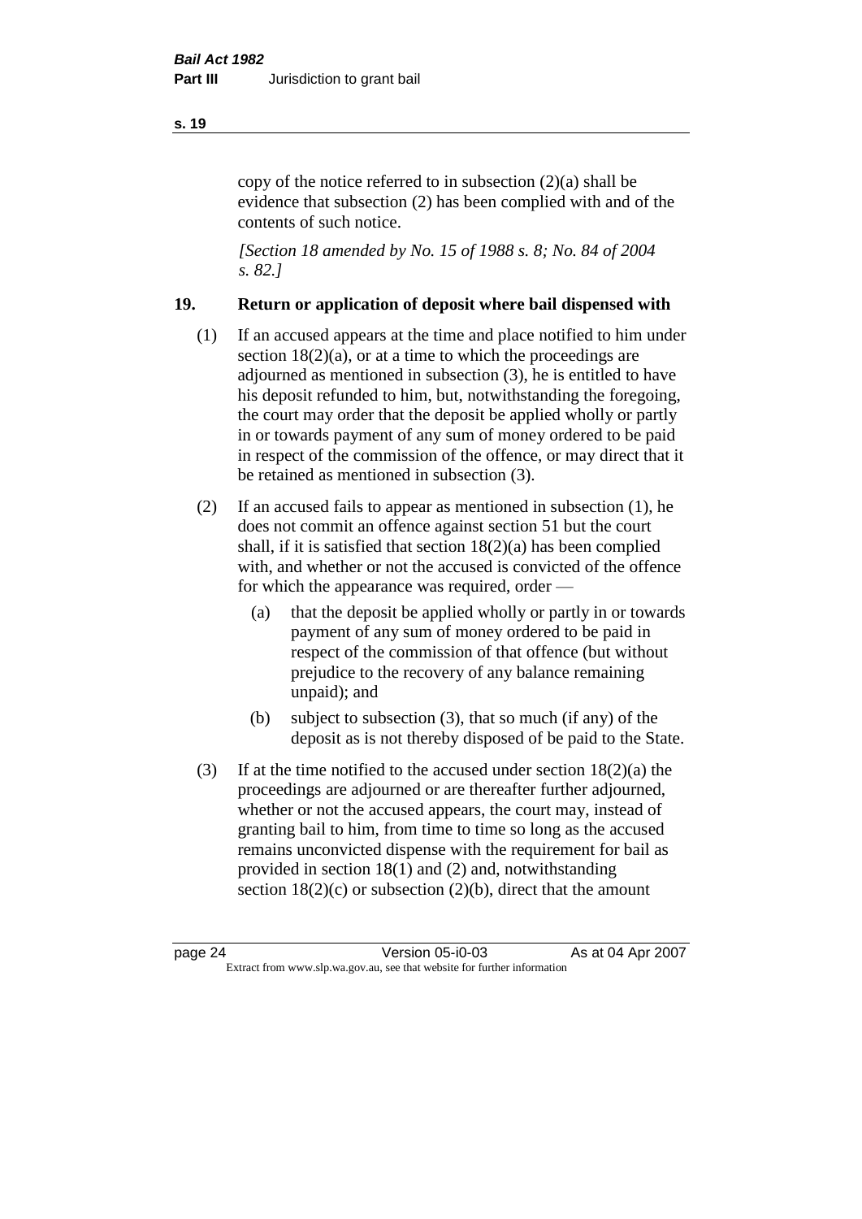copy of the notice referred to in subsection (2)(a) shall be evidence that subsection (2) has been complied with and of the contents of such notice.

*[Section 18 amended by No. 15 of 1988 s. 8; No. 84 of 2004 s. 82.]*

## 19. Return or application of deposit where bail dispensed with

(1) If an accused appears at the time and place notified to him under section 18(2)(a), or at a time to which the proceedings are adjourned as mentioned in subsection (3), he is entitled to have his deposit refunded to him, but, notwithstanding the foregoing, the court may order that the deposit be applied wholly or partly in or towards payment of any sum of money ordered to be paid in respect of the commission of the offence, or may direct that it be retained as mentioned in subsection (3).

(2) If an accused fails to appear as mentioned in subsection (1), he does not commit an offence against section 51 but the court shall, if it is satisfied that section 18(2)(a) has been complied with, and whether or not the accused is convicted of the offence for which the appearance was required, order —

(a) that the deposit be applied wholly or partly in or towards payment of any sum of money ordered to be paid in respect of the commission of that offence (but without prejudice to the recovery of any balance remaining unpaid); and

(b) subject to subsection (3), that so much (if any) of the deposit as is not thereby disposed of be paid to the State.

(3) If at the time notified to the accused under section 18(2)(a) the proceedings are adjourned or are thereafter further adjourned, whether or not the accused appears, the court may, instead of granting bail to him, from time to time so long as the accused remains unconvicted dispense with the requirement for bail as provided in section 18(1) and (2) and, notwithstanding section 18(2)(c) or subsection (2)(b), direct that the amount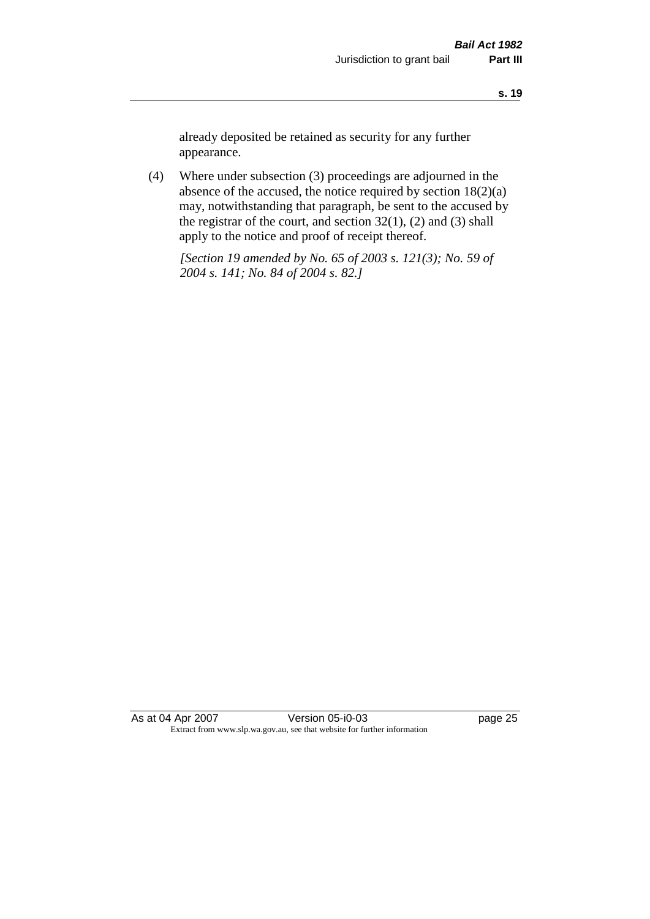already deposited be retained as security for any further appearance.

(4) Where under subsection (3) proceedings are adjourned in the absence of the accused, the notice required by section 18(2)(a) may, notwithstanding that paragraph, be sent to the accused by the registrar of the court, and section 32(1), (2) and (3) shall apply to the notice and proof of receipt thereof.

*[Section 19 amended by No. 65 of 2003 s. 121(3); No. 59 of 2004 s. 141; No. 84 of 2004 s. 82.]*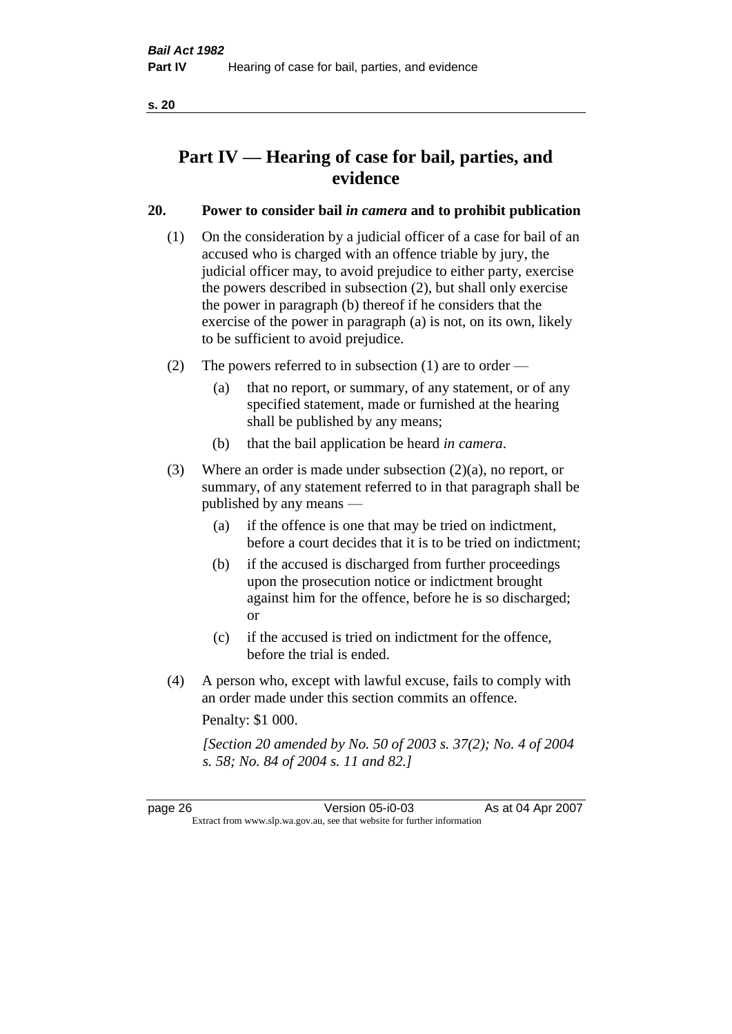# Part IV — Hearing of case for bail, parties, and evidence

## 20. Power to consider bail *in camera* and to prohibit publication

(1) On the consideration by a judicial officer of a case for bail of an accused who is charged with an offence triable by jury, the judicial officer may, to avoid prejudice to either party, exercise the powers described in subsection (2), but shall only exercise the power in paragraph (b) thereof if he considers that the exercise of the power in paragraph (a) is not, on its own, likely to be sufficient to avoid prejudice.

(2) The powers referred to in subsection (1) are to order —

   (a) that no report, or summary, of any statement, or of any specified statement, made or furnished at the hearing shall be published by any means;

   (b) that the bail application be heard *in camera*.

(3) Where an order is made under subsection (2)(a), no report, or summary, of any statement referred to in that paragraph shall be published by any means —

   (a) if the offence is one that may be tried on indictment, before a court decides that it is to be tried on indictment;

   (b) if the accused is discharged from further proceedings upon the prosecution notice or indictment brought against him for the offence, before he is so discharged; or

   (c) if the accused is tried on indictment for the offence, before the trial is ended.

(4) A person who, except with lawful excuse, fails to comply with an order made under this section commits an offence.

Penalty: $1 000.

*[Section 20 amended by No. 50 of 2003 s. 37(2); No. 4 of 2004 s. 58; No. 84 of 2004 s. 11 and 82.]*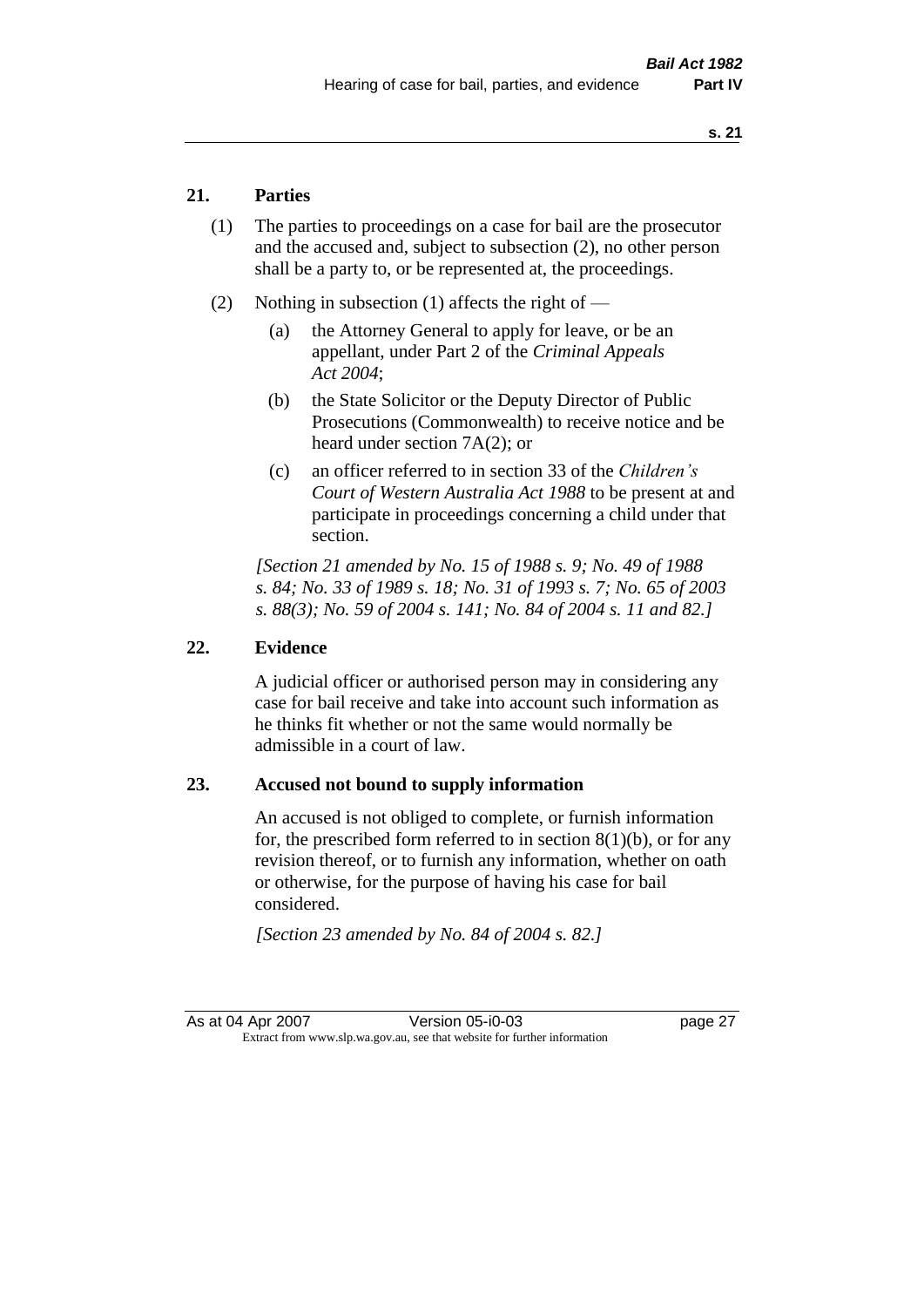## 21. Parties

(1) The parties to proceedings on a case for bail are the prosecutor and the accused and, subject to subsection (2), no other person shall be a party to, or be represented at, the proceedings.

(2) Nothing in subsection (1) affects the right of —

(a) the Attorney General to apply for leave, or be an appellant, under Part 2 of the *Criminal Appeals Act 2004*;

(b) the State Solicitor or the Deputy Director of Public Prosecutions (Commonwealth) to receive notice and be heard under section 7A(2); or

(c) an officer referred to in section 33 of the *Children's Court of Western Australia Act 1988* to be present at and participate in proceedings concerning a child under that section.

*[Section 21 amended by No. 15 of 1988 s. 9; No. 49 of 1988 s. 84; No. 33 of 1989 s. 18; No. 31 of 1993 s. 7; No. 65 of 2003 s. 88(3); No. 59 of 2004 s. 141; No. 84 of 2004 s. 11 and 82.]*

## 22. Evidence

A judicial officer or authorised person may in considering any case for bail receive and take into account such information as he thinks fit whether or not the same would normally be admissible in a court of law.

## 23. Accused not bound to supply information

An accused is not obliged to complete, or furnish information for, the prescribed form referred to in section 8(1)(b), or for any revision thereof, or to furnish any information, whether on oath or otherwise, for the purpose of having his case for bail considered.

*[Section 23 amended by No. 84 of 2004 s. 82.]*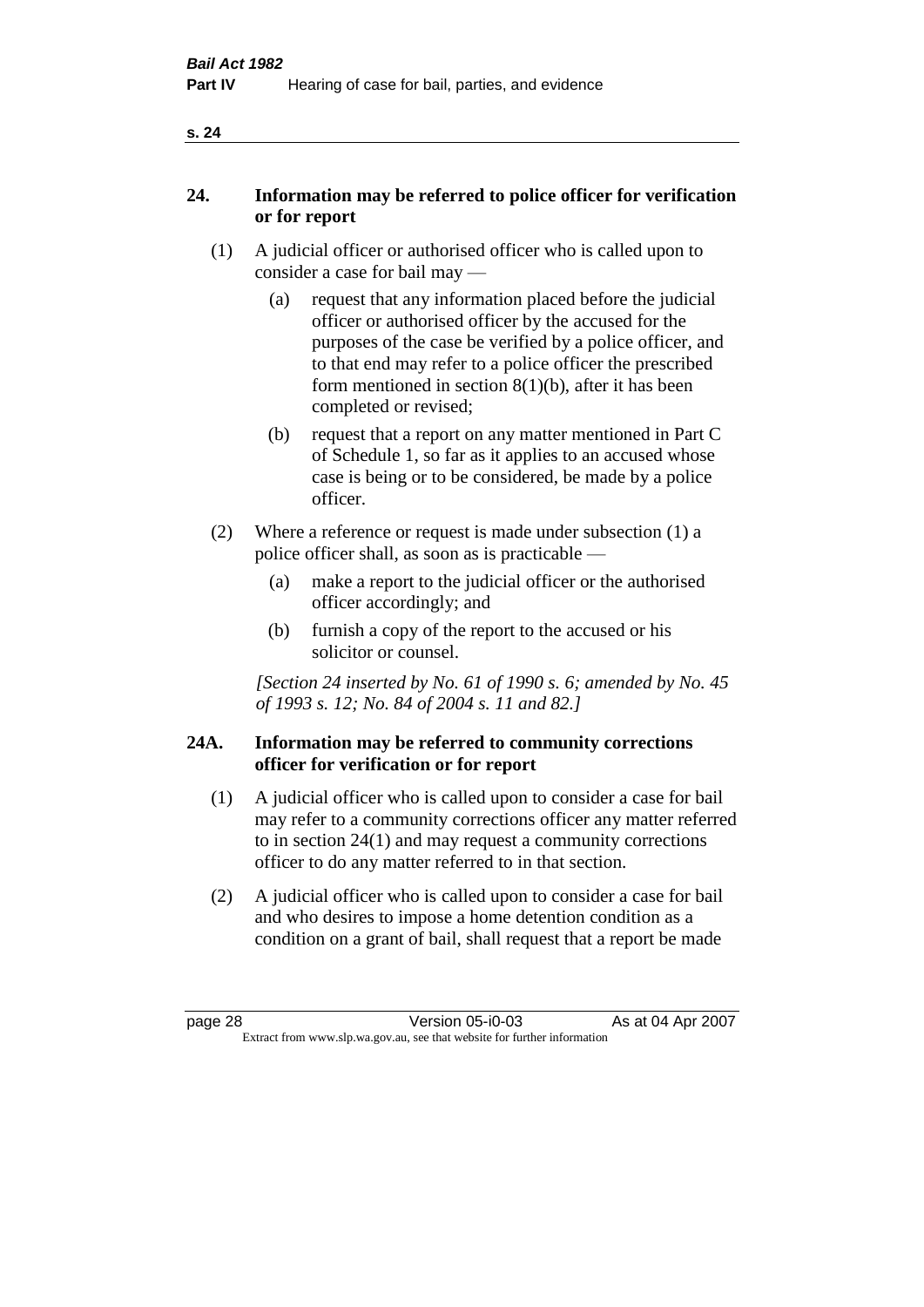## 24. Information may be referred to police officer for verification or for report

(1) A judicial officer or authorised officer who is called upon to consider a case for bail may —

(a) request that any information placed before the judicial officer or authorised officer by the accused for the purposes of the case be verified by a police officer, and to that end may refer to a police officer the prescribed form mentioned in section 8(1)(b), after it has been completed or revised;

(b) request that a report on any matter mentioned in Part C of Schedule 1, so far as it applies to an accused whose case is being or to be considered, be made by a police officer.

(2) Where a reference or request is made under subsection (1) a police officer shall, as soon as is practicable —

(a) make a report to the judicial officer or the authorised officer accordingly; and

(b) furnish a copy of the report to the accused or his solicitor or counsel.

*[Section 24 inserted by No. 61 of 1990 s. 6; amended by No. 45 of 1993 s. 12; No. 84 of 2004 s. 11 and 82.]*

## 24A. Information may be referred to community corrections officer for verification or for report

(1) A judicial officer who is called upon to consider a case for bail may refer to a community corrections officer any matter referred to in section 24(1) and may request a community corrections officer to do any matter referred to in that section.

(2) A judicial officer who is called upon to consider a case for bail and who desires to impose a home detention condition as a condition on a grant of bail, shall request that a report be made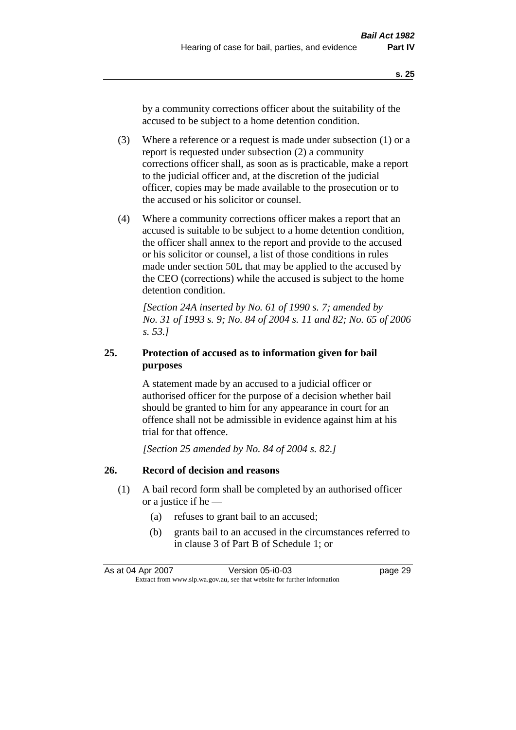by a community corrections officer about the suitability of the accused to be subject to a home detention condition.

(3) Where a reference or a request is made under subsection (1) or a report is requested under subsection (2) a community corrections officer shall, as soon as is practicable, make a report to the judicial officer and, at the discretion of the judicial officer, copies may be made available to the prosecution or to the accused or his solicitor or counsel.

(4) Where a community corrections officer makes a report that an accused is suitable to be subject to a home detention condition, the officer shall annex to the report and provide to the accused or his solicitor or counsel, a list of those conditions in rules made under section 50L that may be applied to the accused by the CEO (corrections) while the accused is subject to the home detention condition.

*[Section 24A inserted by No. 61 of 1990 s. 7; amended by No. 31 of 1993 s. 9; No. 84 of 2004 s. 11 and 82; No. 65 of 2006 s. 53.]*

## 25. Protection of accused as to information given for bail purposes

A statement made by an accused to a judicial officer or authorised officer for the purpose of a decision whether bail should be granted to him for any appearance in court for an offence shall not be admissible in evidence against him at his trial for that offence.

*[Section 25 amended by No. 84 of 2004 s. 82.]*

## 26. Record of decision and reasons

(1) A bail record form shall be completed by an authorised officer or a justice if he —

(a) refuses to grant bail to an accused;

(b) grants bail to an accused in the circumstances referred to in clause 3 of Part B of Schedule 1; or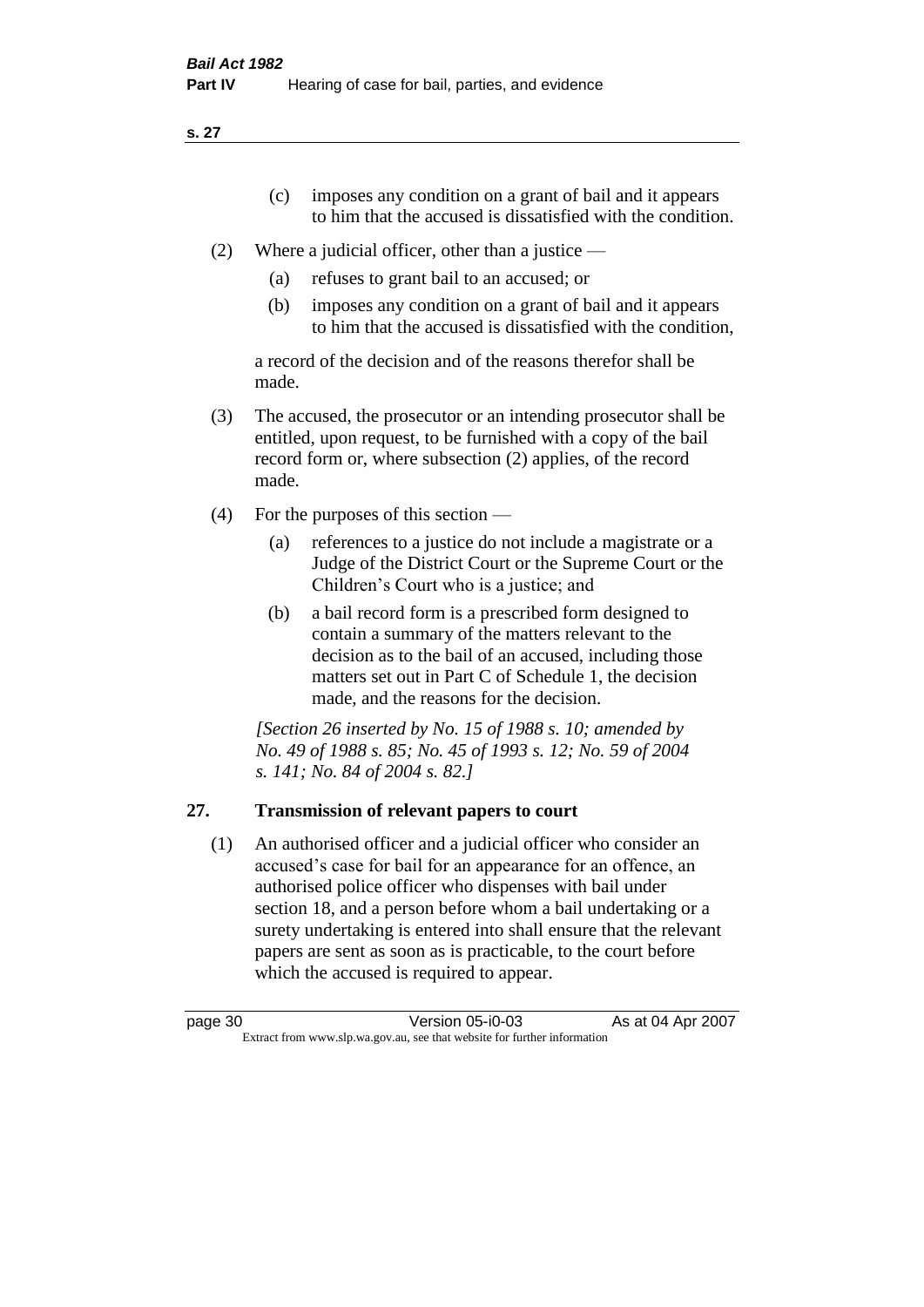(c) imposes any condition on a grant of bail and it appears to him that the accused is dissatisfied with the condition.

(2) Where a judicial officer, other than a justice —

(a) refuses to grant bail to an accused; or

(b) imposes any condition on a grant of bail and it appears to him that the accused is dissatisfied with the condition,

a record of the decision and of the reasons therefor shall be made.

(3) The accused, the prosecutor or an intending prosecutor shall be entitled, upon request, to be furnished with a copy of the bail record form or, where subsection (2) applies, of the record made.

(4) For the purposes of this section —

(a) references to a justice do not include a magistrate or a Judge of the District Court or the Supreme Court or the Children's Court who is a justice; and

(b) a bail record form is a prescribed form designed to contain a summary of the matters relevant to the decision as to the bail of an accused, including those matters set out in Part C of Schedule 1, the decision made, and the reasons for the decision.

*[Section 26 inserted by No. 15 of 1988 s. 10; amended by No. 49 of 1988 s. 85; No. 45 of 1993 s. 12; No. 59 of 2004 s. 141; No. 84 of 2004 s. 82.]*

## 27. Transmission of relevant papers to court

(1) An authorised officer and a judicial officer who consider an accused's case for bail for an appearance for an offence, an authorised police officer who dispenses with bail under section 18, and a person before whom a bail undertaking or a surety undertaking is entered into shall ensure that the relevant papers are sent as soon as is practicable, to the court before which the accused is required to appear.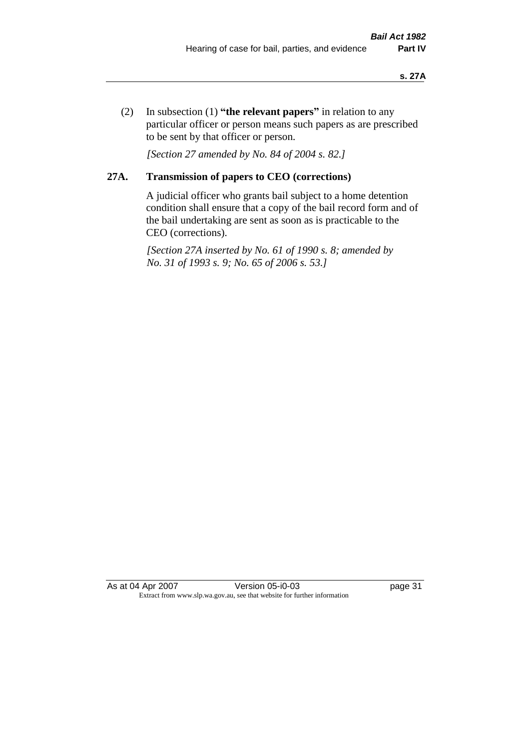(2) In subsection (1) **"the relevant papers"** in relation to any particular officer or person means such papers as are prescribed to be sent by that officer or person.

*[Section 27 amended by No. 84 of 2004 s. 82.]*

## 27A. Transmission of papers to CEO (corrections)

A judicial officer who grants bail subject to a home detention condition shall ensure that a copy of the bail record form and of the bail undertaking are sent as soon as is practicable to the CEO (corrections).

*[Section 27A inserted by No. 61 of 1990 s. 8; amended by No. 31 of 1993 s. 9; No. 65 of 2006 s. 53.]*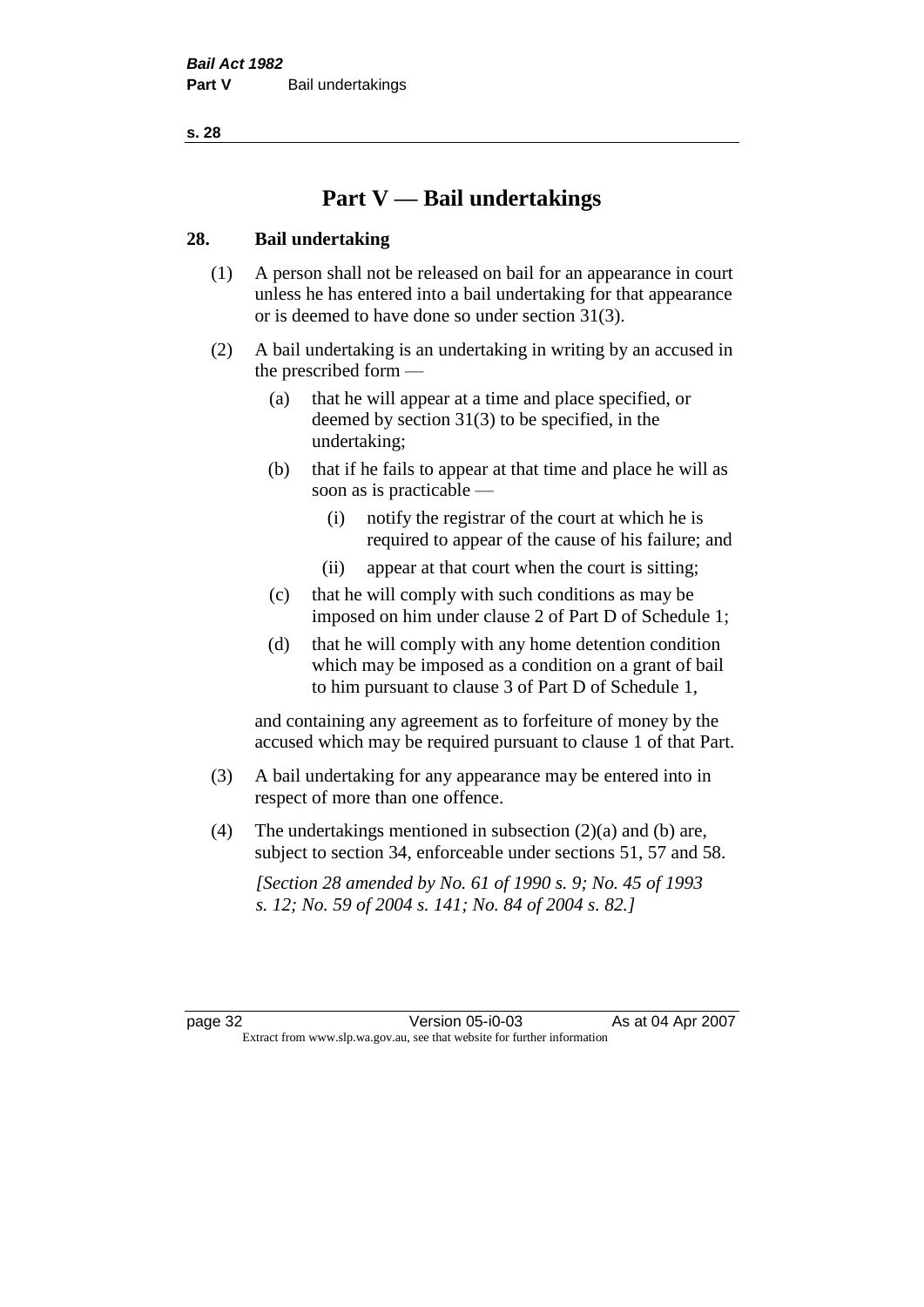# Part V — Bail undertakings

## 28. Bail undertaking

(1) A person shall not be released on bail for an appearance in court unless he has entered into a bail undertaking for that appearance or is deemed to have done so under section 31(3).

(2) A bail undertaking is an undertaking in writing by an accused in the prescribed form —

- (a) that he will appear at a time and place specified, or deemed by section 31(3) to be specified, in the undertaking;
- (b) that if he fails to appear at that time and place he will as soon as is practicable —
  - (i) notify the registrar of the court at which he is required to appear of the cause of his failure; and
  - (ii) appear at that court when the court is sitting;
- (c) that he will comply with such conditions as may be imposed on him under clause 2 of Part D of Schedule 1;
- (d) that he will comply with any home detention condition which may be imposed as a condition on a grant of bail to him pursuant to clause 3 of Part D of Schedule 1,

and containing any agreement as to forfeiture of money by the accused which may be required pursuant to clause 1 of that Part.

(3) A bail undertaking for any appearance may be entered into in respect of more than one offence.

(4) The undertakings mentioned in subsection (2)(a) and (b) are, subject to section 34, enforceable under sections 51, 57 and 58.

*[Section 28 amended by No. 61 of 1990 s. 9; No. 45 of 1993 s. 12; No. 59 of 2004 s. 141; No. 84 of 2004 s. 82.]*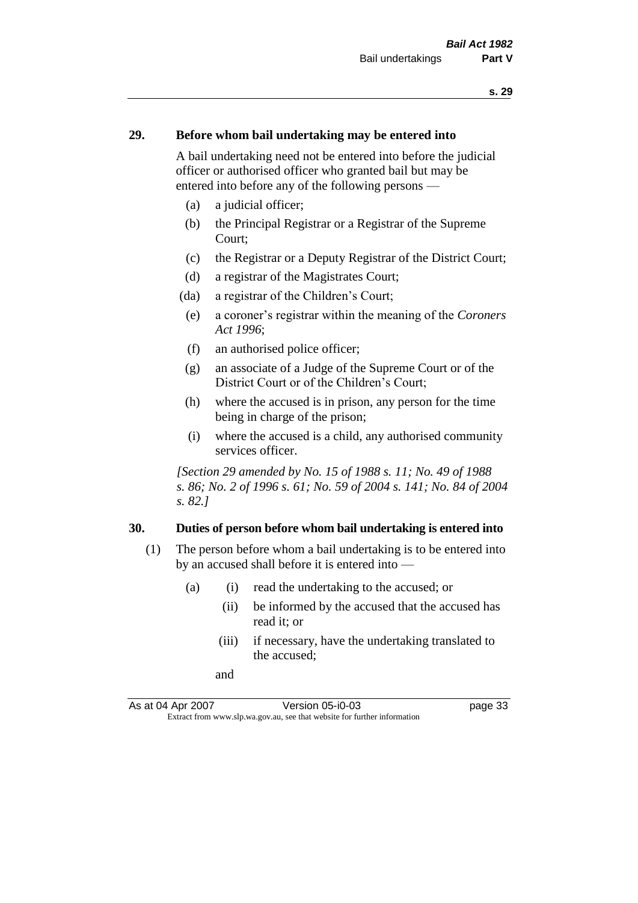**29. Before whom bail undertaking may be entered into**

A bail undertaking need not be entered into before the judicial officer or authorised officer who granted bail but may be entered into before any of the following persons —

- (a) a judicial officer;
- (b) the Principal Registrar or a Registrar of the Supreme Court;
- (c) the Registrar or a Deputy Registrar of the District Court;
- (d) a registrar of the Magistrates Court;
- (da) a registrar of the Children's Court;
- (e) a coroner's registrar within the meaning of the *Coroners Act 1996*;
- (f) an authorised police officer;
- (g) an associate of a Judge of the Supreme Court or of the District Court or of the Children's Court;
- (h) where the accused is in prison, any person for the time being in charge of the prison;
- (i) where the accused is a child, any authorised community services officer.

*[Section 29 amended by No. 15 of 1988 s. 11; No. 49 of 1988 s. 86; No. 2 of 1996 s. 61; No. 59 of 2004 s. 141; No. 84 of 2004 s. 82.]*

**30. Duties of person before whom bail undertaking is entered into**

(1) The person before whom a bail undertaking is to be entered into by an accused shall before it is entered into —

- (a) (i) read the undertaking to the accused; or
  - (ii) be informed by the accused that the accused has read it; or
  - (iii) if necessary, have the undertaking translated to the accused;

  and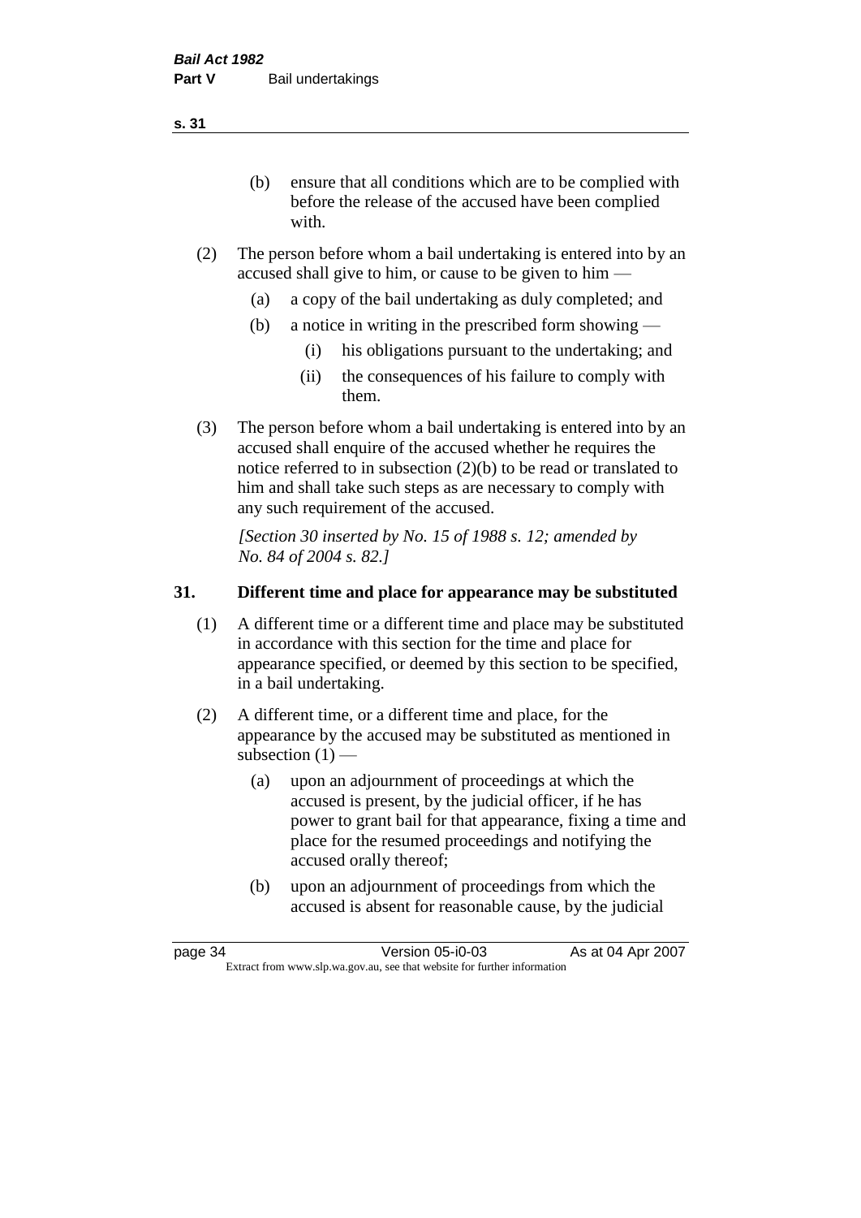(b) ensure that all conditions which are to be complied with before the release of the accused have been complied with.

(2) The person before whom a bail undertaking is entered into by an accused shall give to him, or cause to be given to him —

(a) a copy of the bail undertaking as duly completed; and

(b) a notice in writing in the prescribed form showing —

(i) his obligations pursuant to the undertaking; and

(ii) the consequences of his failure to comply with them.

(3) The person before whom a bail undertaking is entered into by an accused shall enquire of the accused whether he requires the notice referred to in subsection (2)(b) to be read or translated to him and shall take such steps as are necessary to comply with any such requirement of the accused.

*[Section 30 inserted by No. 15 of 1988 s. 12; amended by No. 84 of 2004 s. 82.]*

## 31. Different time and place for appearance may be substituted

(1) A different time or a different time and place may be substituted in accordance with this section for the time and place for appearance specified, or deemed by this section to be specified, in a bail undertaking.

(2) A different time, or a different time and place, for the appearance by the accused may be substituted as mentioned in subsection (1) —

(a) upon an adjournment of proceedings at which the accused is present, by the judicial officer, if he has power to grant bail for that appearance, fixing a time and place for the resumed proceedings and notifying the accused orally thereof;

(b) upon an adjournment of proceedings from which the accused is absent for reasonable cause, by the judicial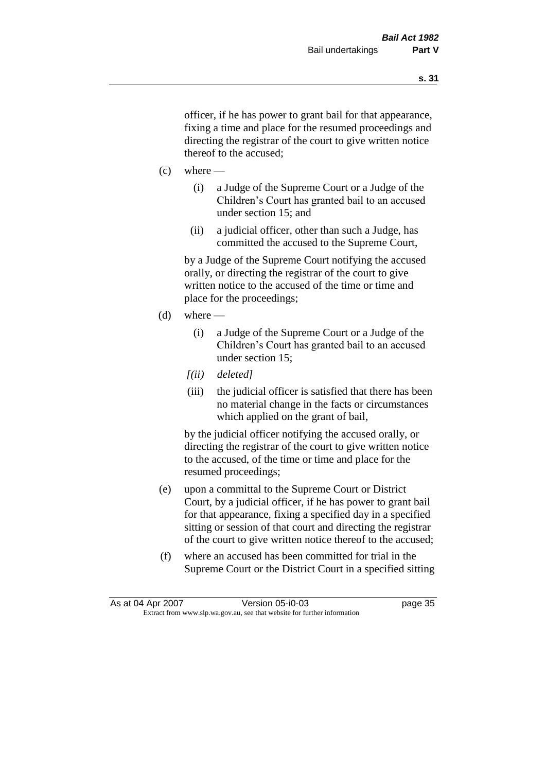officer, if he has power to grant bail for that appearance, fixing a time and place for the resumed proceedings and directing the registrar of the court to give written notice thereof to the accused;

(c) where —

  (i) a Judge of the Supreme Court or a Judge of the Children's Court has granted bail to an accused under section 15; and

  (ii) a judicial officer, other than such a Judge, has committed the accused to the Supreme Court,

  by a Judge of the Supreme Court notifying the accused orally, or directing the registrar of the court to give written notice to the accused of the time or time and place for the proceedings;

(d) where —

  (i) a Judge of the Supreme Court or a Judge of the Children's Court has granted bail to an accused under section 15;

  *[(ii) deleted]*

  (iii) the judicial officer is satisfied that there has been no material change in the facts or circumstances which applied on the grant of bail,

  by the judicial officer notifying the accused orally, or directing the registrar of the court to give written notice to the accused, of the time or time and place for the resumed proceedings;

(e) upon a committal to the Supreme Court or District Court, by a judicial officer, if he has power to grant bail for that appearance, fixing a specified day in a specified sitting or session of that court and directing the registrar of the court to give written notice thereof to the accused;

(f) where an accused has been committed for trial in the Supreme Court or the District Court in a specified sitting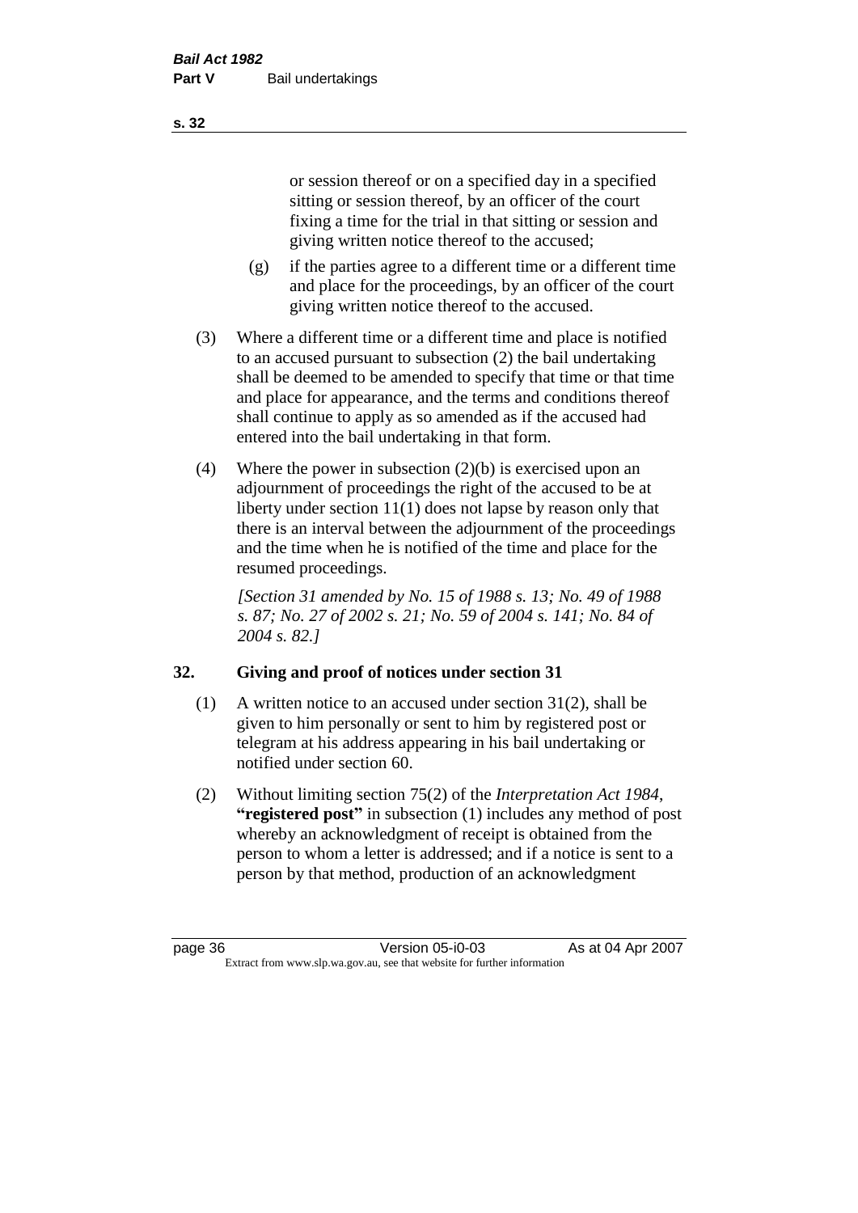or session thereof or on a specified day in a specified sitting or session thereof, by an officer of the court fixing a time for the trial in that sitting or session and giving written notice thereof to the accused;

(g) if the parties agree to a different time or a different time and place for the proceedings, by an officer of the court giving written notice thereof to the accused.

(3) Where a different time or a different time and place is notified to an accused pursuant to subsection (2) the bail undertaking shall be deemed to be amended to specify that time or that time and place for appearance, and the terms and conditions thereof shall continue to apply as so amended as if the accused had entered into the bail undertaking in that form.

(4) Where the power in subsection (2)(b) is exercised upon an adjournment of proceedings the right of the accused to be at liberty under section 11(1) does not lapse by reason only that there is an interval between the adjournment of the proceedings and the time when he is notified of the time and place for the resumed proceedings.

*[Section 31 amended by No. 15 of 1988 s. 13; No. 49 of 1988 s. 87; No. 27 of 2002 s. 21; No. 59 of 2004 s. 141; No. 84 of 2004 s. 82.]*

## 32. Giving and proof of notices under section 31

(1) A written notice to an accused under section 31(2), shall be given to him personally or sent to him by registered post or telegram at his address appearing in his bail undertaking or notified under section 60.

(2) Without limiting section 75(2) of the *Interpretation Act 1984*, **"registered post"** in subsection (1) includes any method of post whereby an acknowledgment of receipt is obtained from the person to whom a letter is addressed; and if a notice is sent to a person by that method, production of an acknowledgment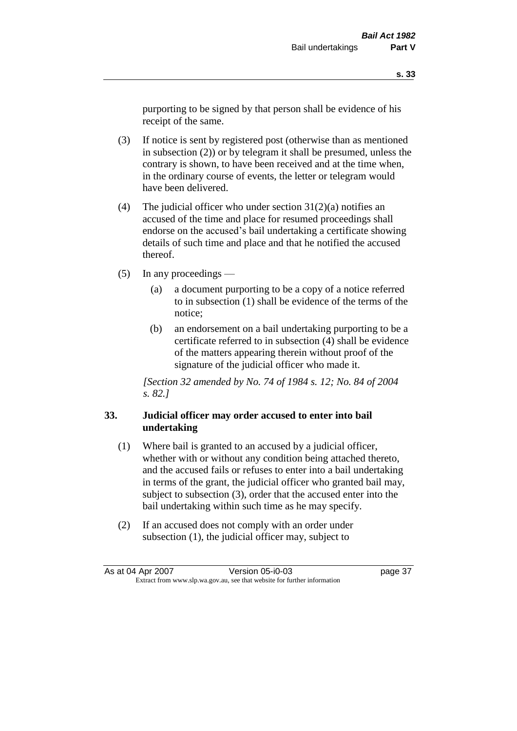purporting to be signed by that person shall be evidence of his receipt of the same.

(3) If notice is sent by registered post (otherwise than as mentioned in subsection (2)) or by telegram it shall be presumed, unless the contrary is shown, to have been received and at the time when, in the ordinary course of events, the letter or telegram would have been delivered.

(4) The judicial officer who under section 31(2)(a) notifies an accused of the time and place for resumed proceedings shall endorse on the accused's bail undertaking a certificate showing details of such time and place and that he notified the accused thereof.

(5) In any proceedings —

(a) a document purporting to be a copy of a notice referred to in subsection (1) shall be evidence of the terms of the notice;

(b) an endorsement on a bail undertaking purporting to be a certificate referred to in subsection (4) shall be evidence of the matters appearing therein without proof of the signature of the judicial officer who made it.

*[Section 32 amended by No. 74 of 1984 s. 12; No. 84 of 2004 s. 82.]*

### 33. Judicial officer may order accused to enter into bail undertaking

(1) Where bail is granted to an accused by a judicial officer, whether with or without any condition being attached thereto, and the accused fails or refuses to enter into a bail undertaking in terms of the grant, the judicial officer who granted bail may, subject to subsection (3), order that the accused enter into the bail undertaking within such time as he may specify.

(2) If an accused does not comply with an order under subsection (1), the judicial officer may, subject to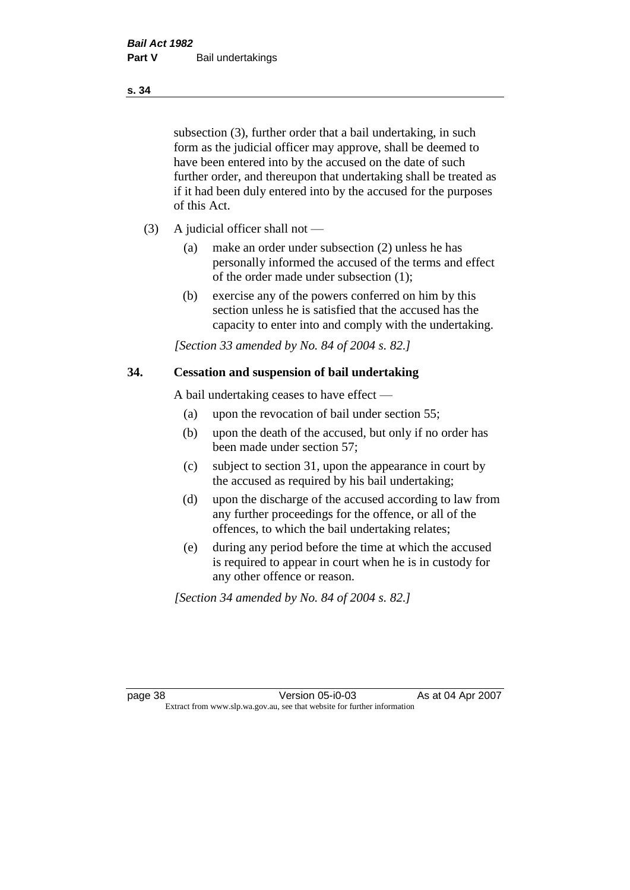subsection (3), further order that a bail undertaking, in such form as the judicial officer may approve, shall be deemed to have been entered into by the accused on the date of such further order, and thereupon that undertaking shall be treated as if it had been duly entered into by the accused for the purposes of this Act.

(3) A judicial officer shall not —

(a) make an order under subsection (2) unless he has personally informed the accused of the terms and effect of the order made under subsection (1);

(b) exercise any of the powers conferred on him by this section unless he is satisfied that the accused has the capacity to enter into and comply with the undertaking.

*[Section 33 amended by No. 84 of 2004 s. 82.]*

## 34. Cessation and suspension of bail undertaking

A bail undertaking ceases to have effect —

(a) upon the revocation of bail under section 55;

(b) upon the death of the accused, but only if no order has been made under section 57;

(c) subject to section 31, upon the appearance in court by the accused as required by his bail undertaking;

(d) upon the discharge of the accused according to law from any further proceedings for the offence, or all of the offences, to which the bail undertaking relates;

(e) during any period before the time at which the accused is required to appear in court when he is in custody for any other offence or reason.

*[Section 34 amended by No. 84 of 2004 s. 82.]*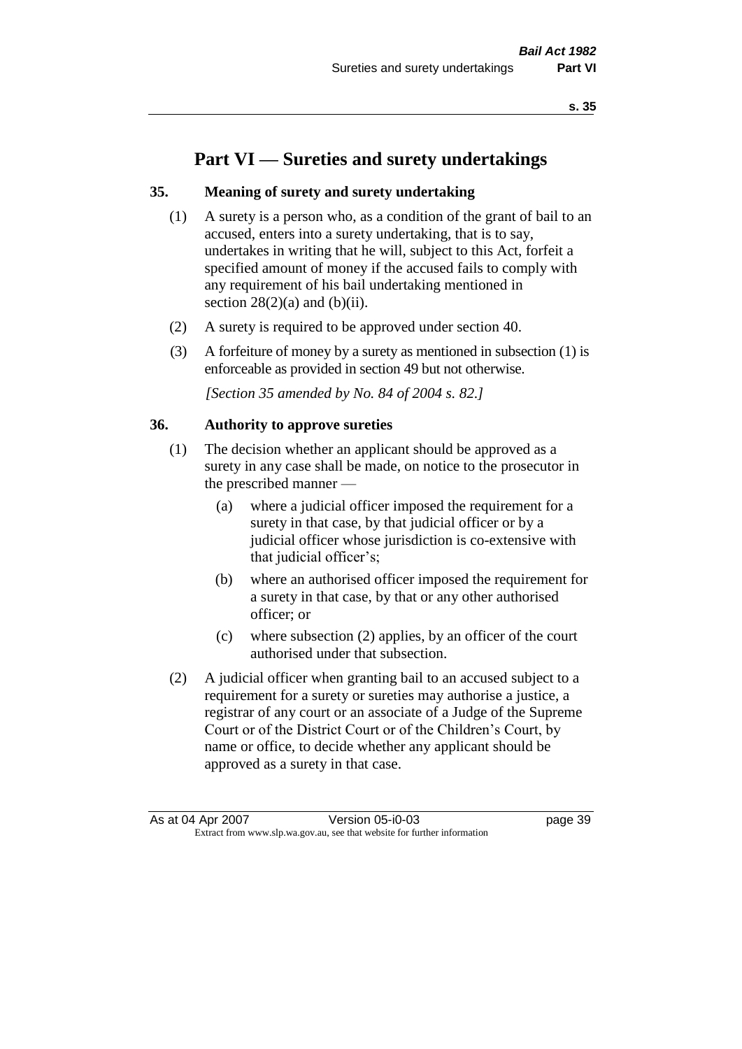# Part VI — Sureties and surety undertakings

### 35. Meaning of surety and surety undertaking

(1) A surety is a person who, as a condition of the grant of bail to an accused, enters into a surety undertaking, that is to say, undertakes in writing that he will, subject to this Act, forfeit a specified amount of money if the accused fails to comply with any requirement of his bail undertaking mentioned in section 28(2)(a) and (b)(ii).

(2) A surety is required to be approved under section 40.

(3) A forfeiture of money by a surety as mentioned in subsection (1) is enforceable as provided in section 49 but not otherwise.

*[Section 35 amended by No. 84 of 2004 s. 82.]*

### 36. Authority to approve sureties

(1) The decision whether an applicant should be approved as a surety in any case shall be made, on notice to the prosecutor in the prescribed manner —

- (a) where a judicial officer imposed the requirement for a surety in that case, by that judicial officer or by a judicial officer whose jurisdiction is co-extensive with that judicial officer's;
- (b) where an authorised officer imposed the requirement for a surety in that case, by that or any other authorised officer; or
- (c) where subsection (2) applies, by an officer of the court authorised under that subsection.

(2) A judicial officer when granting bail to an accused subject to a requirement for a surety or sureties may authorise a justice, a registrar of any court or an associate of a Judge of the Supreme Court or of the District Court or of the Children's Court, by name or office, to decide whether any applicant should be approved as a surety in that case.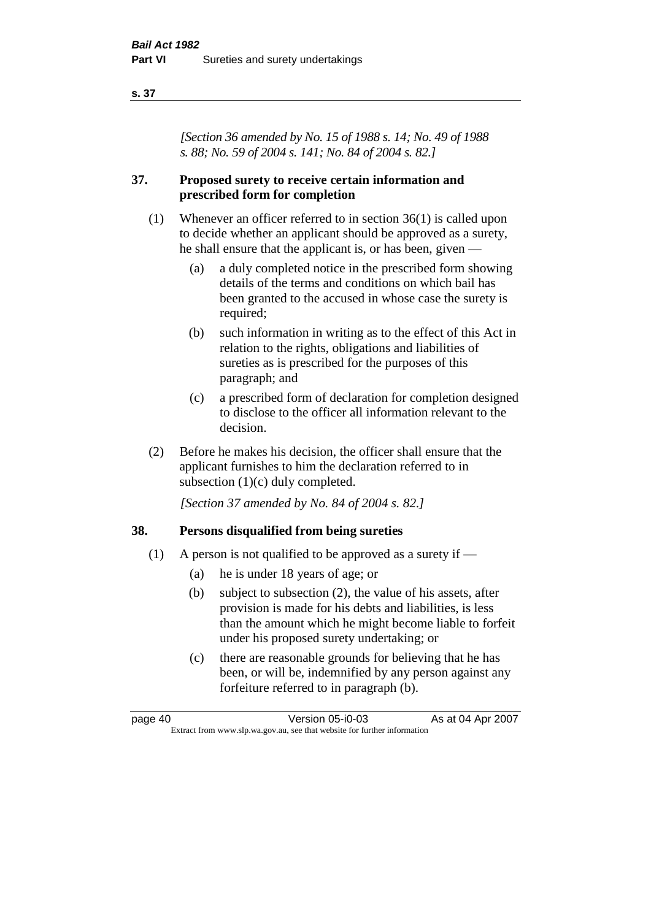*[Section 36 amended by No. 15 of 1988 s. 14; No. 49 of 1988 s. 88; No. 59 of 2004 s. 141; No. 84 of 2004 s. 82.]*

## 37. Proposed surety to receive certain information and prescribed form for completion

(1) Whenever an officer referred to in section 36(1) is called upon to decide whether an applicant should be approved as a surety, he shall ensure that the applicant is, or has been, given —

- (a) a duly completed notice in the prescribed form showing details of the terms and conditions on which bail has been granted to the accused in whose case the surety is required;
- (b) such information in writing as to the effect of this Act in relation to the rights, obligations and liabilities of sureties as is prescribed for the purposes of this paragraph; and
- (c) a prescribed form of declaration for completion designed to disclose to the officer all information relevant to the decision.

(2) Before he makes his decision, the officer shall ensure that the applicant furnishes to him the declaration referred to in subsection (1)(c) duly completed.

*[Section 37 amended by No. 84 of 2004 s. 82.]*

## 38. Persons disqualified from being sureties

(1) A person is not qualified to be approved as a surety if —

- (a) he is under 18 years of age; or
- (b) subject to subsection (2), the value of his assets, after provision is made for his debts and liabilities, is less than the amount which he might become liable to forfeit under his proposed surety undertaking; or
- (c) there are reasonable grounds for believing that he has been, or will be, indemnified by any person against any forfeiture referred to in paragraph (b).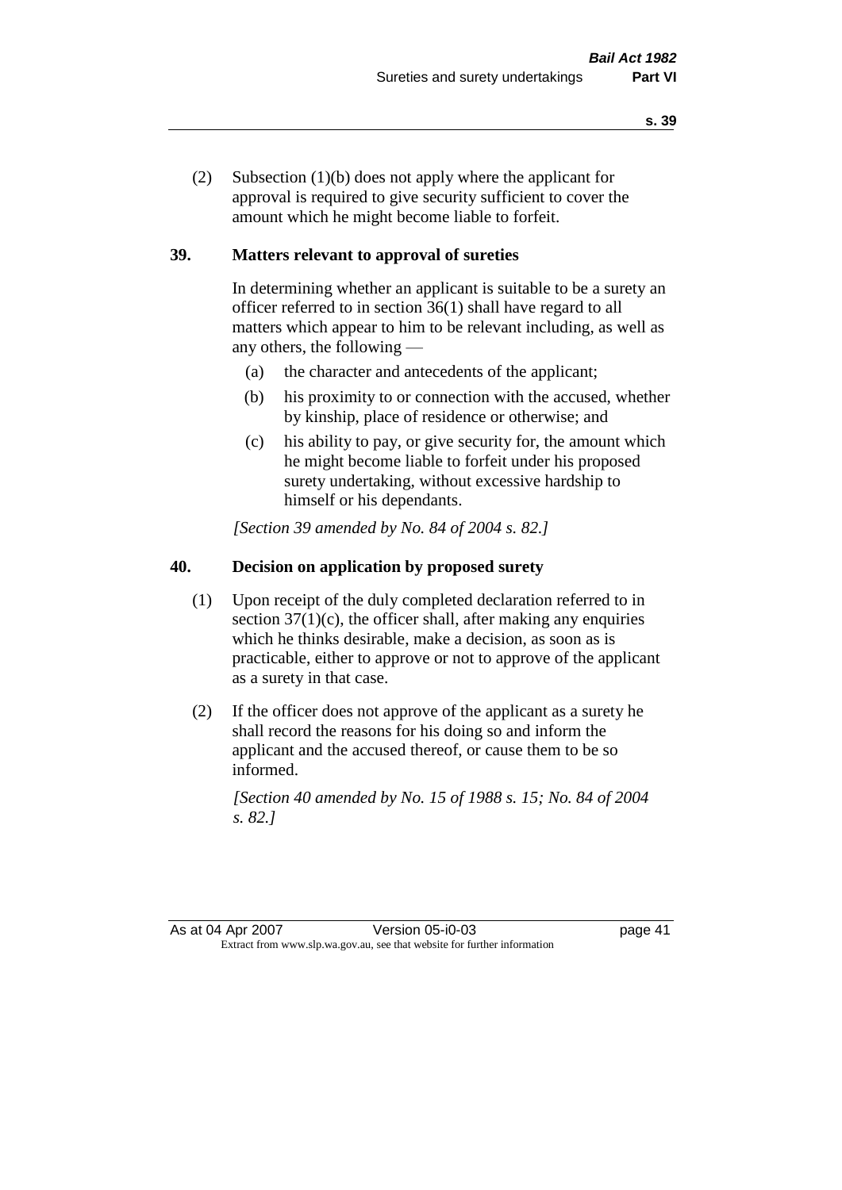(2) Subsection (1)(b) does not apply where the applicant for approval is required to give security sufficient to cover the amount which he might become liable to forfeit.

## 39. Matters relevant to approval of sureties

In determining whether an applicant is suitable to be a surety an officer referred to in section 36(1) shall have regard to all matters which appear to him to be relevant including, as well as any others, the following —

- (a) the character and antecedents of the applicant;
- (b) his proximity to or connection with the accused, whether by kinship, place of residence or otherwise; and
- (c) his ability to pay, or give security for, the amount which he might become liable to forfeit under his proposed surety undertaking, without excessive hardship to himself or his dependants.

*[Section 39 amended by No. 84 of 2004 s. 82.]*

## 40. Decision on application by proposed surety

(1) Upon receipt of the duly completed declaration referred to in section 37(1)(c), the officer shall, after making any enquiries which he thinks desirable, make a decision, as soon as is practicable, either to approve or not to approve of the applicant as a surety in that case.

(2) If the officer does not approve of the applicant as a surety he shall record the reasons for his doing so and inform the applicant and the accused thereof, or cause them to be so informed.

*[Section 40 amended by No. 15 of 1988 s. 15; No. 84 of 2004 s. 82.]*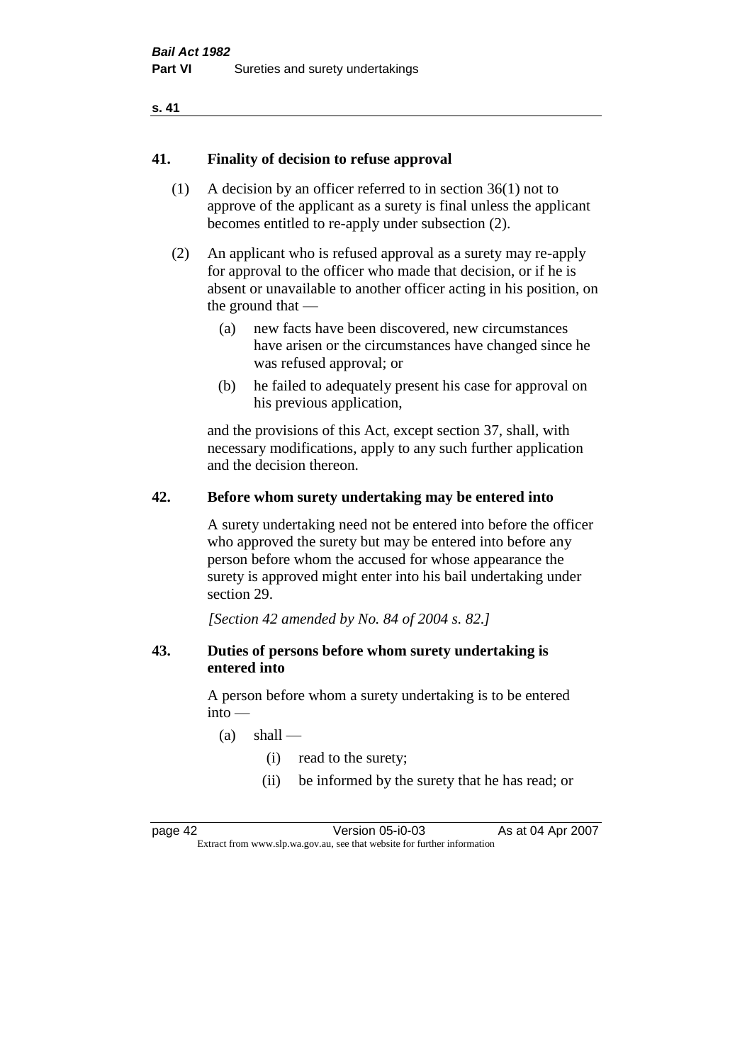### 41. Finality of decision to refuse approval

(1) A decision by an officer referred to in section 36(1) not to approve of the applicant as a surety is final unless the applicant becomes entitled to re-apply under subsection (2).

(2) An applicant who is refused approval as a surety may re-apply for approval to the officer who made that decision, or if he is absent or unavailable to another officer acting in his position, on the ground that —

- (a) new facts have been discovered, new circumstances have arisen or the circumstances have changed since he was refused approval; or
- (b) he failed to adequately present his case for approval on his previous application,

and the provisions of this Act, except section 37, shall, with necessary modifications, apply to any such further application and the decision thereon.

### 42. Before whom surety undertaking may be entered into

A surety undertaking need not be entered into before the officer who approved the surety but may be entered into before any person before whom the accused for whose appearance the surety is approved might enter into his bail undertaking under section 29.

*[Section 42 amended by No. 84 of 2004 s. 82.]*

### 43. Duties of persons before whom surety undertaking is entered into

A person before whom a surety undertaking is to be entered into —

- (a) shall —
  - (i) read to the surety;
  - (ii) be informed by the surety that he has read; or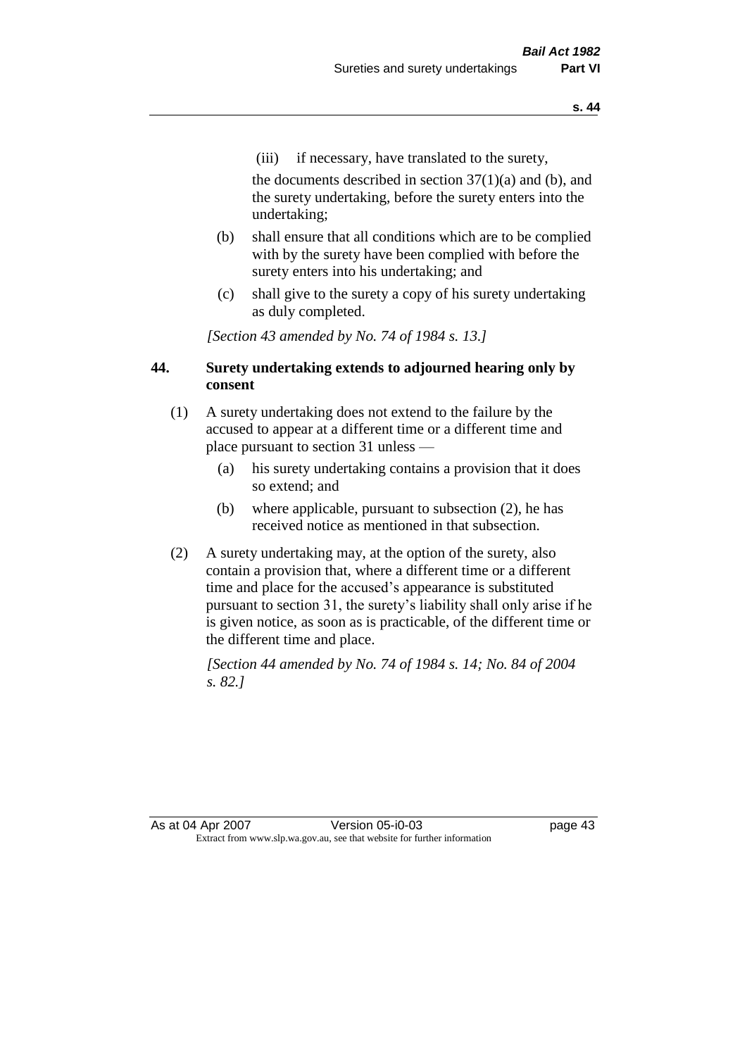(iii) if necessary, have translated to the surety,

the documents described in section 37(1)(a) and (b), and the surety undertaking, before the surety enters into the undertaking;

(b) shall ensure that all conditions which are to be complied with by the surety have been complied with before the surety enters into his undertaking; and

(c) shall give to the surety a copy of his surety undertaking as duly completed.

*[Section 43 amended by No. 74 of 1984 s. 13.]*

### 44. Surety undertaking extends to adjourned hearing only by consent

(1) A surety undertaking does not extend to the failure by the accused to appear at a different time or a different time and place pursuant to section 31 unless —

(a) his surety undertaking contains a provision that it does so extend; and

(b) where applicable, pursuant to subsection (2), he has received notice as mentioned in that subsection.

(2) A surety undertaking may, at the option of the surety, also contain a provision that, where a different time or a different time and place for the accused's appearance is substituted pursuant to section 31, the surety's liability shall only arise if he is given notice, as soon as is practicable, of the different time or the different time and place.

*[Section 44 amended by No. 74 of 1984 s. 14; No. 84 of 2004 s. 82.]*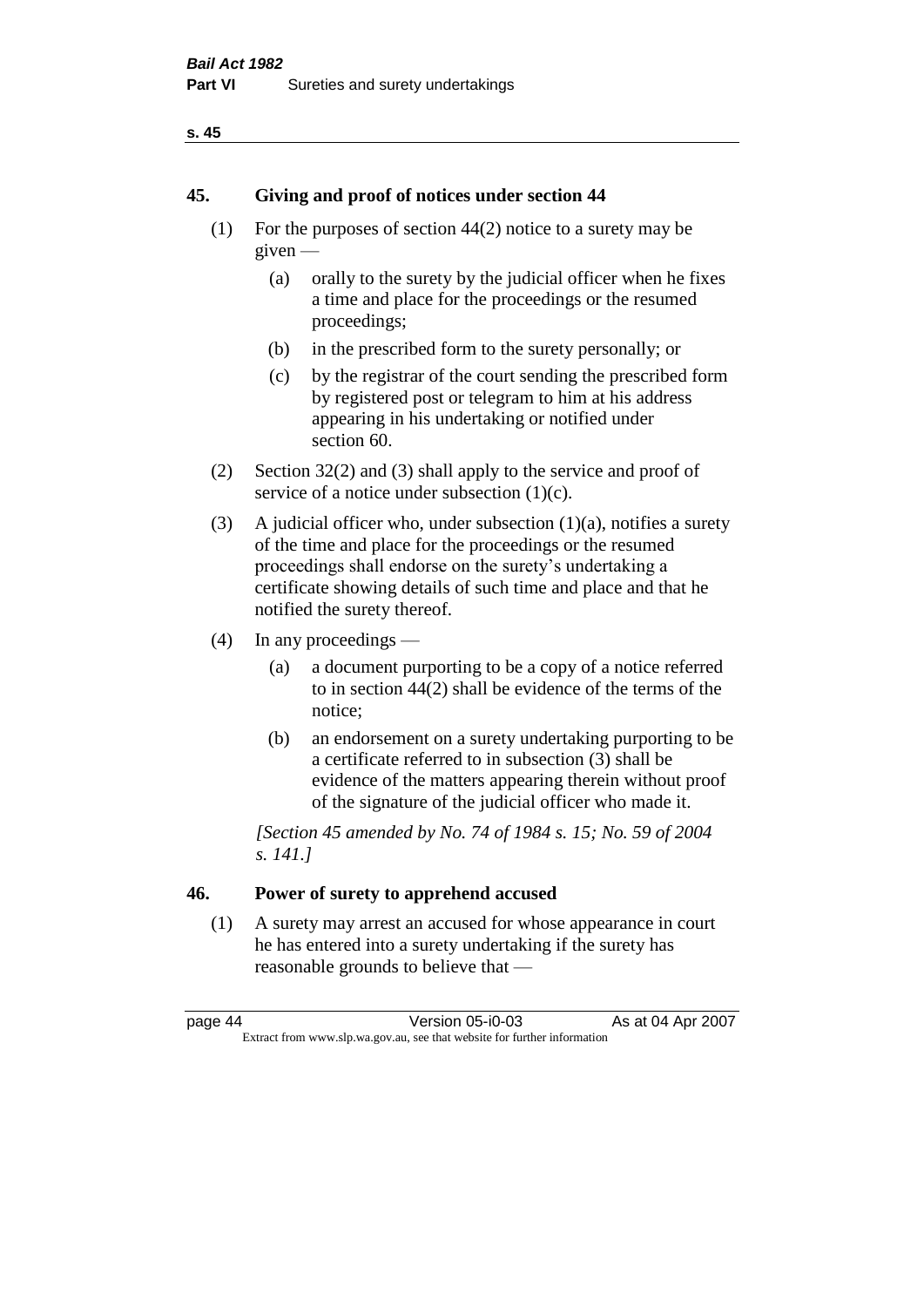## 45. Giving and proof of notices under section 44

(1) For the purposes of section 44(2) notice to a surety may be given —

(a) orally to the surety by the judicial officer when he fixes a time and place for the proceedings or the resumed proceedings;

(b) in the prescribed form to the surety personally; or

(c) by the registrar of the court sending the prescribed form by registered post or telegram to him at his address appearing in his undertaking or notified under section 60.

(2) Section 32(2) and (3) shall apply to the service and proof of service of a notice under subsection (1)(c).

(3) A judicial officer who, under subsection (1)(a), notifies a surety of the time and place for the proceedings or the resumed proceedings shall endorse on the surety's undertaking a certificate showing details of such time and place and that he notified the surety thereof.

(4) In any proceedings —

(a) a document purporting to be a copy of a notice referred to in section 44(2) shall be evidence of the terms of the notice;

(b) an endorsement on a surety undertaking purporting to be a certificate referred to in subsection (3) shall be evidence of the matters appearing therein without proof of the signature of the judicial officer who made it.

*[Section 45 amended by No. 74 of 1984 s. 15; No. 59 of 2004 s. 141.]*

## 46. Power of surety to apprehend accused

(1) A surety may arrest an accused for whose appearance in court he has entered into a surety undertaking if the surety has reasonable grounds to believe that —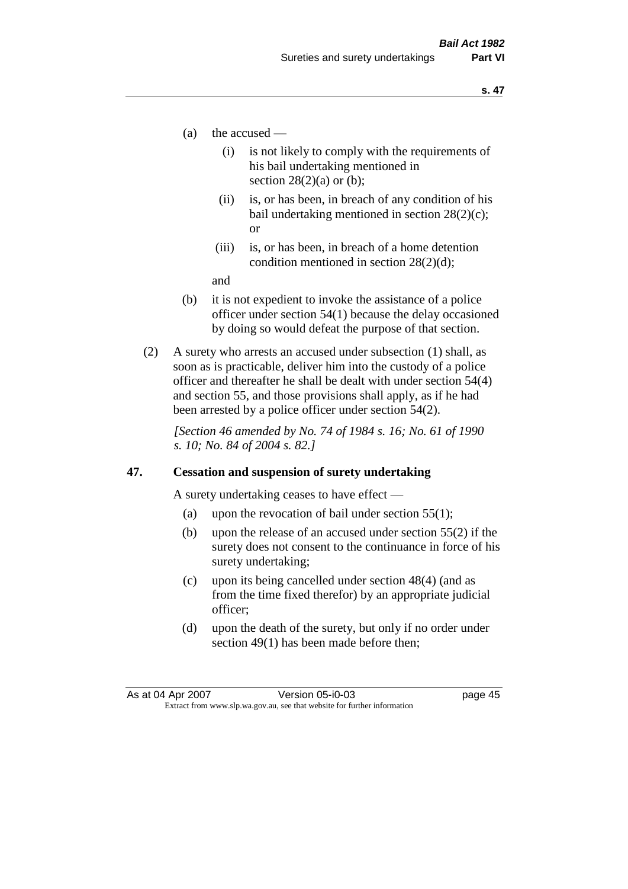(a) the accused —

   (i) is not likely to comply with the requirements of his bail undertaking mentioned in section 28(2)(a) or (b);

   (ii) is, or has been, in breach of any condition of his bail undertaking mentioned in section 28(2)(c); or

   (iii) is, or has been, in breach of a home detention condition mentioned in section 28(2)(d);

   and

(b) it is not expedient to invoke the assistance of a police officer under section 54(1) because the delay occasioned by doing so would defeat the purpose of that section.

(2) A surety who arrests an accused under subsection (1) shall, as soon as is practicable, deliver him into the custody of a police officer and thereafter he shall be dealt with under section 54(4) and section 55, and those provisions shall apply, as if he had been arrested by a police officer under section 54(2).

*[Section 46 amended by No. 74 of 1984 s. 16; No. 61 of 1990 s. 10; No. 84 of 2004 s. 82.]*

## 47. Cessation and suspension of surety undertaking

A surety undertaking ceases to have effect —

(a) upon the revocation of bail under section 55(1);

(b) upon the release of an accused under section 55(2) if the surety does not consent to the continuance in force of his surety undertaking;

(c) upon its being cancelled under section 48(4) (and as from the time fixed therefor) by an appropriate judicial officer;

(d) upon the death of the surety, but only if no order under section 49(1) has been made before then;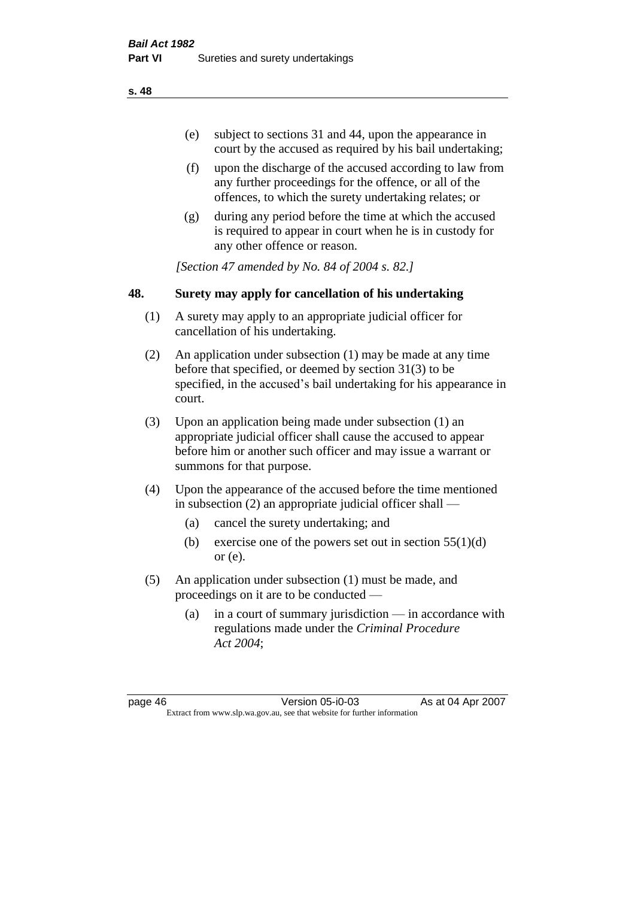(e) subject to sections 31 and 44, upon the appearance in court by the accused as required by his bail undertaking;

(f) upon the discharge of the accused according to law from any further proceedings for the offence, or all of the offences, to which the surety undertaking relates; or

(g) during any period before the time at which the accused is required to appear in court when he is in custody for any other offence or reason.

*[Section 47 amended by No. 84 of 2004 s. 82.]*

## 48. Surety may apply for cancellation of his undertaking

(1) A surety may apply to an appropriate judicial officer for cancellation of his undertaking.

(2) An application under subsection (1) may be made at any time before that specified, or deemed by section 31(3) to be specified, in the accused's bail undertaking for his appearance in court.

(3) Upon an application being made under subsection (1) an appropriate judicial officer shall cause the accused to appear before him or another such officer and may issue a warrant or summons for that purpose.

(4) Upon the appearance of the accused before the time mentioned in subsection (2) an appropriate judicial officer shall —

(a) cancel the surety undertaking; and

(b) exercise one of the powers set out in section 55(1)(d) or (e).

(5) An application under subsection (1) must be made, and proceedings on it are to be conducted —

(a) in a court of summary jurisdiction — in accordance with regulations made under the *Criminal Procedure Act 2004*;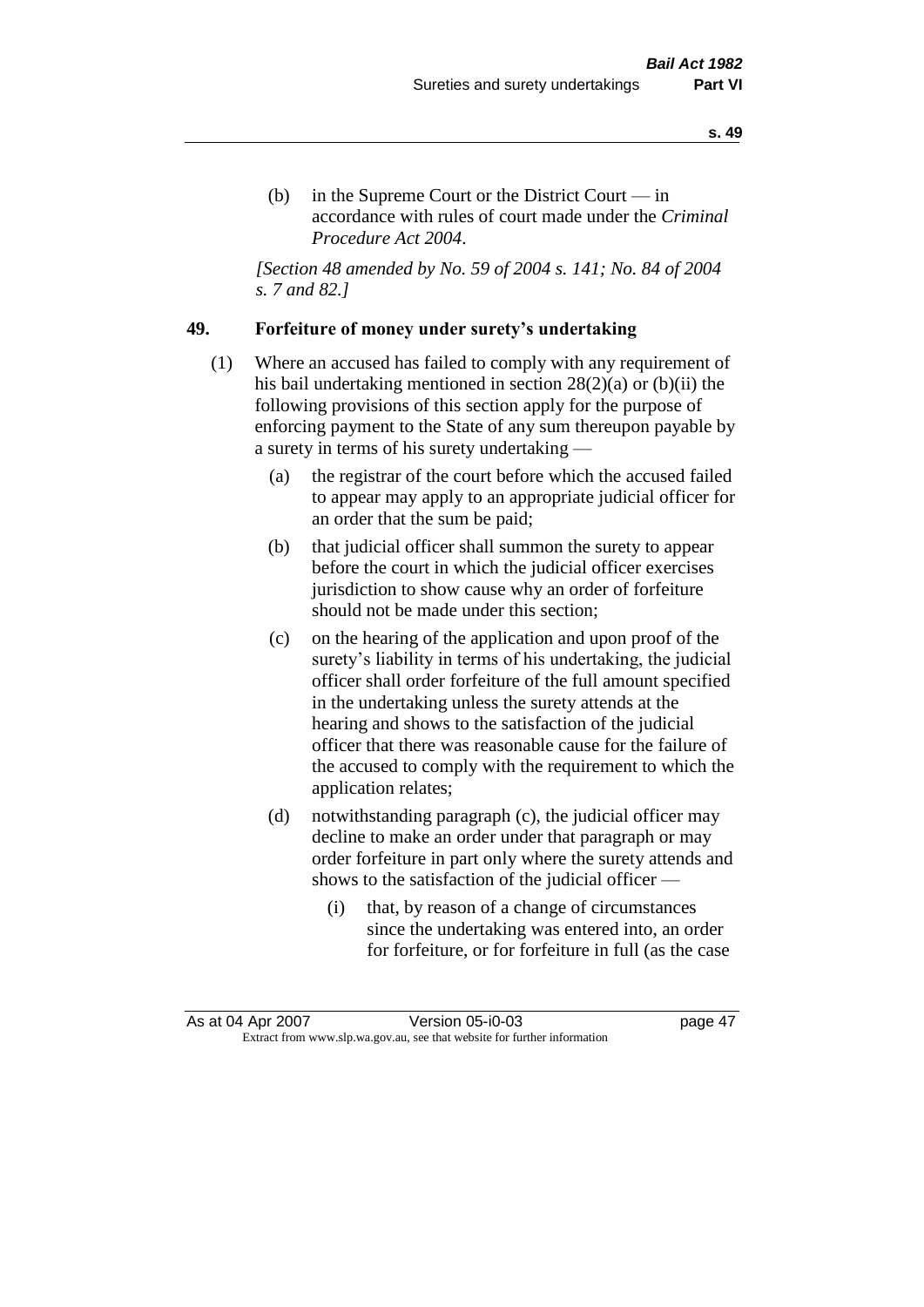(b) in the Supreme Court or the District Court — in accordance with rules of court made under the *Criminal Procedure Act 2004*.

*[Section 48 amended by No. 59 of 2004 s. 141; No. 84 of 2004 s. 7 and 82.]*

## 49. Forfeiture of money under surety's undertaking

(1) Where an accused has failed to comply with any requirement of his bail undertaking mentioned in section 28(2)(a) or (b)(ii) the following provisions of this section apply for the purpose of enforcing payment to the State of any sum thereupon payable by a surety in terms of his surety undertaking —

(a) the registrar of the court before which the accused failed to appear may apply to an appropriate judicial officer for an order that the sum be paid;

(b) that judicial officer shall summon the surety to appear before the court in which the judicial officer exercises jurisdiction to show cause why an order of forfeiture should not be made under this section;

(c) on the hearing of the application and upon proof of the surety's liability in terms of his undertaking, the judicial officer shall order forfeiture of the full amount specified in the undertaking unless the surety attends at the hearing and shows to the satisfaction of the judicial officer that there was reasonable cause for the failure of the accused to comply with the requirement to which the application relates;

(d) notwithstanding paragraph (c), the judicial officer may decline to make an order under that paragraph or may order forfeiture in part only where the surety attends and shows to the satisfaction of the judicial officer —

(i) that, by reason of a change of circumstances since the undertaking was entered into, an order for forfeiture, or for forfeiture in full (as the case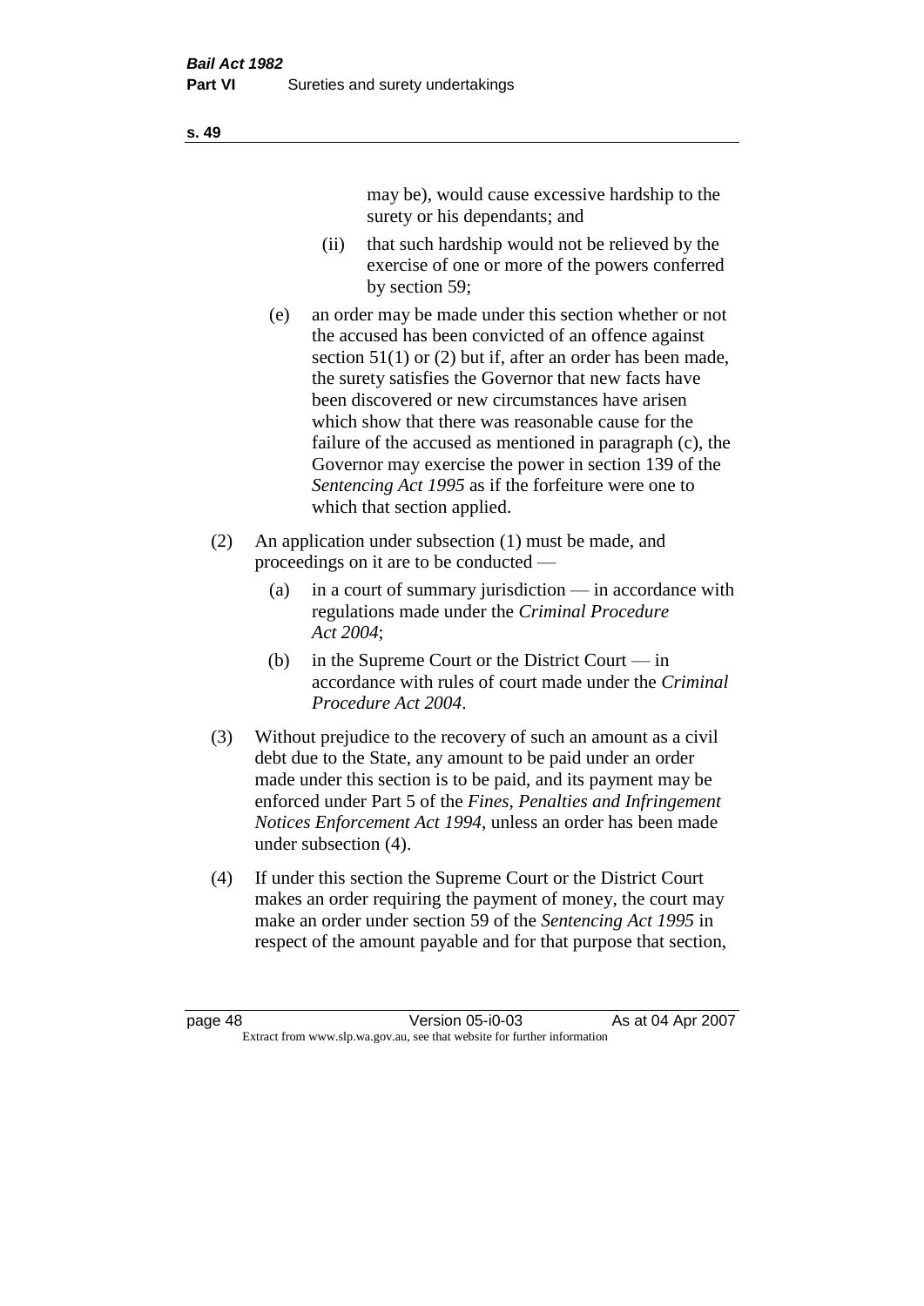may be), would cause excessive hardship to the surety or his dependants; and

(ii) that such hardship would not be relieved by the exercise of one or more of the powers conferred by section 59;

(e) an order may be made under this section whether or not the accused has been convicted of an offence against section 51(1) or (2) but if, after an order has been made, the surety satisfies the Governor that new facts have been discovered or new circumstances have arisen which show that there was reasonable cause for the failure of the accused as mentioned in paragraph (c), the Governor may exercise the power in section 139 of the *Sentencing Act 1995* as if the forfeiture were one to which that section applied.

(2) An application under subsection (1) must be made, and proceedings on it are to be conducted —

(a) in a court of summary jurisdiction — in accordance with regulations made under the *Criminal Procedure Act 2004*;

(b) in the Supreme Court or the District Court — in accordance with rules of court made under the *Criminal Procedure Act 2004*.

(3) Without prejudice to the recovery of such an amount as a civil debt due to the State, any amount to be paid under an order made under this section is to be paid, and its payment may be enforced under Part 5 of the *Fines, Penalties and Infringement Notices Enforcement Act 1994*, unless an order has been made under subsection (4).

(4) If under this section the Supreme Court or the District Court makes an order requiring the payment of money, the court may make an order under section 59 of the *Sentencing Act 1995* in respect of the amount payable and for that purpose that section,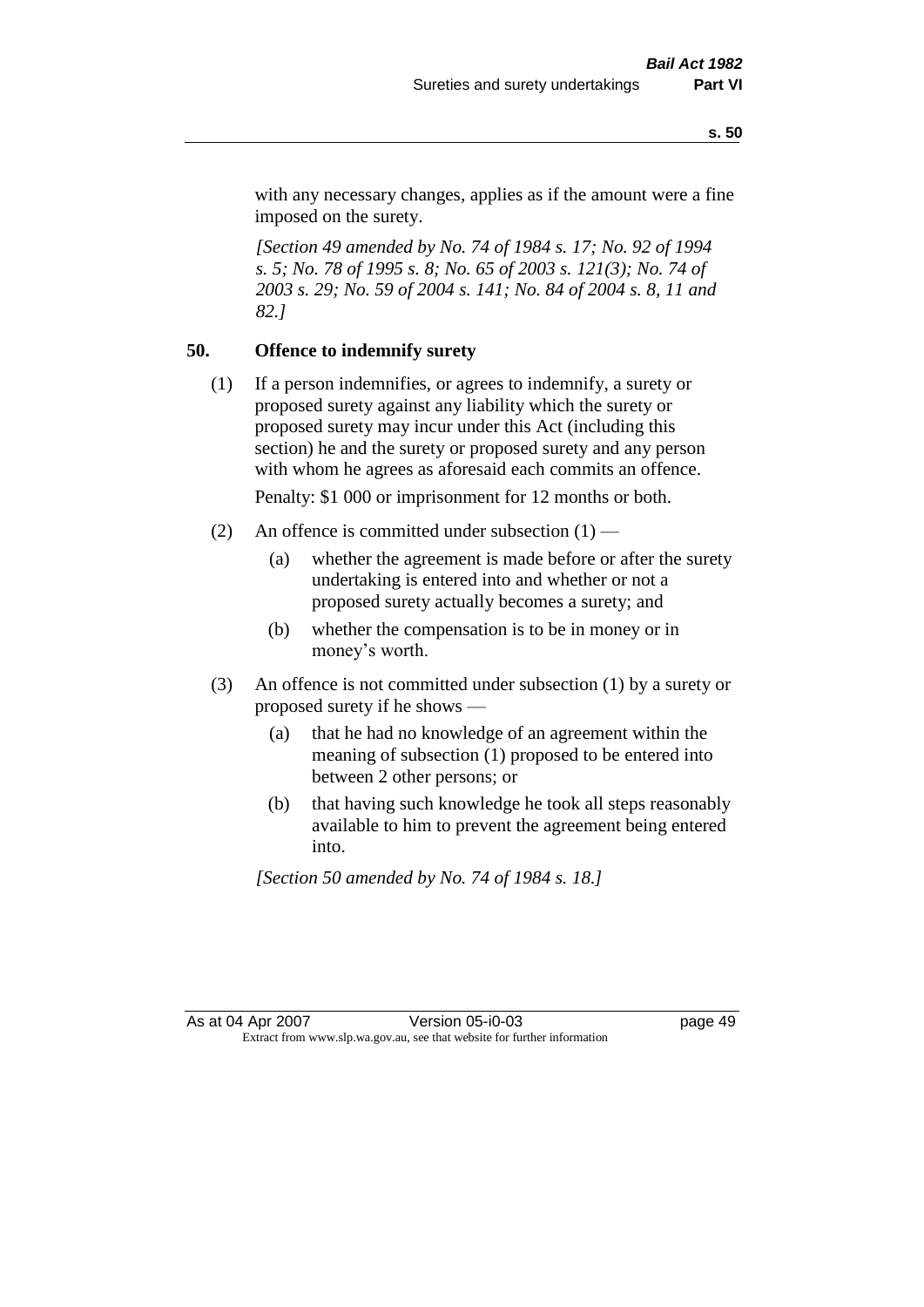with any necessary changes, applies as if the amount were a fine imposed on the surety.

*[Section 49 amended by No. 74 of 1984 s. 17; No. 92 of 1994 s. 5; No. 78 of 1995 s. 8; No. 65 of 2003 s. 121(3); No. 74 of 2003 s. 29; No. 59 of 2004 s. 141; No. 84 of 2004 s. 8, 11 and 82.]*

## 50. Offence to indemnify surety

(1) If a person indemnifies, or agrees to indemnify, a surety or proposed surety against any liability which the surety or proposed surety may incur under this Act (including this section) he and the surety or proposed surety and any person with whom he agrees as aforesaid each commits an offence.

Penalty: $1 000 or imprisonment for 12 months or both.

(2) An offence is committed under subsection (1) —

(a) whether the agreement is made before or after the surety undertaking is entered into and whether or not a proposed surety actually becomes a surety; and

(b) whether the compensation is to be in money or in money's worth.

(3) An offence is not committed under subsection (1) by a surety or proposed surety if he shows —

(a) that he had no knowledge of an agreement within the meaning of subsection (1) proposed to be entered into between 2 other persons; or

(b) that having such knowledge he took all steps reasonably available to him to prevent the agreement being entered into.

*[Section 50 amended by No. 74 of 1984 s. 18.]*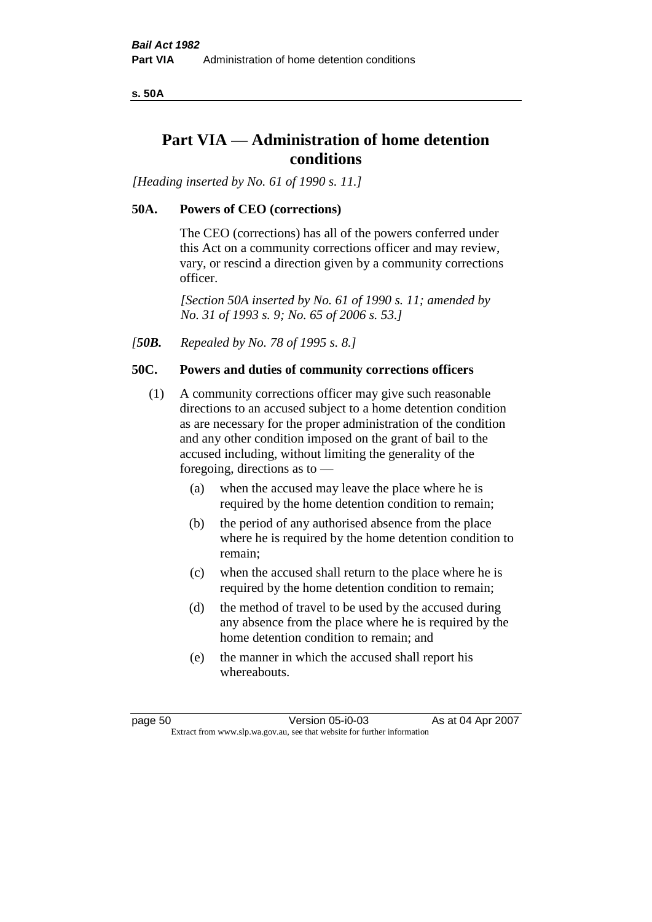# Part VIA — Administration of home detention conditions

*[Heading inserted by No. 61 of 1990 s. 11.]*

### 50A. Powers of CEO (corrections)

The CEO (corrections) has all of the powers conferred under this Act on a community corrections officer and may review, vary, or rescind a direction given by a community corrections officer.

*[Section 50A inserted by No. 61 of 1990 s. 11; amended by No. 31 of 1993 s. 9; No. 65 of 2006 s. 53.]*

*[**50B.** Repealed by No. 78 of 1995 s. 8.]*

### 50C. Powers and duties of community corrections officers

(1) A community corrections officer may give such reasonable directions to an accused subject to a home detention condition as are necessary for the proper administration of the condition and any other condition imposed on the grant of bail to the accused including, without limiting the generality of the foregoing, directions as to —

- (a) when the accused may leave the place where he is required by the home detention condition to remain;
- (b) the period of any authorised absence from the place where he is required by the home detention condition to remain;
- (c) when the accused shall return to the place where he is required by the home detention condition to remain;
- (d) the method of travel to be used by the accused during any absence from the place where he is required by the home detention condition to remain; and
- (e) the manner in which the accused shall report his whereabouts.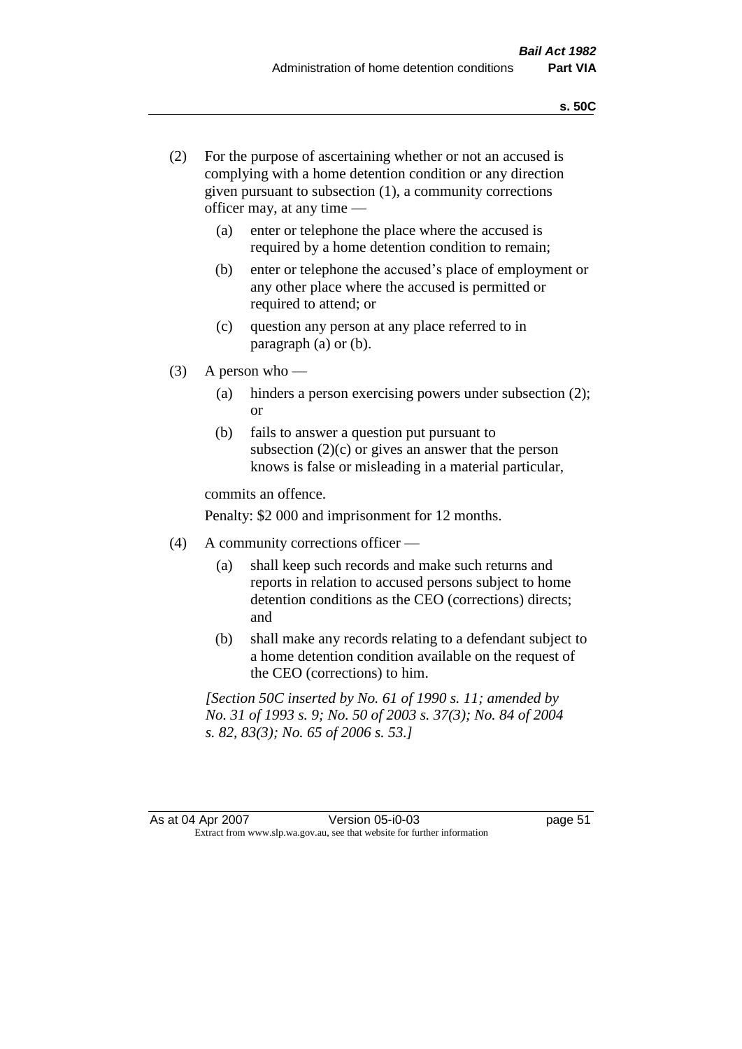(2) For the purpose of ascertaining whether or not an accused is complying with a home detention condition or any direction given pursuant to subsection (1), a community corrections officer may, at any time —

   (a) enter or telephone the place where the accused is required by a home detention condition to remain;

   (b) enter or telephone the accused's place of employment or any other place where the accused is permitted or required to attend; or

   (c) question any person at any place referred to in paragraph (a) or (b).

(3) A person who —

   (a) hinders a person exercising powers under subsection (2); or

   (b) fails to answer a question put pursuant to subsection (2)(c) or gives an answer that the person knows is false or misleading in a material particular,

   commits an offence.

   Penalty: $2 000 and imprisonment for 12 months.

(4) A community corrections officer —

   (a) shall keep such records and make such returns and reports in relation to accused persons subject to home detention conditions as the CEO (corrections) directs; and

   (b) shall make any records relating to a defendant subject to a home detention condition available on the request of the CEO (corrections) to him.

*[Section 50C inserted by No. 61 of 1990 s. 11; amended by No. 31 of 1993 s. 9; No. 50 of 2003 s. 37(3); No. 84 of 2004 s. 82, 83(3); No. 65 of 2006 s. 53.]*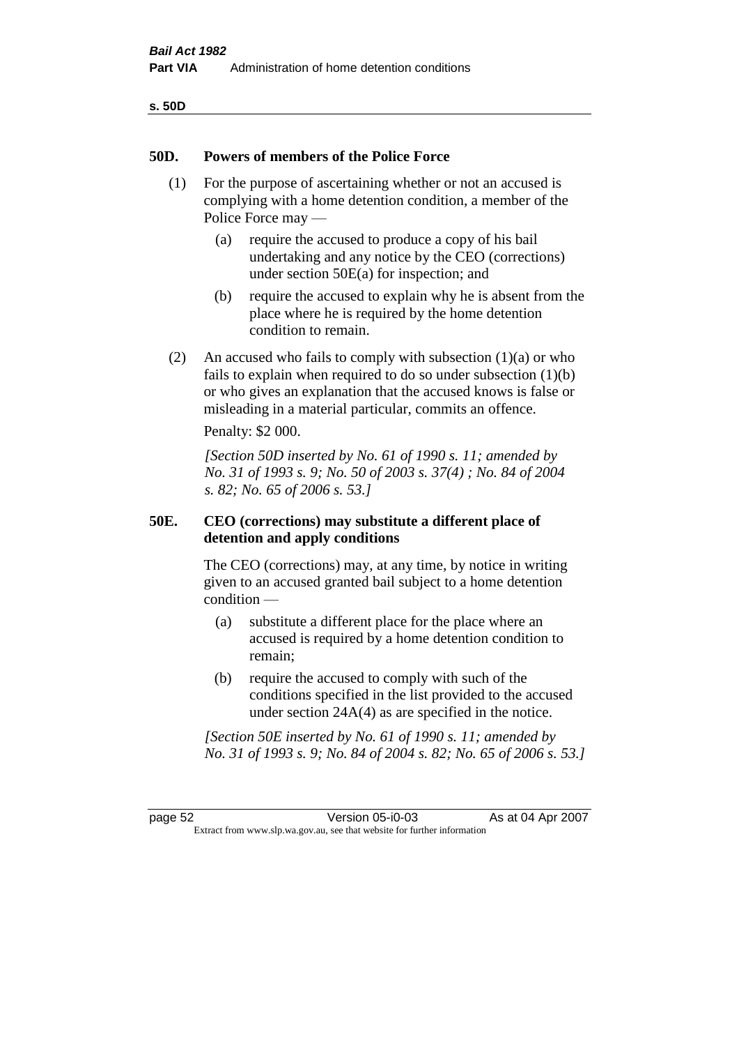## 50D. Powers of members of the Police Force

(1) For the purpose of ascertaining whether or not an accused is complying with a home detention condition, a member of the Police Force may —

(a) require the accused to produce a copy of his bail undertaking and any notice by the CEO (corrections) under section 50E(a) for inspection; and

(b) require the accused to explain why he is absent from the place where he is required by the home detention condition to remain.

(2) An accused who fails to comply with subsection (1)(a) or who fails to explain when required to do so under subsection (1)(b) or who gives an explanation that the accused knows is false or misleading in a material particular, commits an offence.

Penalty: $2 000.

*[Section 50D inserted by No. 61 of 1990 s. 11; amended by No. 31 of 1993 s. 9; No. 50 of 2003 s. 37(4) ; No. 84 of 2004 s. 82; No. 65 of 2006 s. 53.]*

## 50E. CEO (corrections) may substitute a different place of detention and apply conditions

The CEO (corrections) may, at any time, by notice in writing given to an accused granted bail subject to a home detention condition —

(a) substitute a different place for the place where an accused is required by a home detention condition to remain;

(b) require the accused to comply with such of the conditions specified in the list provided to the accused under section 24A(4) as are specified in the notice.

*[Section 50E inserted by No. 61 of 1990 s. 11; amended by No. 31 of 1993 s. 9; No. 84 of 2004 s. 82; No. 65 of 2006 s. 53.]*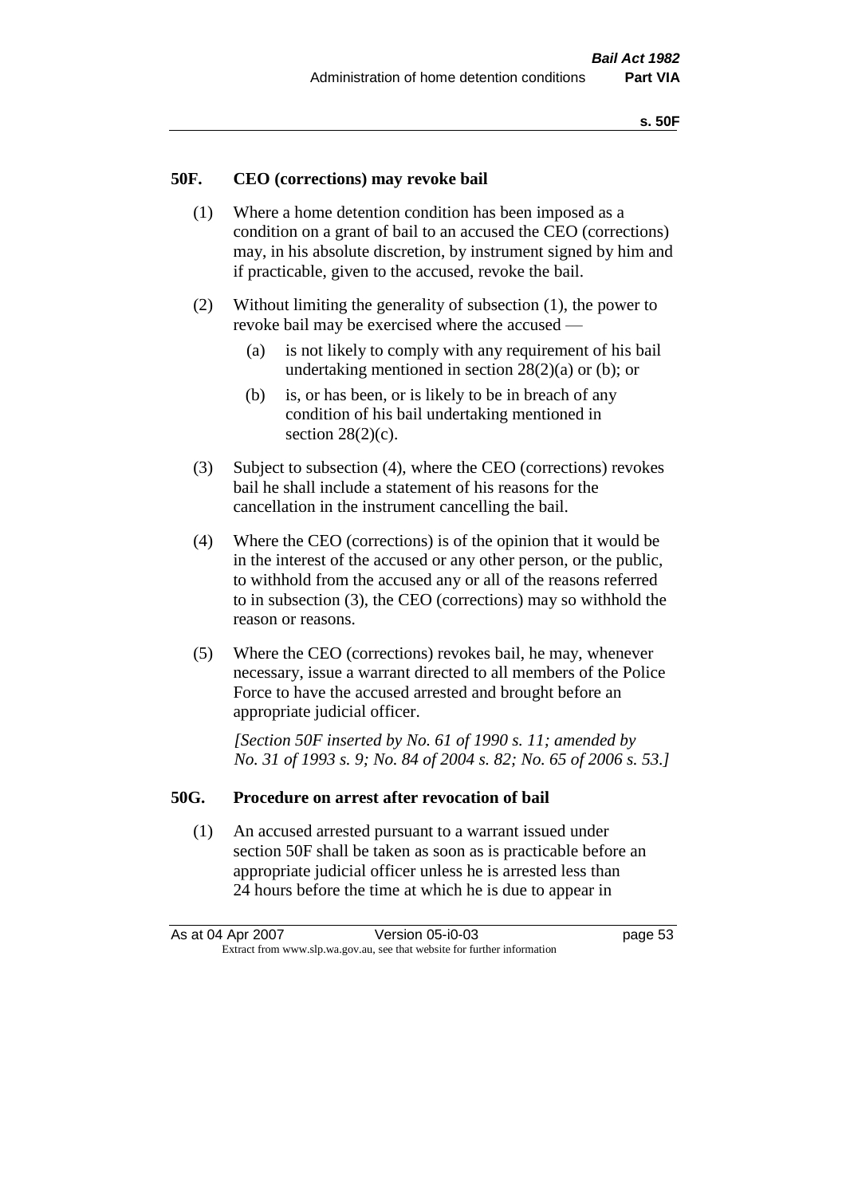## 50F. CEO (corrections) may revoke bail

(1) Where a home detention condition has been imposed as a condition on a grant of bail to an accused the CEO (corrections) may, in his absolute discretion, by instrument signed by him and if practicable, given to the accused, revoke the bail.

(2) Without limiting the generality of subsection (1), the power to revoke bail may be exercised where the accused —

- (a) is not likely to comply with any requirement of his bail undertaking mentioned in section 28(2)(a) or (b); or
- (b) is, or has been, or is likely to be in breach of any condition of his bail undertaking mentioned in section 28(2)(c).

(3) Subject to subsection (4), where the CEO (corrections) revokes bail he shall include a statement of his reasons for the cancellation in the instrument cancelling the bail.

(4) Where the CEO (corrections) is of the opinion that it would be in the interest of the accused or any other person, or the public, to withhold from the accused any or all of the reasons referred to in subsection (3), the CEO (corrections) may so withhold the reason or reasons.

(5) Where the CEO (corrections) revokes bail, he may, whenever necessary, issue a warrant directed to all members of the Police Force to have the accused arrested and brought before an appropriate judicial officer.

*[Section 50F inserted by No. 61 of 1990 s. 11; amended by No. 31 of 1993 s. 9; No. 84 of 2004 s. 82; No. 65 of 2006 s. 53.]*

## 50G. Procedure on arrest after revocation of bail

(1) An accused arrested pursuant to a warrant issued under section 50F shall be taken as soon as is practicable before an appropriate judicial officer unless he is arrested less than 24 hours before the time at which he is due to appear in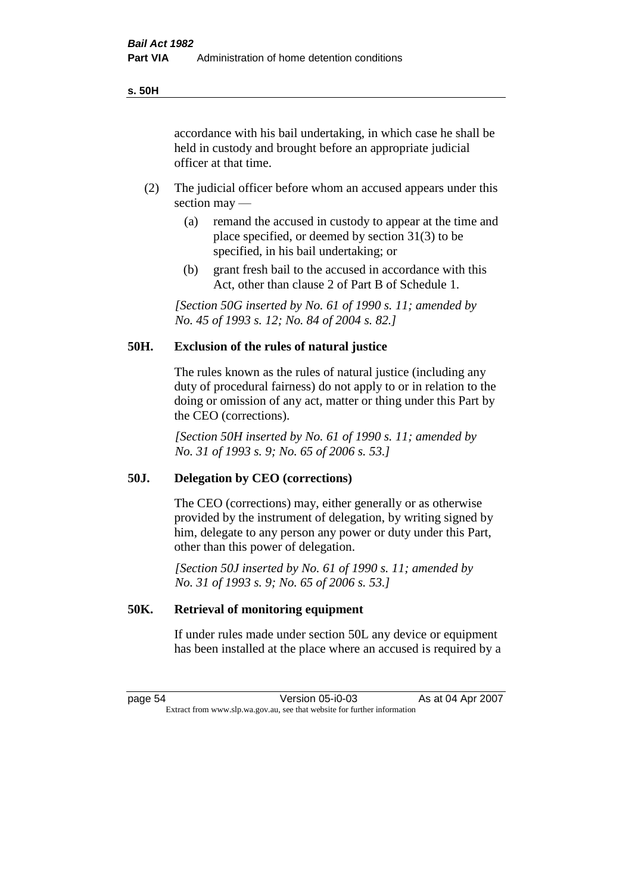accordance with his bail undertaking, in which case he shall be held in custody and brought before an appropriate judicial officer at that time.

(2) The judicial officer before whom an accused appears under this section may —

(a) remand the accused in custody to appear at the time and place specified, or deemed by section 31(3) to be specified, in his bail undertaking; or

(b) grant fresh bail to the accused in accordance with this Act, other than clause 2 of Part B of Schedule 1.

*[Section 50G inserted by No. 61 of 1990 s. 11; amended by No. 45 of 1993 s. 12; No. 84 of 2004 s. 82.]*

## 50H. Exclusion of the rules of natural justice

The rules known as the rules of natural justice (including any duty of procedural fairness) do not apply to or in relation to the doing or omission of any act, matter or thing under this Part by the CEO (corrections).

*[Section 50H inserted by No. 61 of 1990 s. 11; amended by No. 31 of 1993 s. 9; No. 65 of 2006 s. 53.]*

## 50J. Delegation by CEO (corrections)

The CEO (corrections) may, either generally or as otherwise provided by the instrument of delegation, by writing signed by him, delegate to any person any power or duty under this Part, other than this power of delegation.

*[Section 50J inserted by No. 61 of 1990 s. 11; amended by No. 31 of 1993 s. 9; No. 65 of 2006 s. 53.]*

## 50K. Retrieval of monitoring equipment

If under rules made under section 50L any device or equipment has been installed at the place where an accused is required by a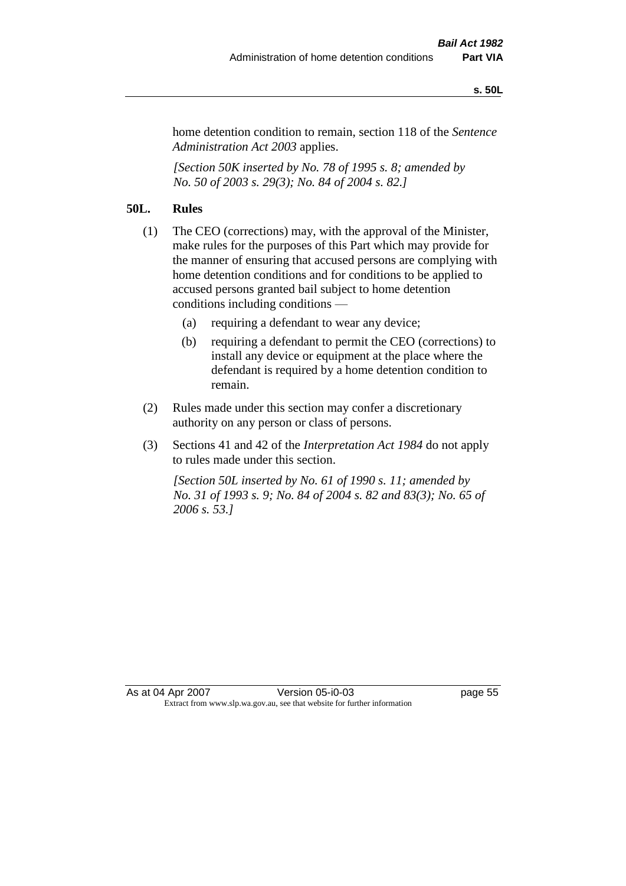home detention condition to remain, section 118 of the *Sentence Administration Act 2003* applies.

*[Section 50K inserted by No. 78 of 1995 s. 8; amended by No. 50 of 2003 s. 29(3); No. 84 of 2004 s. 82.]*

### 50L. Rules

(1) The CEO (corrections) may, with the approval of the Minister, make rules for the purposes of this Part which may provide for the manner of ensuring that accused persons are complying with home detention conditions and for conditions to be applied to accused persons granted bail subject to home detention conditions including conditions —

- (a) requiring a defendant to wear any device;
- (b) requiring a defendant to permit the CEO (corrections) to install any device or equipment at the place where the defendant is required by a home detention condition to remain.

(2) Rules made under this section may confer a discretionary authority on any person or class of persons.

(3) Sections 41 and 42 of the *Interpretation Act 1984* do not apply to rules made under this section.

*[Section 50L inserted by No. 61 of 1990 s. 11; amended by No. 31 of 1993 s. 9; No. 84 of 2004 s. 82 and 83(3); No. 65 of 2006 s. 53.]*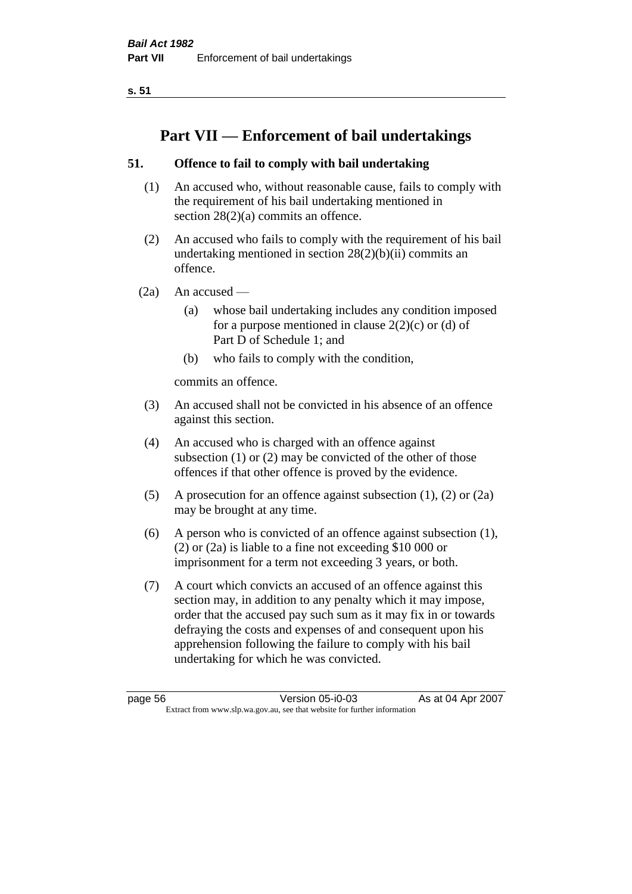# Part VII — Enforcement of bail undertakings

## 51. Offence to fail to comply with bail undertaking

(1) An accused who, without reasonable cause, fails to comply with the requirement of his bail undertaking mentioned in section 28(2)(a) commits an offence.

(2) An accused who fails to comply with the requirement of his bail undertaking mentioned in section 28(2)(b)(ii) commits an offence.

(2a) An accused —

- (a) whose bail undertaking includes any condition imposed for a purpose mentioned in clause 2(2)(c) or (d) of Part D of Schedule 1; and
- (b) who fails to comply with the condition,

commits an offence.

(3) An accused shall not be convicted in his absence of an offence against this section.

(4) An accused who is charged with an offence against subsection (1) or (2) may be convicted of the other of those offences if that other offence is proved by the evidence.

(5) A prosecution for an offence against subsection (1), (2) or (2a) may be brought at any time.

(6) A person who is convicted of an offence against subsection (1), (2) or (2a) is liable to a fine not exceeding $10 000 or imprisonment for a term not exceeding 3 years, or both.

(7) A court which convicts an accused of an offence against this section may, in addition to any penalty which it may impose, order that the accused pay such sum as it may fix in or towards defraying the costs and expenses of and consequent upon his apprehension following the failure to comply with his bail undertaking for which he was convicted.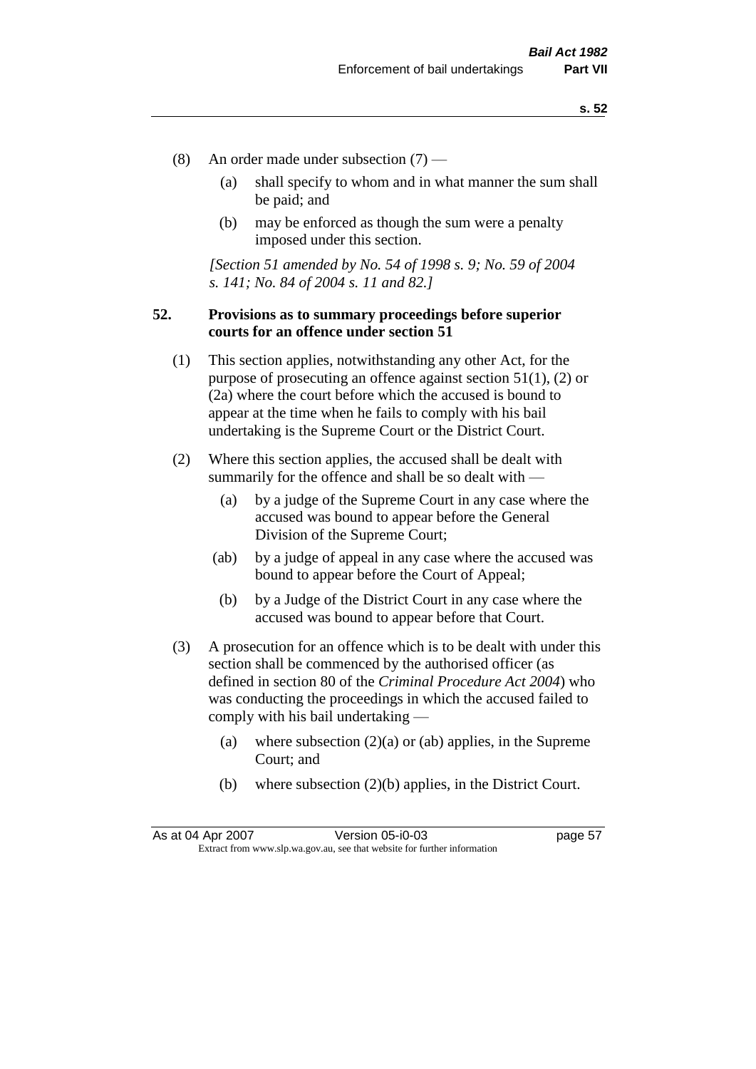(8) An order made under subsection (7) —

(a) shall specify to whom and in what manner the sum shall be paid; and

(b) may be enforced as though the sum were a penalty imposed under this section.

*[Section 51 amended by No. 54 of 1998 s. 9; No. 59 of 2004 s. 141; No. 84 of 2004 s. 11 and 82.]*

**52. Provisions as to summary proceedings before superior courts for an offence under section 51**

(1) This section applies, notwithstanding any other Act, for the purpose of prosecuting an offence against section 51(1), (2) or (2a) where the court before which the accused is bound to appear at the time when he fails to comply with his bail undertaking is the Supreme Court or the District Court.

(2) Where this section applies, the accused shall be dealt with summarily for the offence and shall be so dealt with —

(a) by a judge of the Supreme Court in any case where the accused was bound to appear before the General Division of the Supreme Court;

(ab) by a judge of appeal in any case where the accused was bound to appear before the Court of Appeal;

(b) by a Judge of the District Court in any case where the accused was bound to appear before that Court.

(3) A prosecution for an offence which is to be dealt with under this section shall be commenced by the authorised officer (as defined in section 80 of the *Criminal Procedure Act 2004*) who was conducting the proceedings in which the accused failed to comply with his bail undertaking —

(a) where subsection (2)(a) or (ab) applies, in the Supreme Court; and

(b) where subsection (2)(b) applies, in the District Court.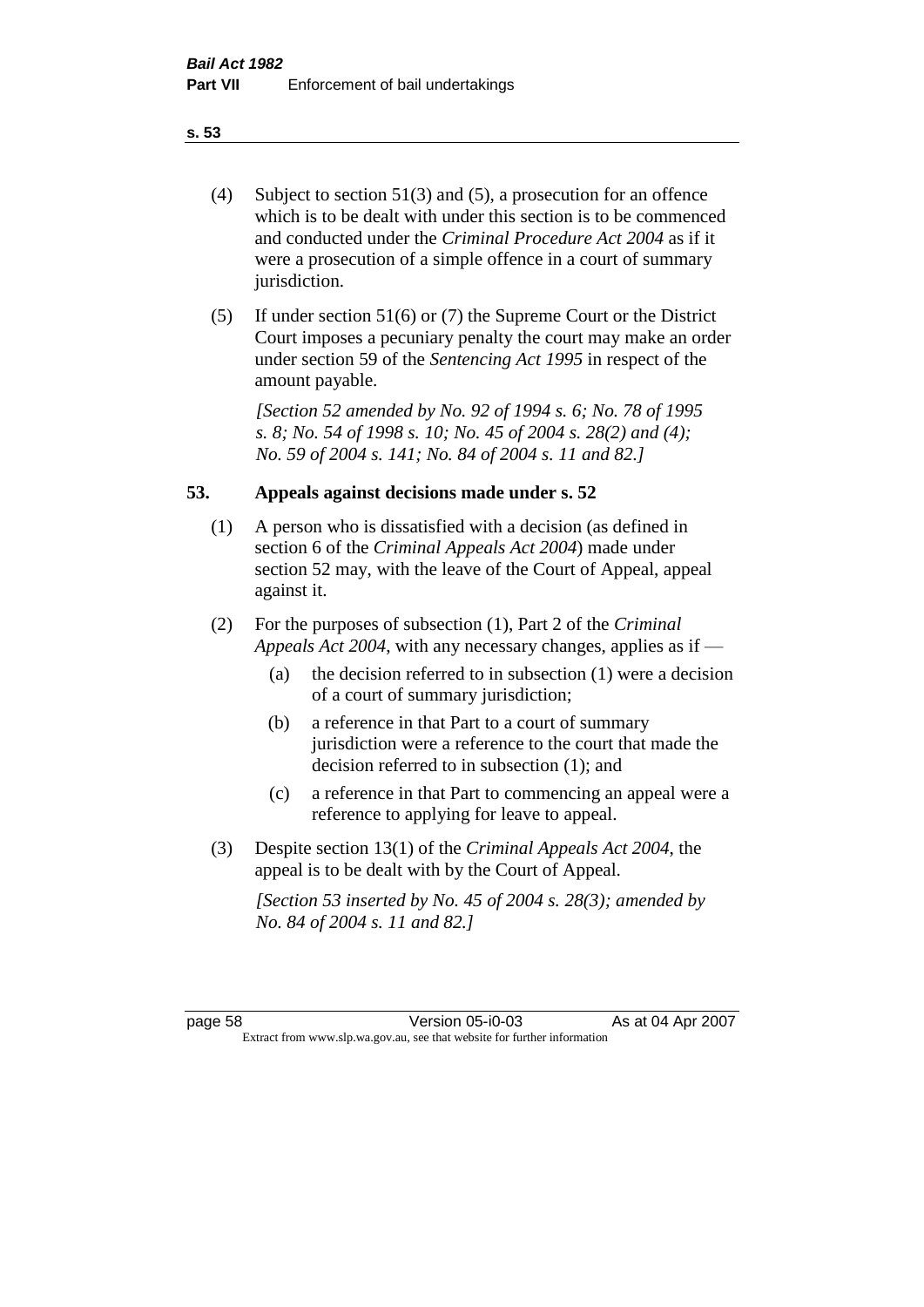(4) Subject to section 51(3) and (5), a prosecution for an offence which is to be dealt with under this section is to be commenced and conducted under the *Criminal Procedure Act 2004* as if it were a prosecution of a simple offence in a court of summary jurisdiction.

(5) If under section 51(6) or (7) the Supreme Court or the District Court imposes a pecuniary penalty the court may make an order under section 59 of the *Sentencing Act 1995* in respect of the amount payable.

*[Section 52 amended by No. 92 of 1994 s. 6; No. 78 of 1995 s. 8; No. 54 of 1998 s. 10; No. 45 of 2004 s. 28(2) and (4); No. 59 of 2004 s. 141; No. 84 of 2004 s. 11 and 82.]*

### 53. Appeals against decisions made under s. 52

(1) A person who is dissatisfied with a decision (as defined in section 6 of the *Criminal Appeals Act 2004*) made under section 52 may, with the leave of the Court of Appeal, appeal against it.

(2) For the purposes of subsection (1), Part 2 of the *Criminal Appeals Act 2004*, with any necessary changes, applies as if —

- (a) the decision referred to in subsection (1) were a decision of a court of summary jurisdiction;
- (b) a reference in that Part to a court of summary jurisdiction were a reference to the court that made the decision referred to in subsection (1); and
- (c) a reference in that Part to commencing an appeal were a reference to applying for leave to appeal.

(3) Despite section 13(1) of the *Criminal Appeals Act 2004*, the appeal is to be dealt with by the Court of Appeal.

*[Section 53 inserted by No. 45 of 2004 s. 28(3); amended by No. 84 of 2004 s. 11 and 82.]*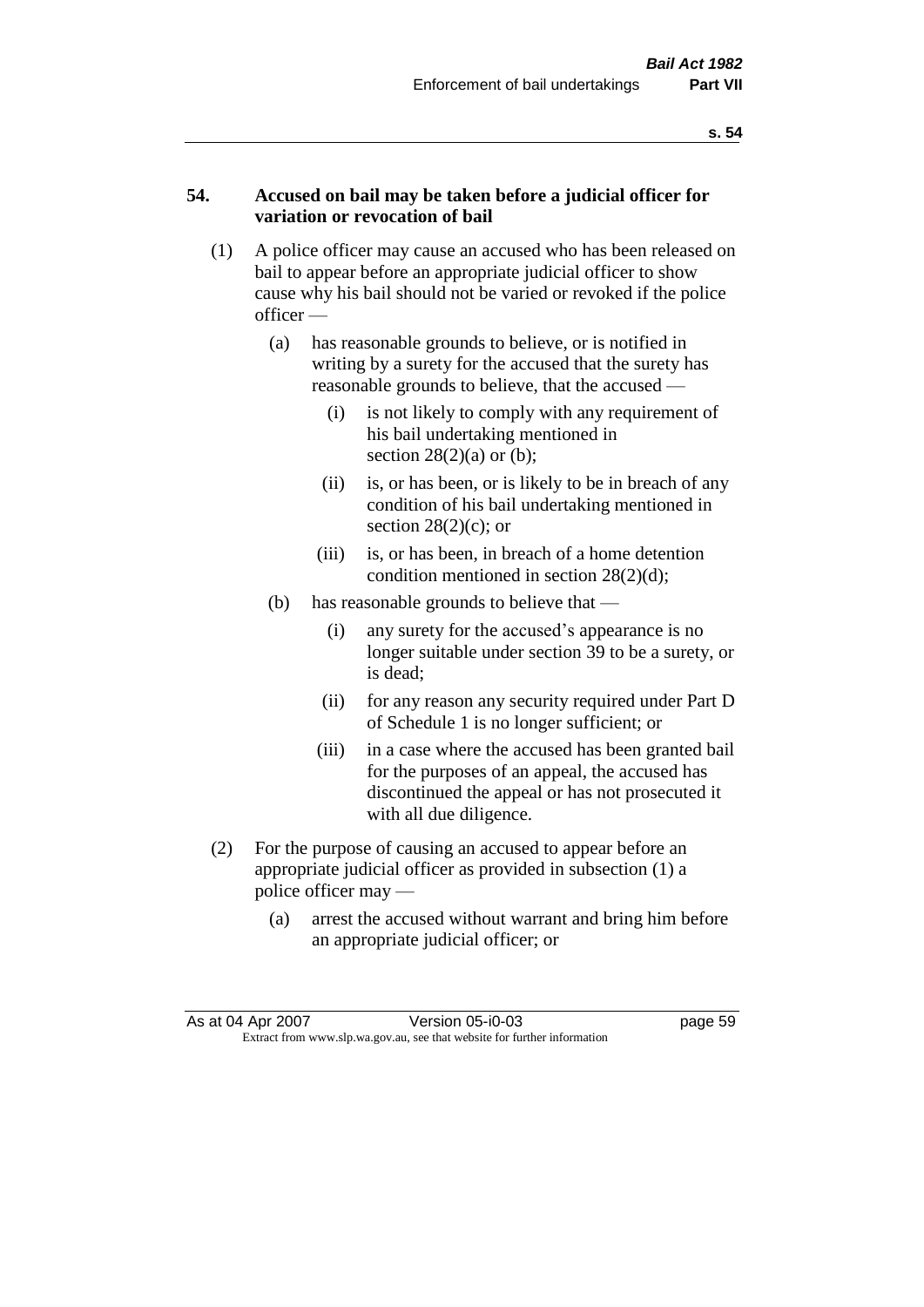## 54. Accused on bail may be taken before a judicial officer for variation or revocation of bail

(1) A police officer may cause an accused who has been released on bail to appear before an appropriate judicial officer to show cause why his bail should not be varied or revoked if the police officer —

  (a) has reasonable grounds to believe, or is notified in writing by a surety for the accused that the surety has reasonable grounds to believe, that the accused —

    (i) is not likely to comply with any requirement of his bail undertaking mentioned in section 28(2)(a) or (b);

    (ii) is, or has been, or is likely to be in breach of any condition of his bail undertaking mentioned in section 28(2)(c); or

    (iii) is, or has been, in breach of a home detention condition mentioned in section 28(2)(d);

  (b) has reasonable grounds to believe that —

    (i) any surety for the accused's appearance is no longer suitable under section 39 to be a surety, or is dead;

    (ii) for any reason any security required under Part D of Schedule 1 is no longer sufficient; or

    (iii) in a case where the accused has been granted bail for the purposes of an appeal, the accused has discontinued the appeal or has not prosecuted it with all due diligence.

(2) For the purpose of causing an accused to appear before an appropriate judicial officer as provided in subsection (1) a police officer may —

  (a) arrest the accused without warrant and bring him before an appropriate judicial officer; or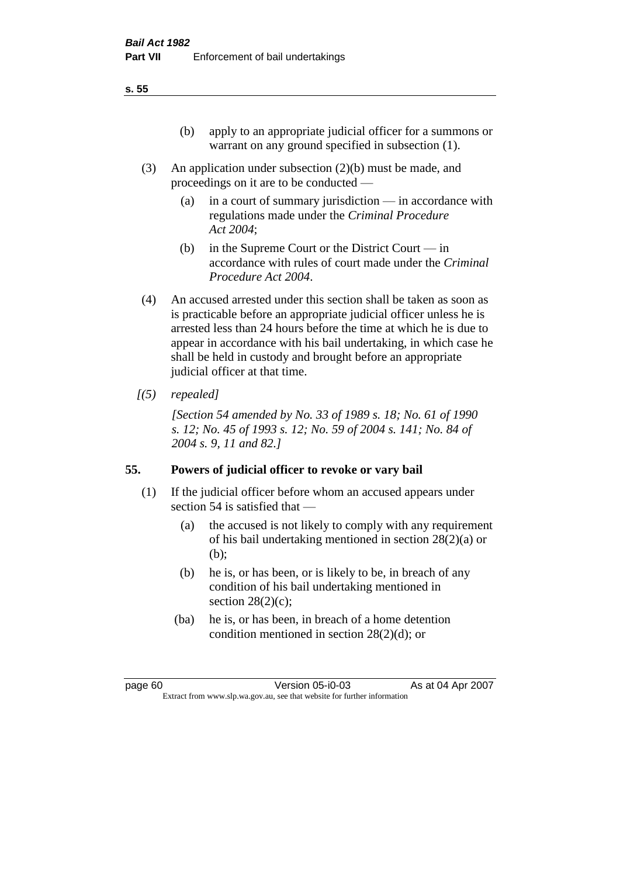(b) apply to an appropriate judicial officer for a summons or warrant on any ground specified in subsection (1).

(3) An application under subsection (2)(b) must be made, and proceedings on it are to be conducted —

(a) in a court of summary jurisdiction — in accordance with regulations made under the *Criminal Procedure Act 2004*;

(b) in the Supreme Court or the District Court — in accordance with rules of court made under the *Criminal Procedure Act 2004*.

(4) An accused arrested under this section shall be taken as soon as is practicable before an appropriate judicial officer unless he is arrested less than 24 hours before the time at which he is due to appear in accordance with his bail undertaking, in which case he shall be held in custody and brought before an appropriate judicial officer at that time.

*[(5) repealed]*

*[Section 54 amended by No. 33 of 1989 s. 18; No. 61 of 1990 s. 12; No. 45 of 1993 s. 12; No. 59 of 2004 s. 141; No. 84 of 2004 s. 9, 11 and 82.]*

## 55. Powers of judicial officer to revoke or vary bail

(1) If the judicial officer before whom an accused appears under section 54 is satisfied that —

(a) the accused is not likely to comply with any requirement of his bail undertaking mentioned in section 28(2)(a) or (b);

(b) he is, or has been, or is likely to be, in breach of any condition of his bail undertaking mentioned in section 28(2)(c);

(ba) he is, or has been, in breach of a home detention condition mentioned in section 28(2)(d); or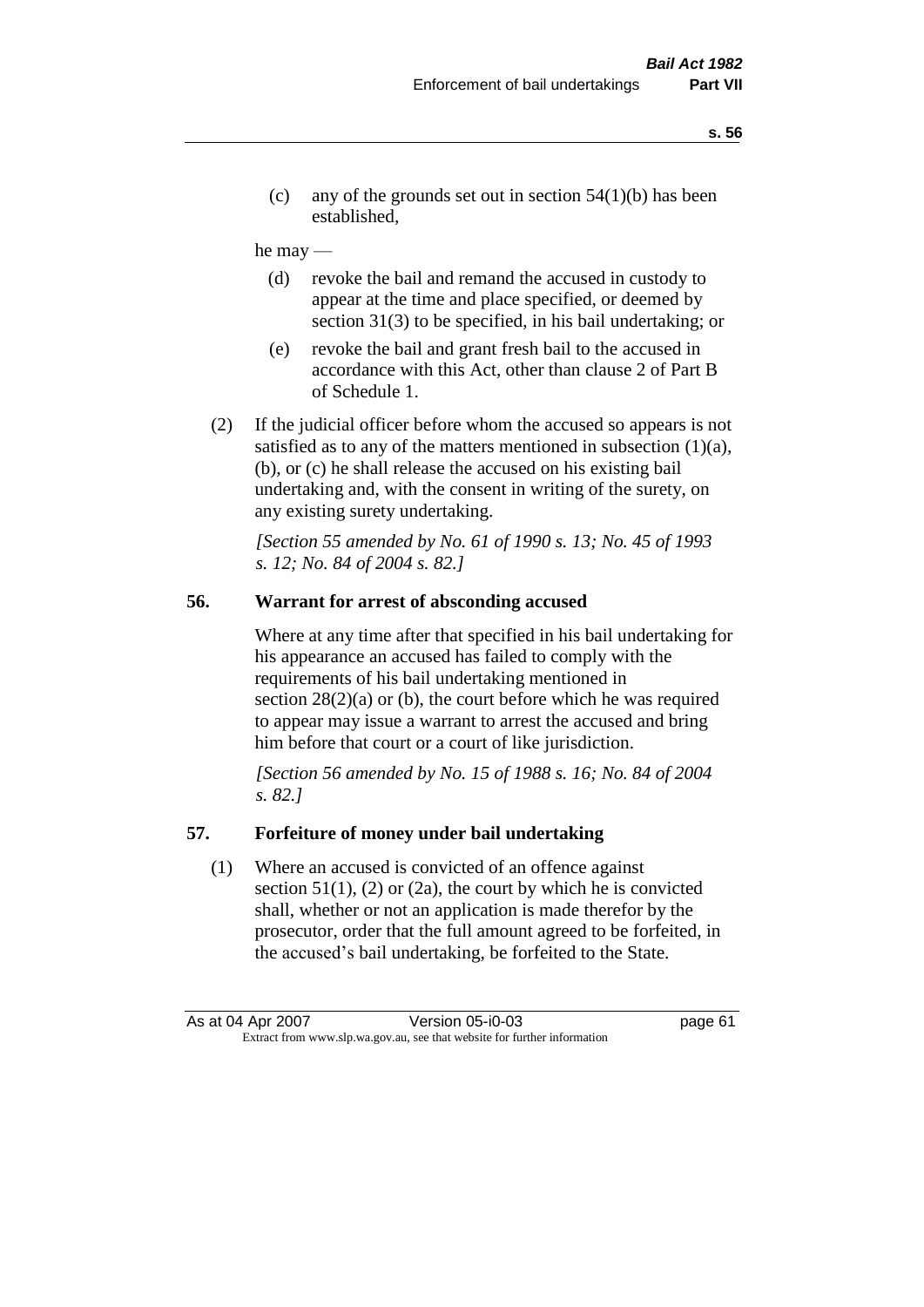(c) any of the grounds set out in section 54(1)(b) has been established,

he may —

(d) revoke the bail and remand the accused in custody to appear at the time and place specified, or deemed by section 31(3) to be specified, in his bail undertaking; or

(e) revoke the bail and grant fresh bail to the accused in accordance with this Act, other than clause 2 of Part B of Schedule 1.

(2) If the judicial officer before whom the accused so appears is not satisfied as to any of the matters mentioned in subsection (1)(a), (b), or (c) he shall release the accused on his existing bail undertaking and, with the consent in writing of the surety, on any existing surety undertaking.

*[Section 55 amended by No. 61 of 1990 s. 13; No. 45 of 1993 s. 12; No. 84 of 2004 s. 82.]*

## 56. Warrant for arrest of absconding accused

Where at any time after that specified in his bail undertaking for his appearance an accused has failed to comply with the requirements of his bail undertaking mentioned in section 28(2)(a) or (b), the court before which he was required to appear may issue a warrant to arrest the accused and bring him before that court or a court of like jurisdiction.

*[Section 56 amended by No. 15 of 1988 s. 16; No. 84 of 2004 s. 82.]*

## 57. Forfeiture of money under bail undertaking

(1) Where an accused is convicted of an offence against section 51(1), (2) or (2a), the court by which he is convicted shall, whether or not an application is made therefor by the prosecutor, order that the full amount agreed to be forfeited, in the accused's bail undertaking, be forfeited to the State.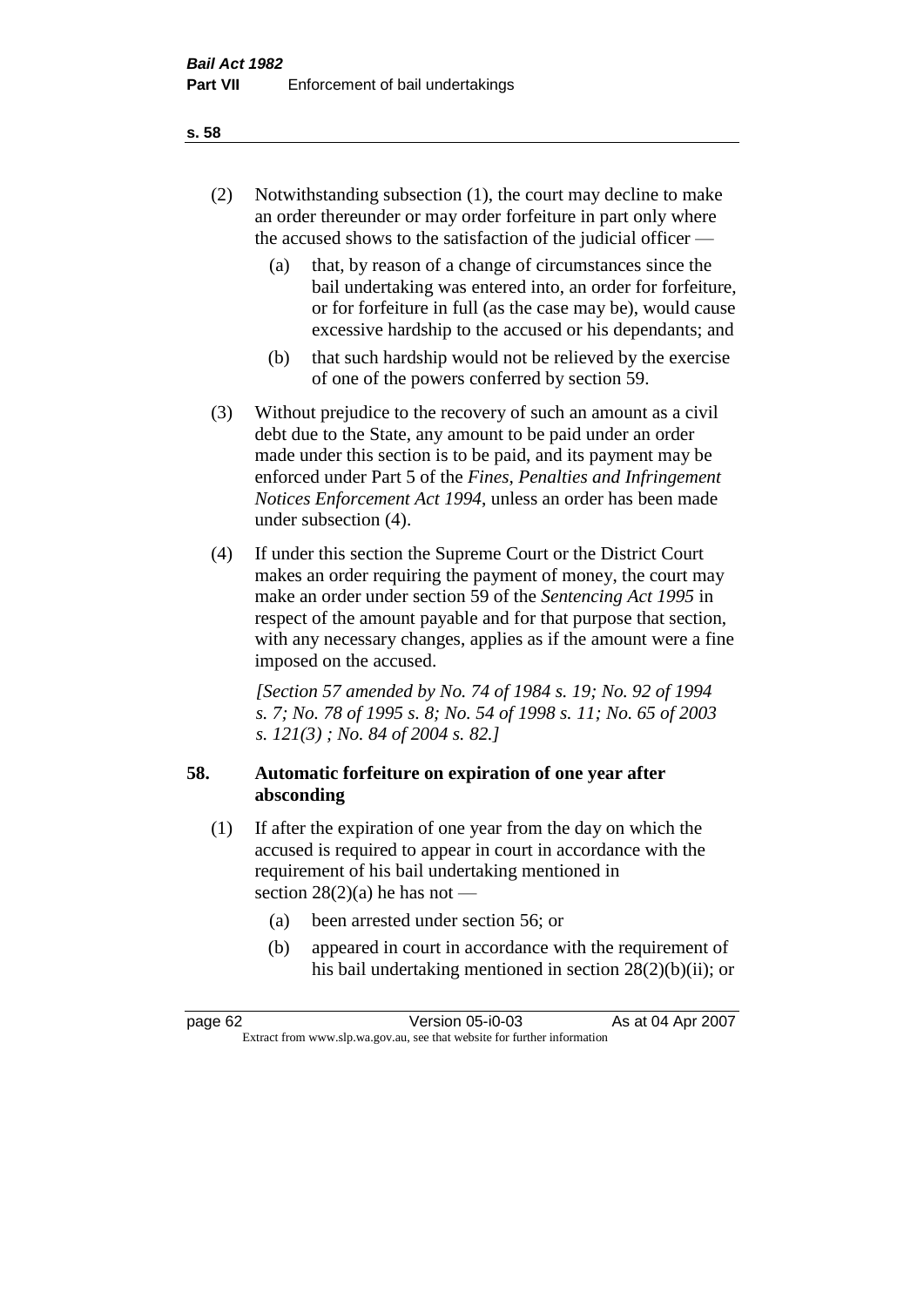(2) Notwithstanding subsection (1), the court may decline to make an order thereunder or may order forfeiture in part only where the accused shows to the satisfaction of the judicial officer —

  (a) that, by reason of a change of circumstances since the bail undertaking was entered into, an order for forfeiture, or for forfeiture in full (as the case may be), would cause excessive hardship to the accused or his dependants; and

  (b) that such hardship would not be relieved by the exercise of one of the powers conferred by section 59.

(3) Without prejudice to the recovery of such an amount as a civil debt due to the State, any amount to be paid under an order made under this section is to be paid, and its payment may be enforced under Part 5 of the *Fines, Penalties and Infringement Notices Enforcement Act 1994*, unless an order has been made under subsection (4).

(4) If under this section the Supreme Court or the District Court makes an order requiring the payment of money, the court may make an order under section 59 of the *Sentencing Act 1995* in respect of the amount payable and for that purpose that section, with any necessary changes, applies as if the amount were a fine imposed on the accused.

*[Section 57 amended by No. 74 of 1984 s. 19; No. 92 of 1994 s. 7; No. 78 of 1995 s. 8; No. 54 of 1998 s. 11; No. 65 of 2003 s. 121(3) ; No. 84 of 2004 s. 82.]*

### 58. Automatic forfeiture on expiration of one year after absconding

(1) If after the expiration of one year from the day on which the accused is required to appear in court in accordance with the requirement of his bail undertaking mentioned in section 28(2)(a) he has not —

  (a) been arrested under section 56; or

  (b) appeared in court in accordance with the requirement of his bail undertaking mentioned in section 28(2)(b)(ii); or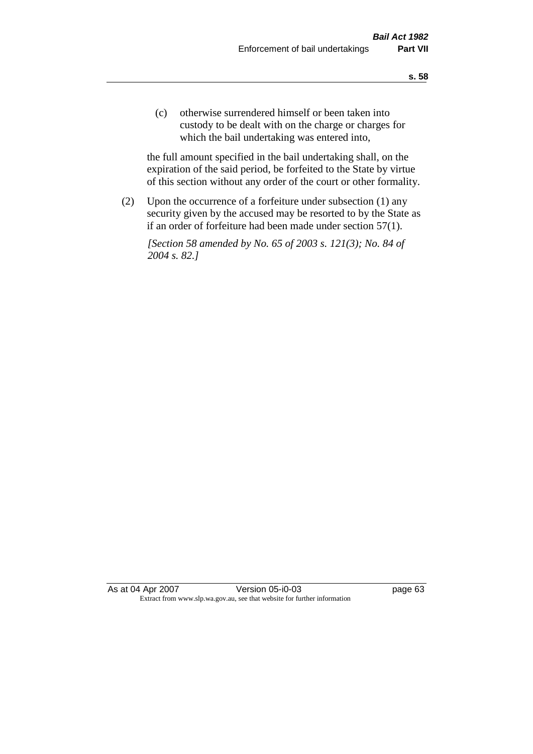(c) otherwise surrendered himself or been taken into custody to be dealt with on the charge or charges for which the bail undertaking was entered into,

the full amount specified in the bail undertaking shall, on the expiration of the said period, be forfeited to the State by virtue of this section without any order of the court or other formality.

(2) Upon the occurrence of a forfeiture under subsection (1) any security given by the accused may be resorted to by the State as if an order of forfeiture had been made under section 57(1).

*[Section 58 amended by No. 65 of 2003 s. 121(3); No. 84 of 2004 s. 82.]*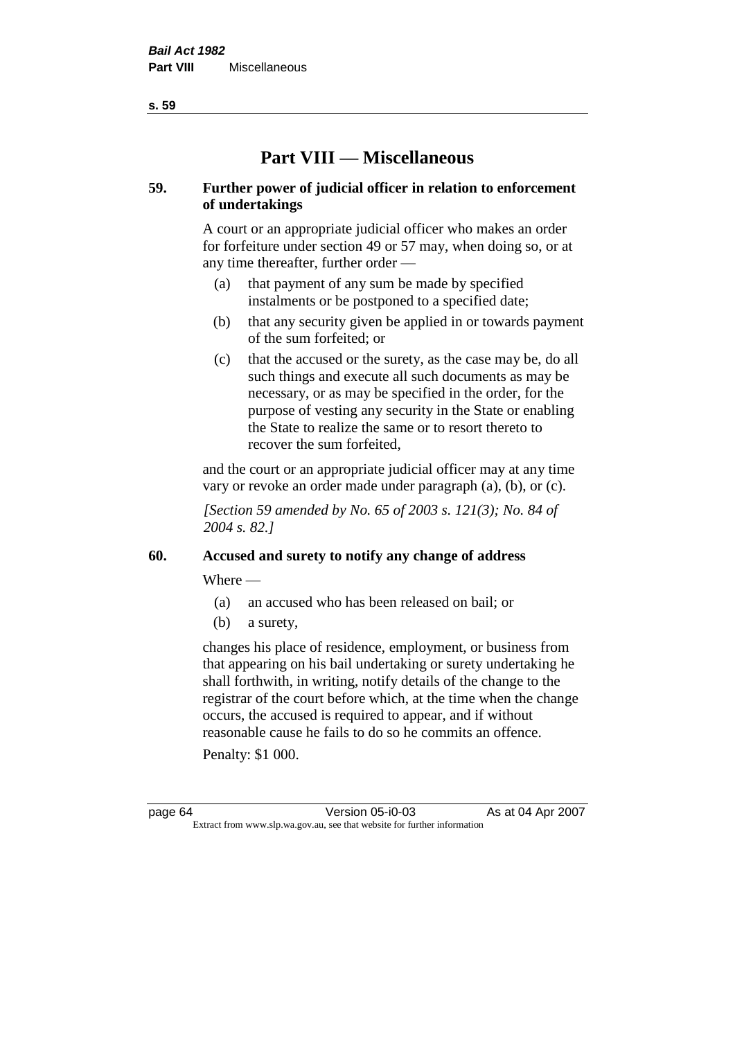# Part VIII — Miscellaneous

## 59. Further power of judicial officer in relation to enforcement of undertakings

A court or an appropriate judicial officer who makes an order for forfeiture under section 49 or 57 may, when doing so, or at any time thereafter, further order —

(a) that payment of any sum be made by specified instalments or be postponed to a specified date;

(b) that any security given be applied in or towards payment of the sum forfeited; or

(c) that the accused or the surety, as the case may be, do all such things and execute all such documents as may be necessary, or as may be specified in the order, for the purpose of vesting any security in the State or enabling the State to realize the same or to resort thereto to recover the sum forfeited,

and the court or an appropriate judicial officer may at any time vary or revoke an order made under paragraph (a), (b), or (c).

*[Section 59 amended by No. 65 of 2003 s. 121(3); No. 84 of 2004 s. 82.]*

## 60. Accused and surety to notify any change of address

Where —

(a) an accused who has been released on bail; or

(b) a surety,

changes his place of residence, employment, or business from that appearing on his bail undertaking or surety undertaking he shall forthwith, in writing, notify details of the change to the registrar of the court before which, at the time when the change occurs, the accused is required to appear, and if without reasonable cause he fails to do so he commits an offence.

Penalty: $1 000.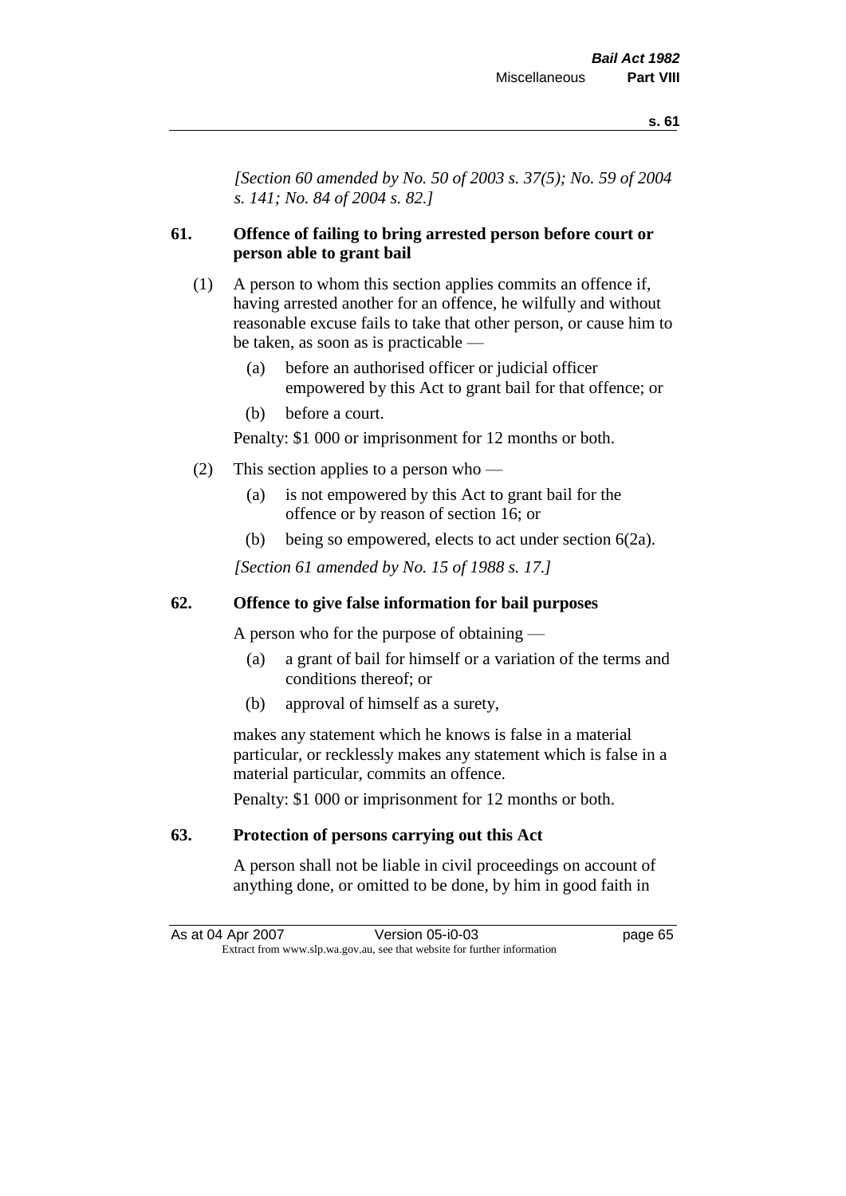*[Section 60 amended by No. 50 of 2003 s. 37(5); No. 59 of 2004 s. 141; No. 84 of 2004 s. 82.]*

### 61. Offence of failing to bring arrested person before court or person able to grant bail

(1) A person to whom this section applies commits an offence if, having arrested another for an offence, he wilfully and without reasonable excuse fails to take that other person, or cause him to be taken, as soon as is practicable —

   (a) before an authorised officer or judicial officer empowered by this Act to grant bail for that offence; or

   (b) before a court.

   Penalty: $1 000 or imprisonment for 12 months or both.

(2) This section applies to a person who —

   (a) is not empowered by this Act to grant bail for the offence or by reason of section 16; or

   (b) being so empowered, elects to act under section 6(2a).

*[Section 61 amended by No. 15 of 1988 s. 17.]*

### 62. Offence to give false information for bail purposes

A person who for the purpose of obtaining —

   (a) a grant of bail for himself or a variation of the terms and conditions thereof; or

   (b) approval of himself as a surety,

makes any statement which he knows is false in a material particular, or recklessly makes any statement which is false in a material particular, commits an offence.

Penalty: $1 000 or imprisonment for 12 months or both.

### 63. Protection of persons carrying out this Act

A person shall not be liable in civil proceedings on account of anything done, or omitted to be done, by him in good faith in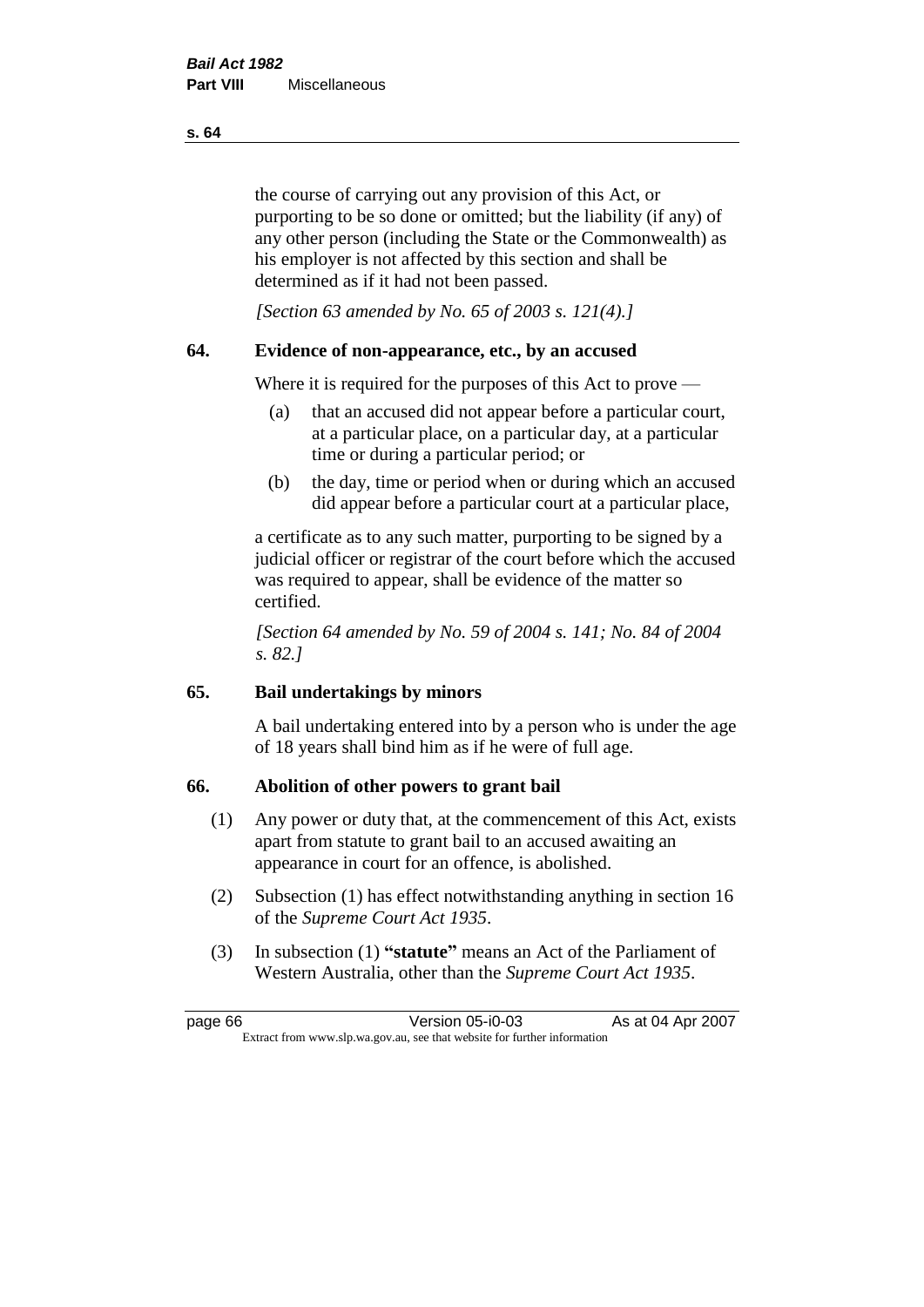the course of carrying out any provision of this Act, or purporting to be so done or omitted; but the liability (if any) of any other person (including the State or the Commonwealth) as his employer is not affected by this section and shall be determined as if it had not been passed.

*[Section 63 amended by No. 65 of 2003 s. 121(4).]*

## 64. Evidence of non-appearance, etc., by an accused

Where it is required for the purposes of this Act to prove —

(a) that an accused did not appear before a particular court, at a particular place, on a particular day, at a particular time or during a particular period; or

(b) the day, time or period when or during which an accused did appear before a particular court at a particular place,

a certificate as to any such matter, purporting to be signed by a judicial officer or registrar of the court before which the accused was required to appear, shall be evidence of the matter so certified.

*[Section 64 amended by No. 59 of 2004 s. 141; No. 84 of 2004 s. 82.]*

## 65. Bail undertakings by minors

A bail undertaking entered into by a person who is under the age of 18 years shall bind him as if he were of full age.

## 66. Abolition of other powers to grant bail

(1) Any power or duty that, at the commencement of this Act, exists apart from statute to grant bail to an accused awaiting an appearance in court for an offence, is abolished.

(2) Subsection (1) has effect notwithstanding anything in section 16 of the *Supreme Court Act 1935*.

(3) In subsection (1) **"statute"** means an Act of the Parliament of Western Australia, other than the *Supreme Court Act 1935*.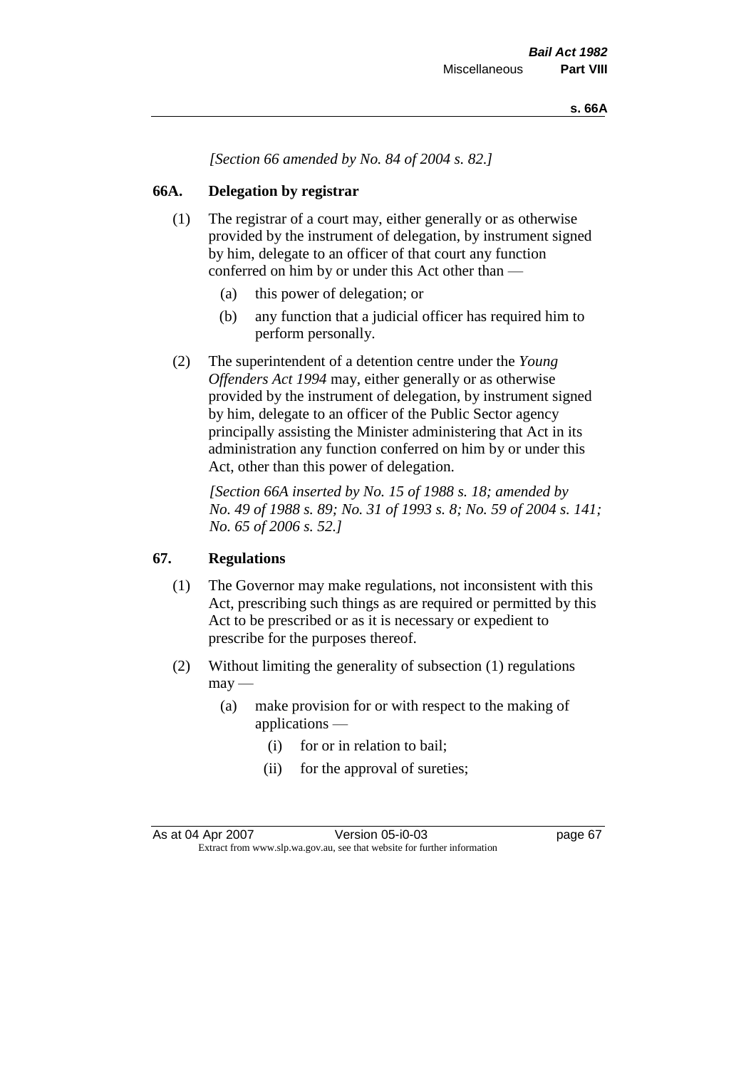*[Section 66 amended by No. 84 of 2004 s. 82.]*

## 66A. Delegation by registrar

(1) The registrar of a court may, either generally or as otherwise provided by the instrument of delegation, by instrument signed by him, delegate to an officer of that court any function conferred on him by or under this Act other than —

- (a) this power of delegation; or
- (b) any function that a judicial officer has required him to perform personally.

(2) The superintendent of a detention centre under the *Young Offenders Act 1994* may, either generally or as otherwise provided by the instrument of delegation, by instrument signed by him, delegate to an officer of the Public Sector agency principally assisting the Minister administering that Act in its administration any function conferred on him by or under this Act, other than this power of delegation.

*[Section 66A inserted by No. 15 of 1988 s. 18; amended by No. 49 of 1988 s. 89; No. 31 of 1993 s. 8; No. 59 of 2004 s. 141; No. 65 of 2006 s. 52.]*

## 67. Regulations

(1) The Governor may make regulations, not inconsistent with this Act, prescribing such things as are required or permitted by this Act to be prescribed or as it is necessary or expedient to prescribe for the purposes thereof.

(2) Without limiting the generality of subsection (1) regulations may —

- (a) make provision for or with respect to the making of applications —
  - (i) for or in relation to bail;
  - (ii) for the approval of sureties;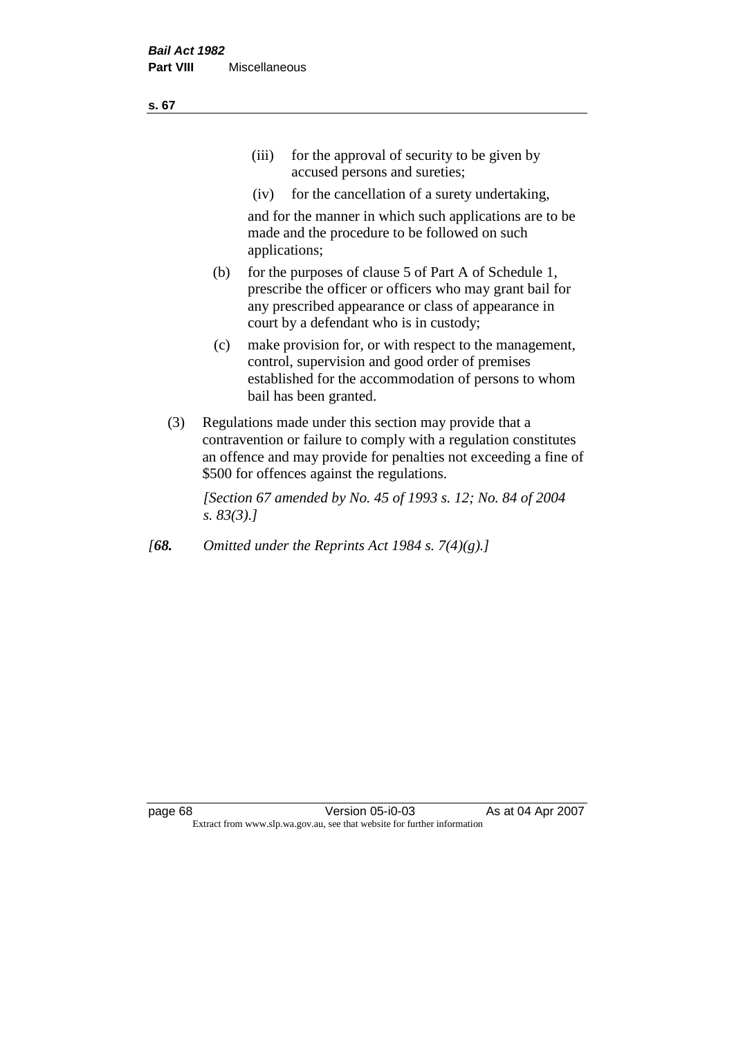(iii) for the approval of security to be given by accused persons and sureties;

(iv) for the cancellation of a surety undertaking,

and for the manner in which such applications are to be made and the procedure to be followed on such applications;

(b) for the purposes of clause 5 of Part A of Schedule 1, prescribe the officer or officers who may grant bail for any prescribed appearance or class of appearance in court by a defendant who is in custody;

(c) make provision for, or with respect to the management, control, supervision and good order of premises established for the accommodation of persons to whom bail has been granted.

(3) Regulations made under this section may provide that a contravention or failure to comply with a regulation constitutes an offence and may provide for penalties not exceeding a fine of $500 for offences against the regulations.

*[Section 67 amended by No. 45 of 1993 s. 12; No. 84 of 2004 s. 83(3).]*

*[**68.** Omitted under the Reprints Act 1984 s. 7(4)(g).]*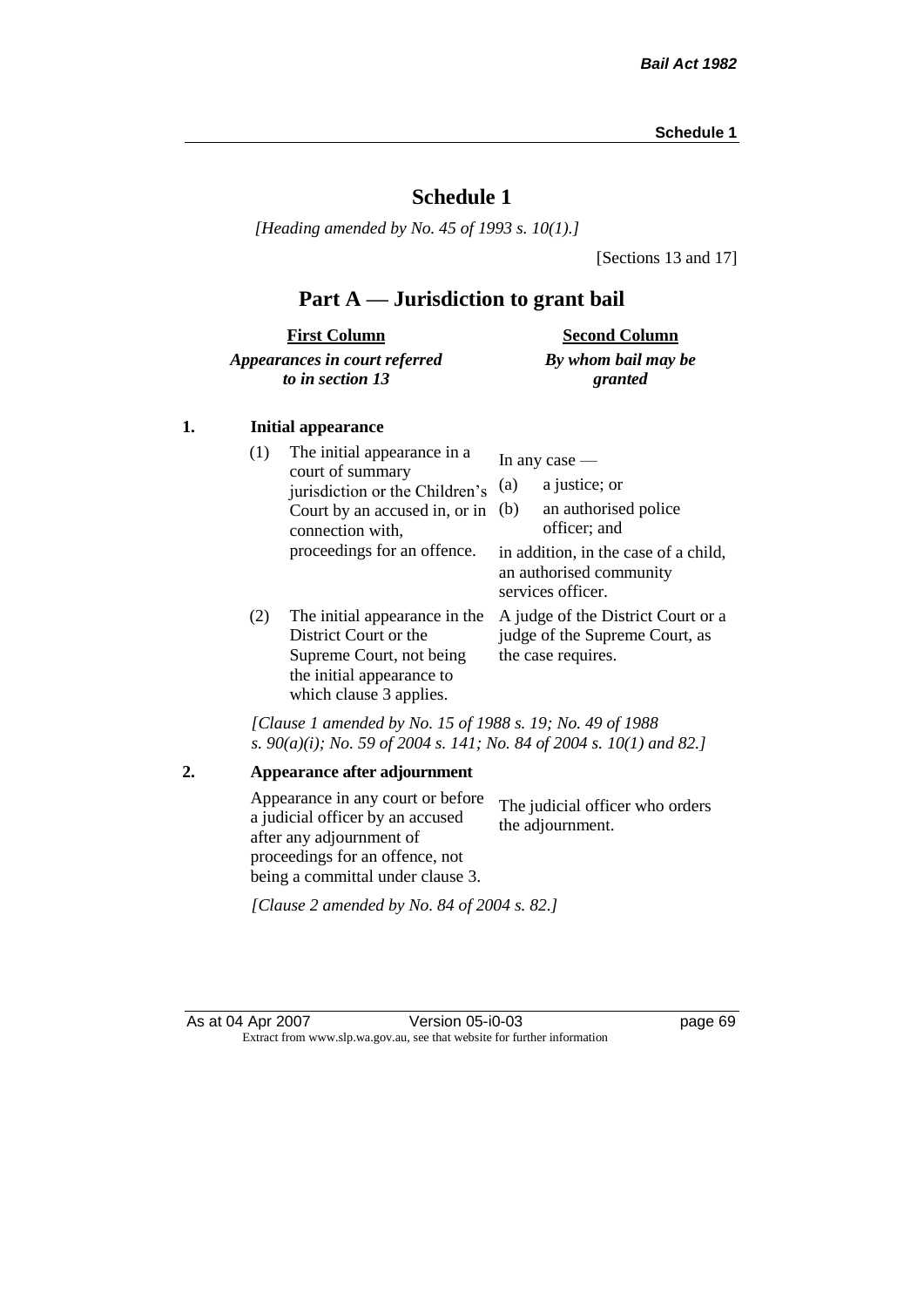# Schedule 1

*[Heading amended by No. 45 of 1993 s. 10(1).]*

[Sections 13 and 17]

## Part A — Jurisdiction to grant bail

| First Column<br>*Appearances in court referred to in section 13* | Second Column<br>*By whom bail may be granted* |
|---|---|

**1. Initial appearance**

| | |
|---|---|
| (1) The initial appearance in a court of summary jurisdiction or the Children's Court by an accused in, or in connection with, proceedings for an offence. | In any case —<br>(a) a justice; or<br>(b) an authorised police officer; and<br>in addition, in the case of a child, an authorised community services officer. |
| (2) The initial appearance in the District Court or the Supreme Court, not being the initial appearance to which clause 3 applies. | A judge of the District Court or a judge of the Supreme Court, as the case requires. |

*[Clause 1 amended by No. 15 of 1988 s. 19; No. 49 of 1988 s. 90(a)(i); No. 59 of 2004 s. 141; No. 84 of 2004 s. 10(1) and 82.]*

**2. Appearance after adjournment**

| | |
|---|---|
| Appearance in any court or before a judicial officer by an accused after any adjournment of proceedings for an offence, not being a committal under clause 3. | The judicial officer who orders the adjournment. |

*[Clause 2 amended by No. 84 of 2004 s. 82.]*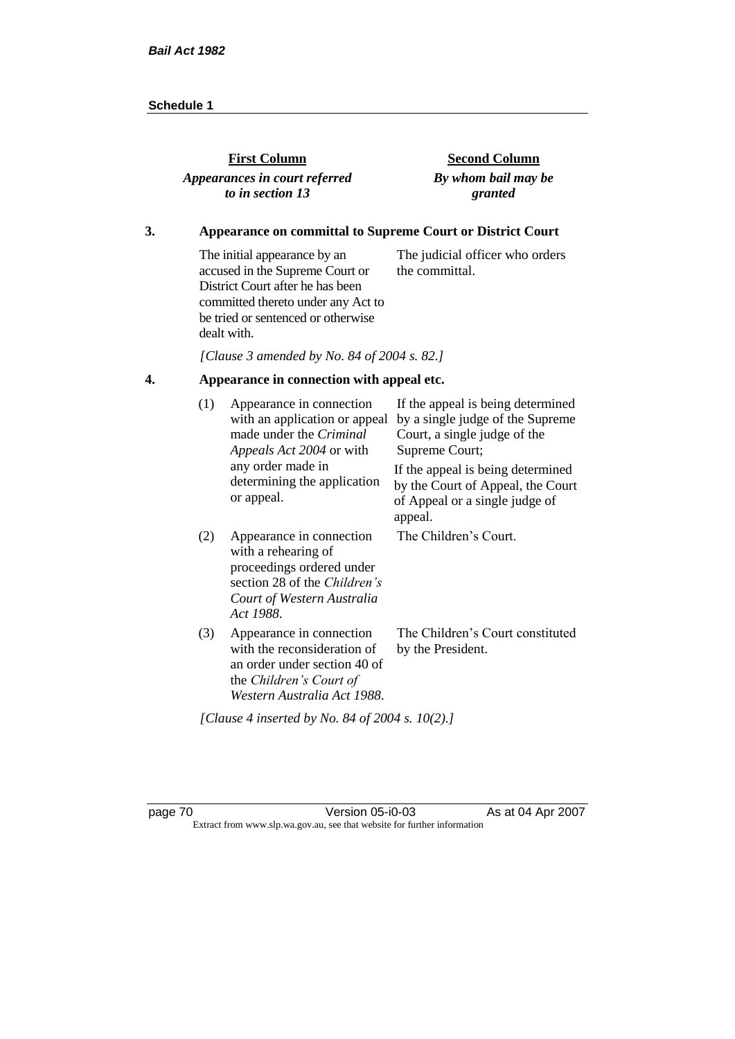| **First Column** *Appearances in court referred to in section 13* | **Second Column** *By whom bail may be granted* |
|---|---|

### 3. Appearance on committal to Supreme Court or District Court

| | |
|---|---|
| The initial appearance by an accused in the Supreme Court or District Court after he has been committed thereto under any Act to be tried or sentenced or otherwise dealt with. | The judicial officer who orders the committal. |

*[Clause 3 amended by No. 84 of 2004 s. 82.]*

### 4. Appearance in connection with appeal etc.

| | | |
|---|---|---|
| (1) | Appearance in connection with an application or appeal made under the *Criminal Appeals Act 2004* or with any order made in determining the application or appeal. | If the appeal is being determined by a single judge of the Supreme Court, a single judge of the Supreme Court; If the appeal is being determined by the Court of Appeal, the Court of Appeal or a single judge of appeal. |
| (2) | Appearance in connection with a rehearing of proceedings ordered under section 28 of the *Children's Court of Western Australia Act 1988*. | The Children's Court. |
| (3) | Appearance in connection with the reconsideration of an order under section 40 of the *Children's Court of Western Australia Act 1988*. | The Children's Court constituted by the President. |

*[Clause 4 inserted by No. 84 of 2004 s. 10(2).]*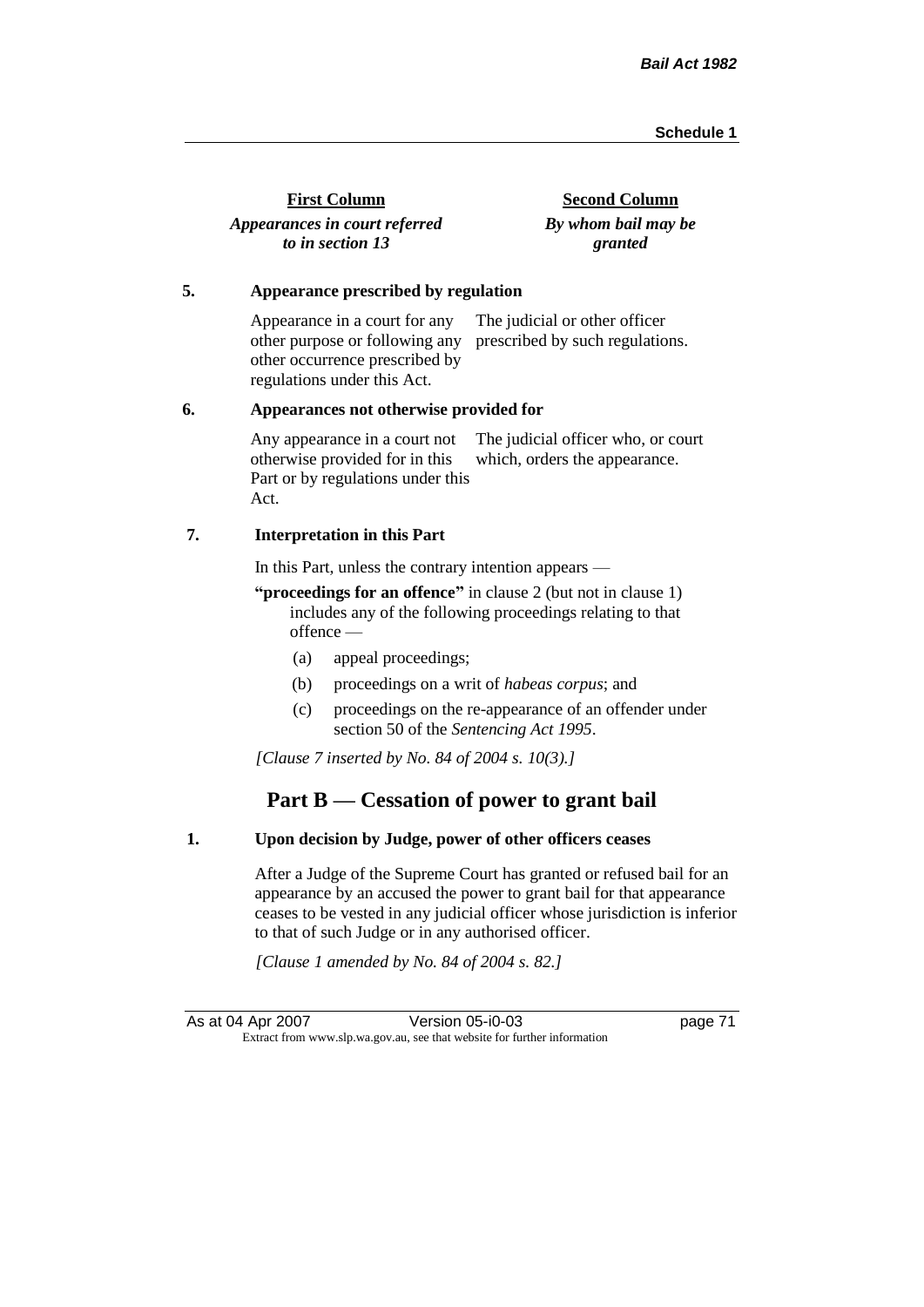| First Column | Second Column |
|---|---|
| *Appearances in court referred to in section 13* | *By whom bail may be granted* |

**5. Appearance prescribed by regulation**

| | |
|---|---|
| Appearance in a court for any other purpose or following any other occurrence prescribed by regulations under this Act. | The judicial or other officer prescribed by such regulations. |

**6. Appearances not otherwise provided for**

| | |
|---|---|
| Any appearance in a court not otherwise provided for in this Part or by regulations under this Act. | The judicial officer who, or court which, orders the appearance. |

**7. Interpretation in this Part**

In this Part, unless the contrary intention appears —

**"proceedings for an offence"** in clause 2 (but not in clause 1) includes any of the following proceedings relating to that offence —

- (a) appeal proceedings;
- (b) proceedings on a writ of *habeas corpus*; and
- (c) proceedings on the re-appearance of an offender under section 50 of the *Sentencing Act 1995*.

*[Clause 7 inserted by No. 84 of 2004 s. 10(3).]*

## Part B — Cessation of power to grant bail

**1. Upon decision by Judge, power of other officers ceases**

After a Judge of the Supreme Court has granted or refused bail for an appearance by an accused the power to grant bail for that appearance ceases to be vested in any judicial officer whose jurisdiction is inferior to that of such Judge or in any authorised officer.

*[Clause 1 amended by No. 84 of 2004 s. 82.]*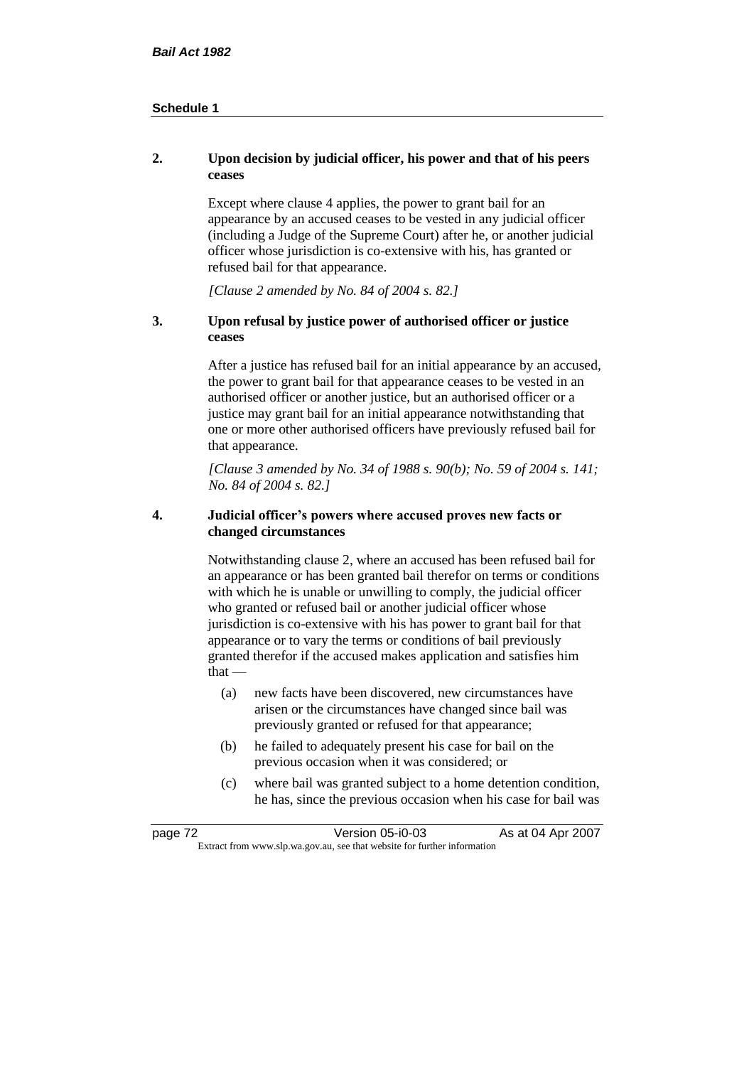## 2. Upon decision by judicial officer, his power and that of his peers ceases

Except where clause 4 applies, the power to grant bail for an appearance by an accused ceases to be vested in any judicial officer (including a Judge of the Supreme Court) after he, or another judicial officer whose jurisdiction is co-extensive with his, has granted or refused bail for that appearance.

*[Clause 2 amended by No. 84 of 2004 s. 82.]*

## 3. Upon refusal by justice power of authorised officer or justice ceases

After a justice has refused bail for an initial appearance by an accused, the power to grant bail for that appearance ceases to be vested in an authorised officer or another justice, but an authorised officer or a justice may grant bail for an initial appearance notwithstanding that one or more other authorised officers have previously refused bail for that appearance.

*[Clause 3 amended by No. 34 of 1988 s. 90(b); No. 59 of 2004 s. 141; No. 84 of 2004 s. 82.]*

## 4. Judicial officer's powers where accused proves new facts or changed circumstances

Notwithstanding clause 2, where an accused has been refused bail for an appearance or has been granted bail therefor on terms or conditions with which he is unable or unwilling to comply, the judicial officer who granted or refused bail or another judicial officer whose jurisdiction is co-extensive with his has power to grant bail for that appearance or to vary the terms or conditions of bail previously granted therefor if the accused makes application and satisfies him that —

(a) new facts have been discovered, new circumstances have arisen or the circumstances have changed since bail was previously granted or refused for that appearance;

(b) he failed to adequately present his case for bail on the previous occasion when it was considered; or

(c) where bail was granted subject to a home detention condition, he has, since the previous occasion when his case for bail was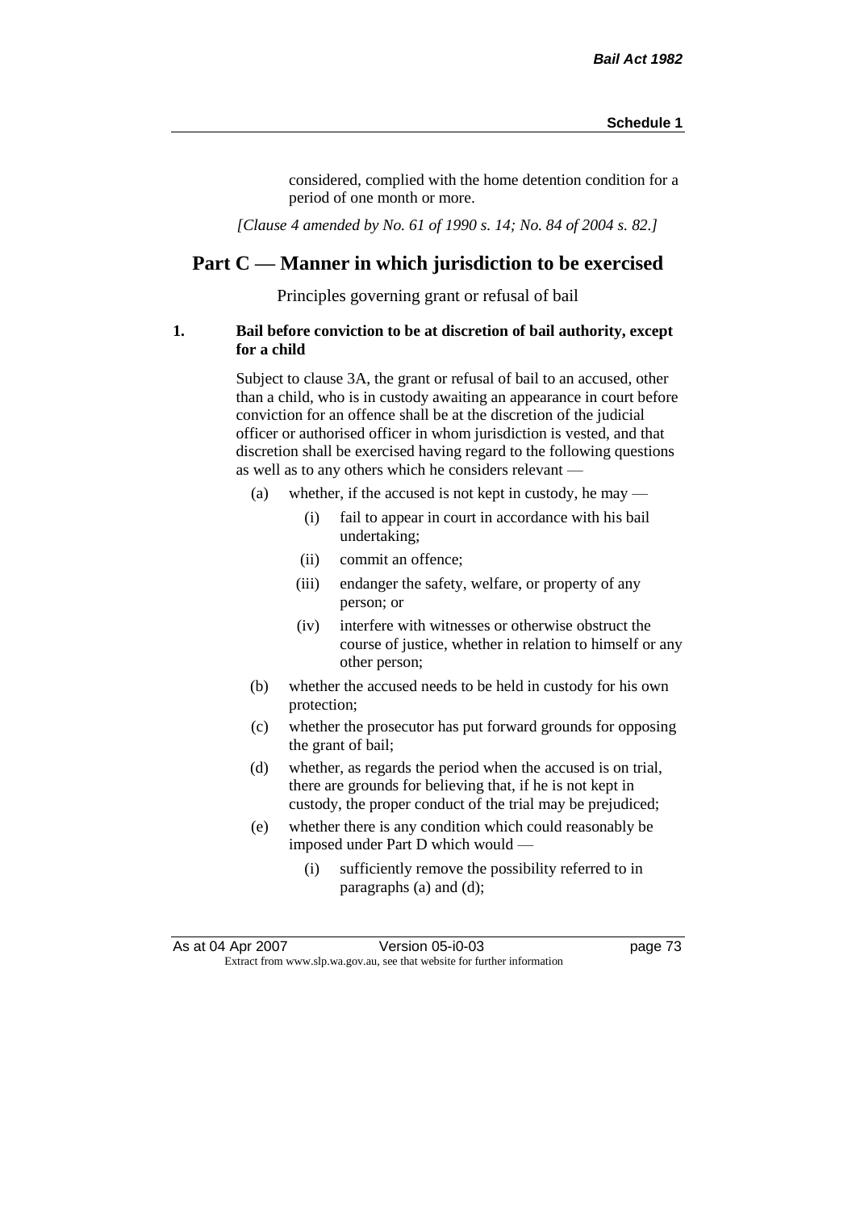considered, complied with the home detention condition for a period of one month or more.

*[Clause 4 amended by No. 61 of 1990 s. 14; No. 84 of 2004 s. 82.]*

## Part C — Manner in which jurisdiction to be exercised

Principles governing grant or refusal of bail

**1. Bail before conviction to be at discretion of bail authority, except for a child**

Subject to clause 3A, the grant or refusal of bail to an accused, other than a child, who is in custody awaiting an appearance in court before conviction for an offence shall be at the discretion of the judicial officer or authorised officer in whom jurisdiction is vested, and that discretion shall be exercised having regard to the following questions as well as to any others which he considers relevant —

- (a) whether, if the accused is not kept in custody, he may —
  - (i) fail to appear in court in accordance with his bail undertaking;
  - (ii) commit an offence;
  - (iii) endanger the safety, welfare, or property of any person; or
  - (iv) interfere with witnesses or otherwise obstruct the course of justice, whether in relation to himself or any other person;
- (b) whether the accused needs to be held in custody for his own protection;
- (c) whether the prosecutor has put forward grounds for opposing the grant of bail;
- (d) whether, as regards the period when the accused is on trial, there are grounds for believing that, if he is not kept in custody, the proper conduct of the trial may be prejudiced;
- (e) whether there is any condition which could reasonably be imposed under Part D which would —
  - (i) sufficiently remove the possibility referred to in paragraphs (a) and (d);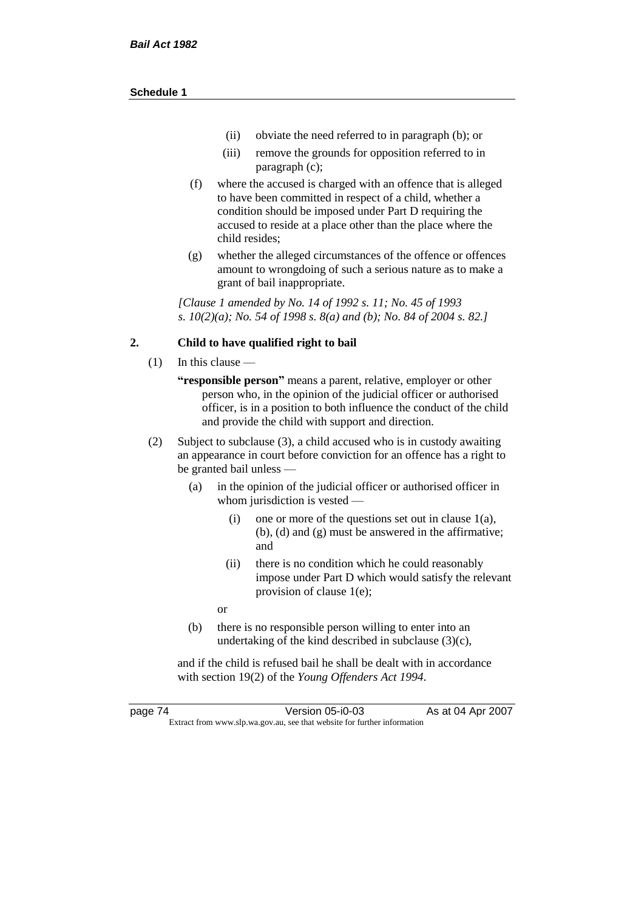- (ii) obviate the need referred to in paragraph (b); or
- (iii) remove the grounds for opposition referred to in paragraph (c);

(f) where the accused is charged with an offence that is alleged to have been committed in respect of a child, whether a condition should be imposed under Part D requiring the accused to reside at a place other than the place where the child resides;

(g) whether the alleged circumstances of the offence or offences amount to wrongdoing of such a serious nature as to make a grant of bail inappropriate.

*[Clause 1 amended by No. 14 of 1992 s. 11; No. 45 of 1993 s. 10(2)(a); No. 54 of 1998 s. 8(a) and (b); No. 84 of 2004 s. 82.]*

**2. Child to have qualified right to bail**

(1) In this clause —

**"responsible person"** means a parent, relative, employer or other person who, in the opinion of the judicial officer or authorised officer, is in a position to both influence the conduct of the child and provide the child with support and direction.

(2) Subject to subclause (3), a child accused who is in custody awaiting an appearance in court before conviction for an offence has a right to be granted bail unless —

(a) in the opinion of the judicial officer or authorised officer in whom jurisdiction is vested —

- (i) one or more of the questions set out in clause 1(a), (b), (d) and (g) must be answered in the affirmative; and
- (ii) there is no condition which he could reasonably impose under Part D which would satisfy the relevant provision of clause 1(e);

or

(b) there is no responsible person willing to enter into an undertaking of the kind described in subclause (3)(c),

and if the child is refused bail he shall be dealt with in accordance with section 19(2) of the *Young Offenders Act 1994*.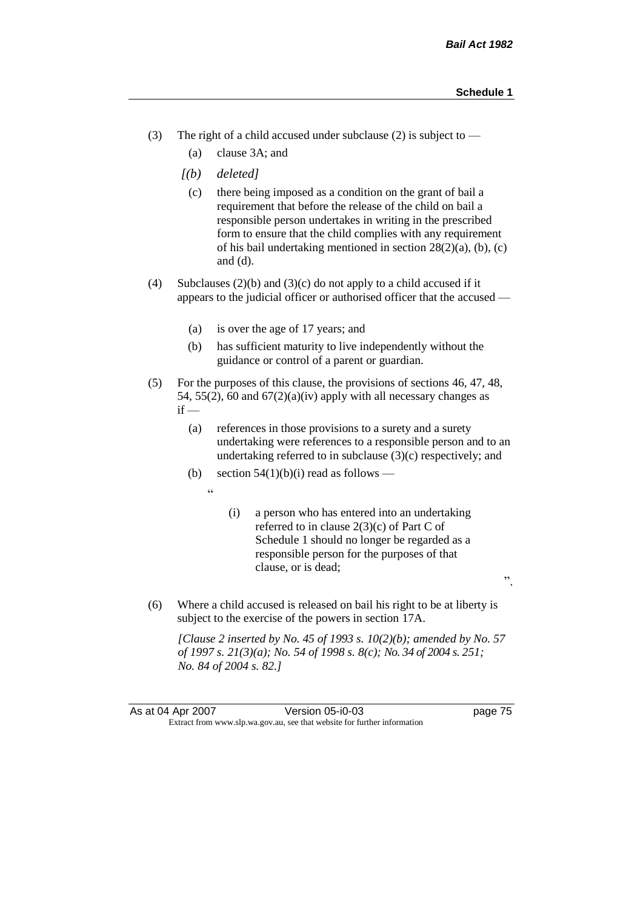(3) The right of a child accused under subclause (2) is subject to —

   (a) clause 3A; and

   *[(b) deleted]*

   (c) there being imposed as a condition on the grant of bail a requirement that before the release of the child on bail a responsible person undertakes in writing in the prescribed form to ensure that the child complies with any requirement of his bail undertaking mentioned in section 28(2)(a), (b), (c) and (d).

(4) Subclauses (2)(b) and (3)(c) do not apply to a child accused if it appears to the judicial officer or authorised officer that the accused —

   (a) is over the age of 17 years; and

   (b) has sufficient maturity to live independently without the guidance or control of a parent or guardian.

(5) For the purposes of this clause, the provisions of sections 46, 47, 48, 54, 55(2), 60 and 67(2)(a)(iv) apply with all necessary changes as if —

   (a) references in those provisions to a surety and a surety undertaking were references to a responsible person and to an undertaking referred to in subclause (3)(c) respectively; and

   (b) section 54(1)(b)(i) read as follows —

   "

   (i) a person who has entered into an undertaking referred to in clause 2(3)(c) of Part C of Schedule 1 should no longer be regarded as a responsible person for the purposes of that clause, or is dead;

   ".

(6) Where a child accused is released on bail his right to be at liberty is subject to the exercise of the powers in section 17A.

*[Clause 2 inserted by No. 45 of 1993 s. 10(2)(b); amended by No. 57 of 1997 s. 21(3)(a); No. 54 of 1998 s. 8(c); No. 34 of 2004 s. 251; No. 84 of 2004 s. 82.]*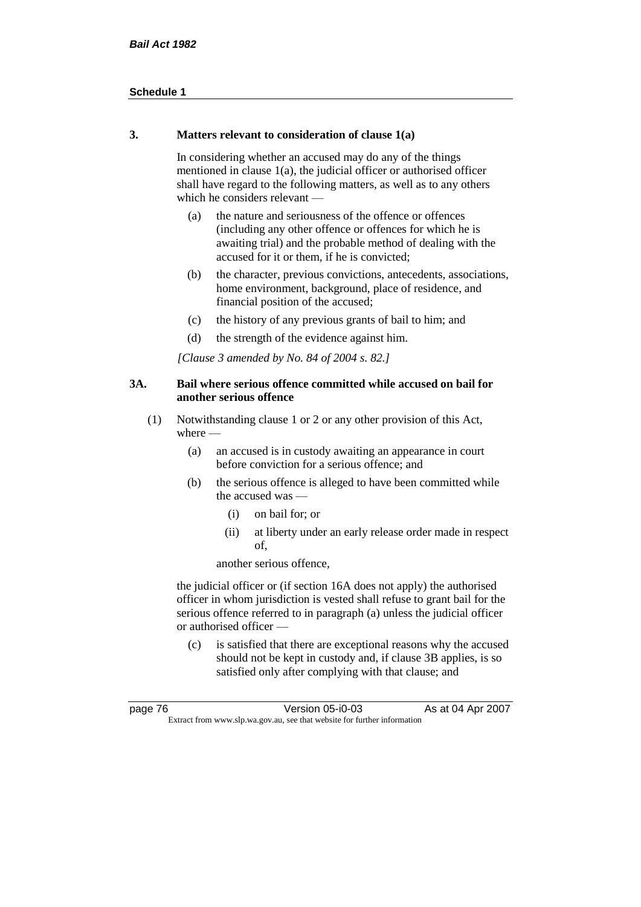### 3. Matters relevant to consideration of clause 1(a)

In considering whether an accused may do any of the things mentioned in clause 1(a), the judicial officer or authorised officer shall have regard to the following matters, as well as to any others which he considers relevant —

(a) the nature and seriousness of the offence or offences (including any other offence or offences for which he is awaiting trial) and the probable method of dealing with the accused for it or them, if he is convicted;

(b) the character, previous convictions, antecedents, associations, home environment, background, place of residence, and financial position of the accused;

(c) the history of any previous grants of bail to him; and

(d) the strength of the evidence against him.

*[Clause 3 amended by No. 84 of 2004 s. 82.]*

### 3A. Bail where serious offence committed while accused on bail for another serious offence

(1) Notwithstanding clause 1 or 2 or any other provision of this Act, where —

(a) an accused is in custody awaiting an appearance in court before conviction for a serious offence; and

(b) the serious offence is alleged to have been committed while the accused was —

(i) on bail for; or

(ii) at liberty under an early release order made in respect of,

another serious offence,

the judicial officer or (if section 16A does not apply) the authorised officer in whom jurisdiction is vested shall refuse to grant bail for the serious offence referred to in paragraph (a) unless the judicial officer or authorised officer —

(c) is satisfied that there are exceptional reasons why the accused should not be kept in custody and, if clause 3B applies, is so satisfied only after complying with that clause; and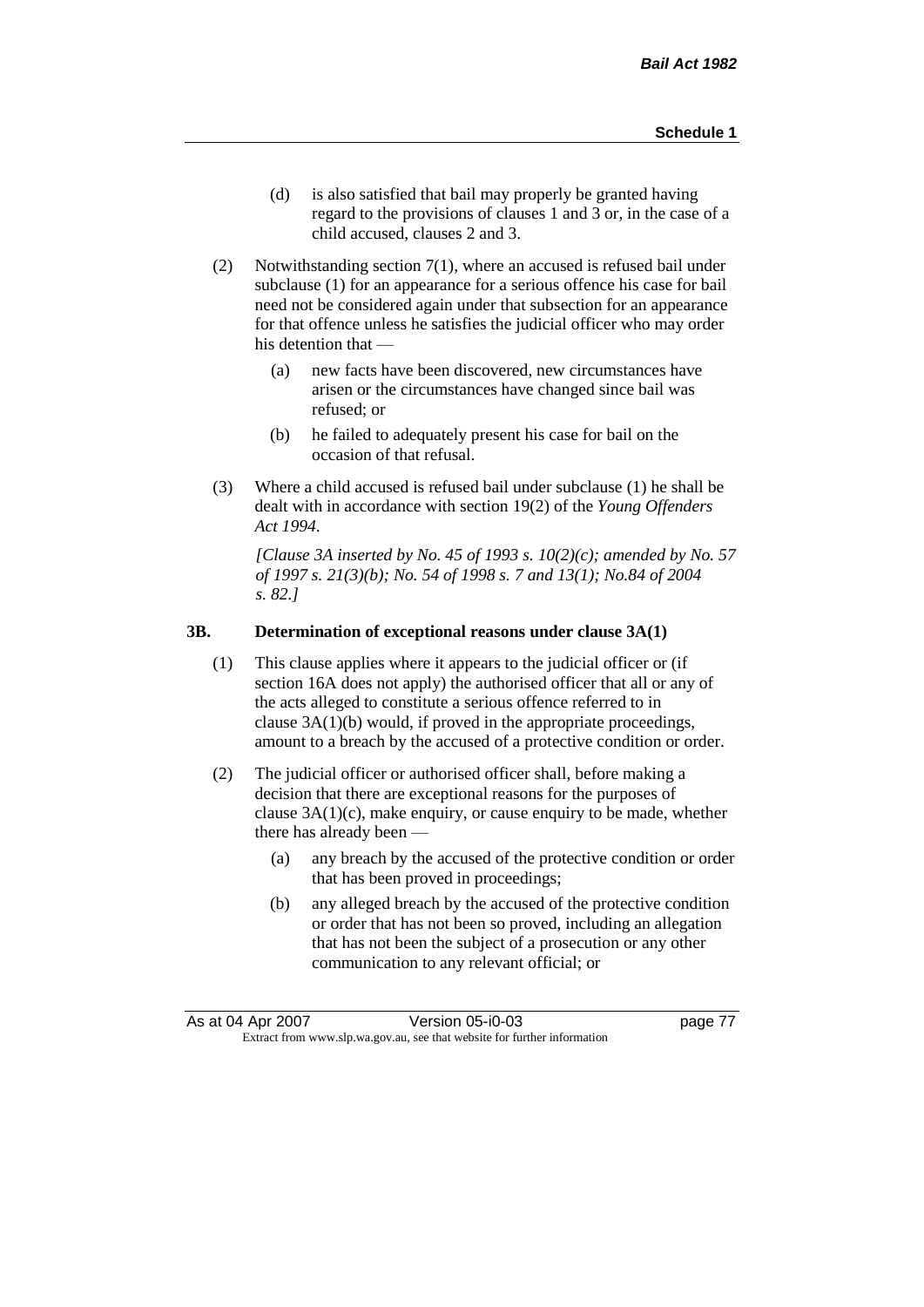(d) is also satisfied that bail may properly be granted having regard to the provisions of clauses 1 and 3 or, in the case of a child accused, clauses 2 and 3.

(2) Notwithstanding section 7(1), where an accused is refused bail under subclause (1) for an appearance for a serious offence his case for bail need not be considered again under that subsection for an appearance for that offence unless he satisfies the judicial officer who may order his detention that —

(a) new facts have been discovered, new circumstances have arisen or the circumstances have changed since bail was refused; or

(b) he failed to adequately present his case for bail on the occasion of that refusal.

(3) Where a child accused is refused bail under subclause (1) he shall be dealt with in accordance with section 19(2) of the *Young Offenders Act 1994*.

*[Clause 3A inserted by No. 45 of 1993 s. 10(2)(c); amended by No. 57 of 1997 s. 21(3)(b); No. 54 of 1998 s. 7 and 13(1); No.84 of 2004 s. 82.]*

### 3B. Determination of exceptional reasons under clause 3A(1)

(1) This clause applies where it appears to the judicial officer or (if section 16A does not apply) the authorised officer that all or any of the acts alleged to constitute a serious offence referred to in clause 3A(1)(b) would, if proved in the appropriate proceedings, amount to a breach by the accused of a protective condition or order.

(2) The judicial officer or authorised officer shall, before making a decision that there are exceptional reasons for the purposes of clause 3A(1)(c), make enquiry, or cause enquiry to be made, whether there has already been —

(a) any breach by the accused of the protective condition or order that has been proved in proceedings;

(b) any alleged breach by the accused of the protective condition or order that has not been so proved, including an allegation that has not been the subject of a prosecution or any other communication to any relevant official; or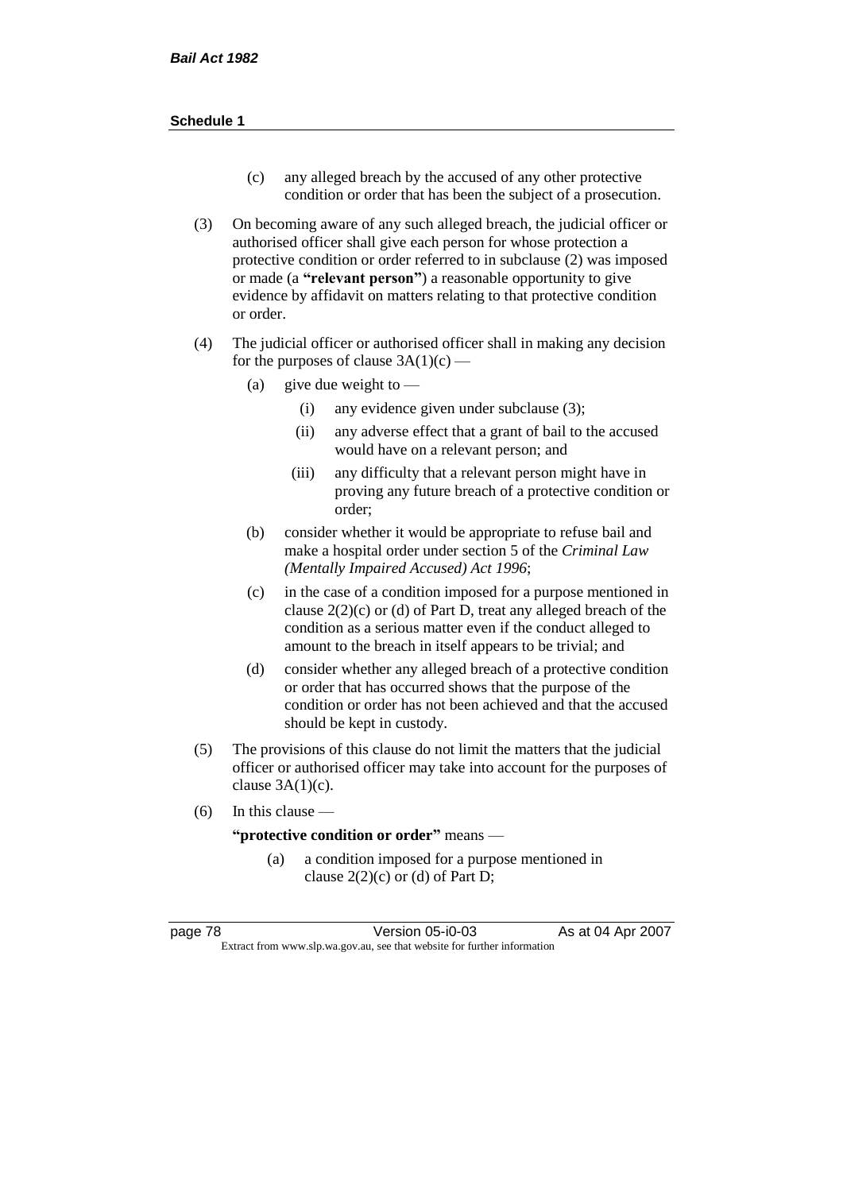(c) any alleged breach by the accused of any other protective condition or order that has been the subject of a prosecution.

(3) On becoming aware of any such alleged breach, the judicial officer or authorised officer shall give each person for whose protection a protective condition or order referred to in subclause (2) was imposed or made (a **"relevant person"**) a reasonable opportunity to give evidence by affidavit on matters relating to that protective condition or order.

(4) The judicial officer or authorised officer shall in making any decision for the purposes of clause 3A(1)(c) —

- (a) give due weight to —
  - (i) any evidence given under subclause (3);
  - (ii) any adverse effect that a grant of bail to the accused would have on a relevant person; and
  - (iii) any difficulty that a relevant person might have in proving any future breach of a protective condition or order;
- (b) consider whether it would be appropriate to refuse bail and make a hospital order under section 5 of the *Criminal Law (Mentally Impaired Accused) Act 1996*;
- (c) in the case of a condition imposed for a purpose mentioned in clause 2(2)(c) or (d) of Part D, treat any alleged breach of the condition as a serious matter even if the conduct alleged to amount to the breach in itself appears to be trivial; and
- (d) consider whether any alleged breach of a protective condition or order that has occurred shows that the purpose of the condition or order has not been achieved and that the accused should be kept in custody.

(5) The provisions of this clause do not limit the matters that the judicial officer or authorised officer may take into account for the purposes of clause 3A(1)(c).

(6) In this clause —

**"protective condition or order"** means —

- (a) a condition imposed for a purpose mentioned in clause 2(2)(c) or (d) of Part D;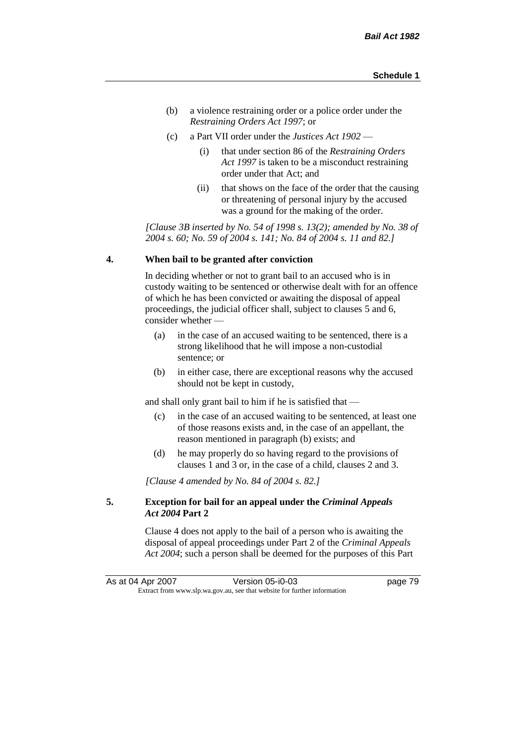(b) a violence restraining order or a police order under the *Restraining Orders Act 1997*; or

(c) a Part VII order under the *Justices Act 1902* —

  (i) that under section 86 of the *Restraining Orders Act 1997* is taken to be a misconduct restraining order under that Act; and

  (ii) that shows on the face of the order that the causing or threatening of personal injury by the accused was a ground for the making of the order.

*[Clause 3B inserted by No. 54 of 1998 s. 13(2); amended by No. 38 of 2004 s. 60; No. 59 of 2004 s. 141; No. 84 of 2004 s. 11 and 82.]*

### 4. When bail to be granted after conviction

In deciding whether or not to grant bail to an accused who is in custody waiting to be sentenced or otherwise dealt with for an offence of which he has been convicted or awaiting the disposal of appeal proceedings, the judicial officer shall, subject to clauses 5 and 6, consider whether —

(a) in the case of an accused waiting to be sentenced, there is a strong likelihood that he will impose a non-custodial sentence; or

(b) in either case, there are exceptional reasons why the accused should not be kept in custody,

and shall only grant bail to him if he is satisfied that —

(c) in the case of an accused waiting to be sentenced, at least one of those reasons exists and, in the case of an appellant, the reason mentioned in paragraph (b) exists; and

(d) he may properly do so having regard to the provisions of clauses 1 and 3 or, in the case of a child, clauses 2 and 3.

*[Clause 4 amended by No. 84 of 2004 s. 82.]*

### 5. Exception for bail for an appeal under the *Criminal Appeals Act 2004* Part 2

Clause 4 does not apply to the bail of a person who is awaiting the disposal of appeal proceedings under Part 2 of the *Criminal Appeals Act 2004*; such a person shall be deemed for the purposes of this Part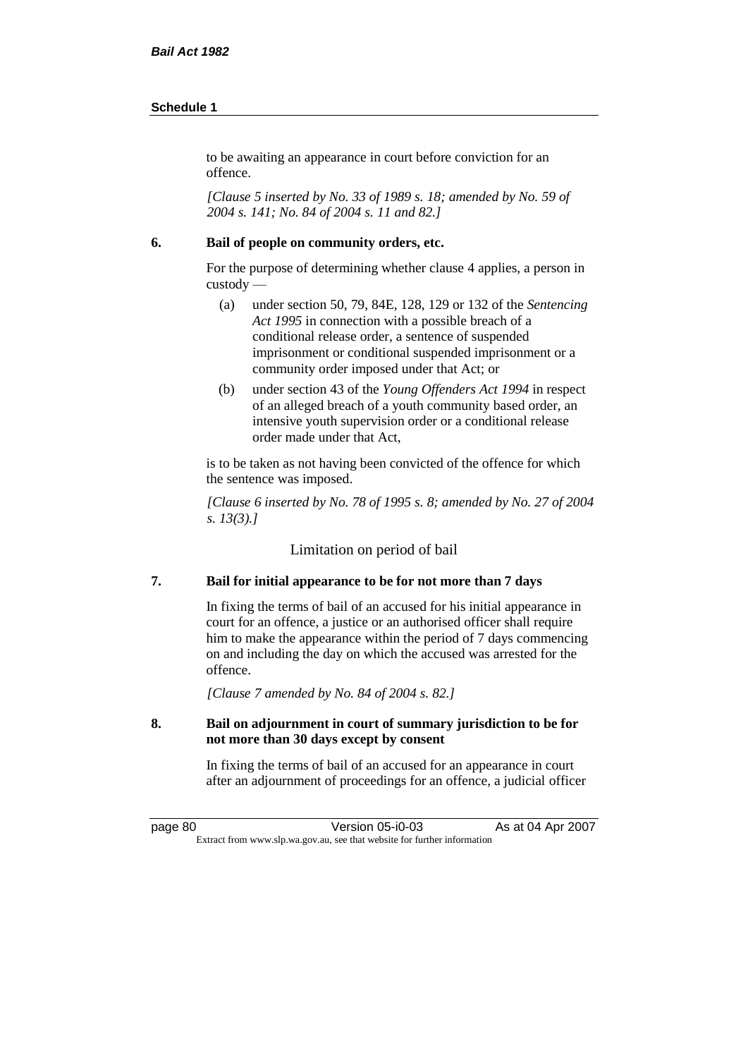to be awaiting an appearance in court before conviction for an offence.

*[Clause 5 inserted by No. 33 of 1989 s. 18; amended by No. 59 of 2004 s. 141; No. 84 of 2004 s. 11 and 82.]*

**6. Bail of people on community orders, etc.**

For the purpose of determining whether clause 4 applies, a person in custody —

(a) under section 50, 79, 84E, 128, 129 or 132 of the *Sentencing Act 1995* in connection with a possible breach of a conditional release order, a sentence of suspended imprisonment or conditional suspended imprisonment or a community order imposed under that Act; or

(b) under section 43 of the *Young Offenders Act 1994* in respect of an alleged breach of a youth community based order, an intensive youth supervision order or a conditional release order made under that Act,

is to be taken as not having been convicted of the offence for which the sentence was imposed.

*[Clause 6 inserted by No. 78 of 1995 s. 8; amended by No. 27 of 2004 s. 13(3).]*

## Limitation on period of bail

**7. Bail for initial appearance to be for not more than 7 days**

In fixing the terms of bail of an accused for his initial appearance in court for an offence, a justice or an authorised officer shall require him to make the appearance within the period of 7 days commencing on and including the day on which the accused was arrested for the offence.

*[Clause 7 amended by No. 84 of 2004 s. 82.]*

**8. Bail on adjournment in court of summary jurisdiction to be for not more than 30 days except by consent**

In fixing the terms of bail of an accused for an appearance in court after an adjournment of proceedings for an offence, a judicial officer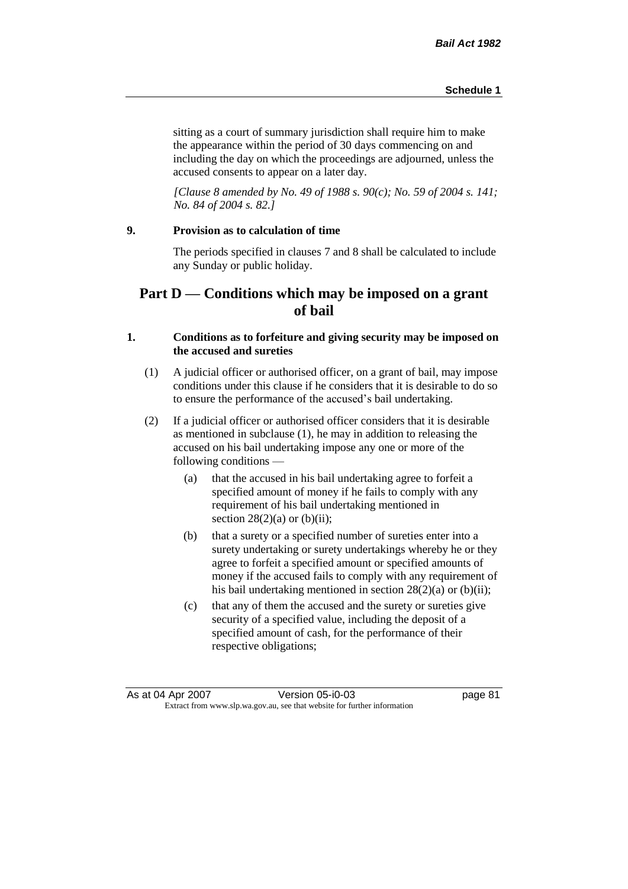sitting as a court of summary jurisdiction shall require him to make the appearance within the period of 30 days commencing on and including the day on which the proceedings are adjourned, unless the accused consents to appear on a later day.

*[Clause 8 amended by No. 49 of 1988 s. 90(c); No. 59 of 2004 s. 141; No. 84 of 2004 s. 82.]*

**9. Provision as to calculation of time**

The periods specified in clauses 7 and 8 shall be calculated to include any Sunday or public holiday.

## Part D — Conditions which may be imposed on a grant of bail

**1. Conditions as to forfeiture and giving security may be imposed on the accused and sureties**

(1) A judicial officer or authorised officer, on a grant of bail, may impose conditions under this clause if he considers that it is desirable to do so to ensure the performance of the accused's bail undertaking.

(2) If a judicial officer or authorised officer considers that it is desirable as mentioned in subclause (1), he may in addition to releasing the accused on his bail undertaking impose any one or more of the following conditions —

(a) that the accused in his bail undertaking agree to forfeit a specified amount of money if he fails to comply with any requirement of his bail undertaking mentioned in section 28(2)(a) or (b)(ii);

(b) that a surety or a specified number of sureties enter into a surety undertaking or surety undertakings whereby he or they agree to forfeit a specified amount or specified amounts of money if the accused fails to comply with any requirement of his bail undertaking mentioned in section 28(2)(a) or (b)(ii);

(c) that any of them the accused and the surety or sureties give security of a specified value, including the deposit of a specified amount of cash, for the performance of their respective obligations;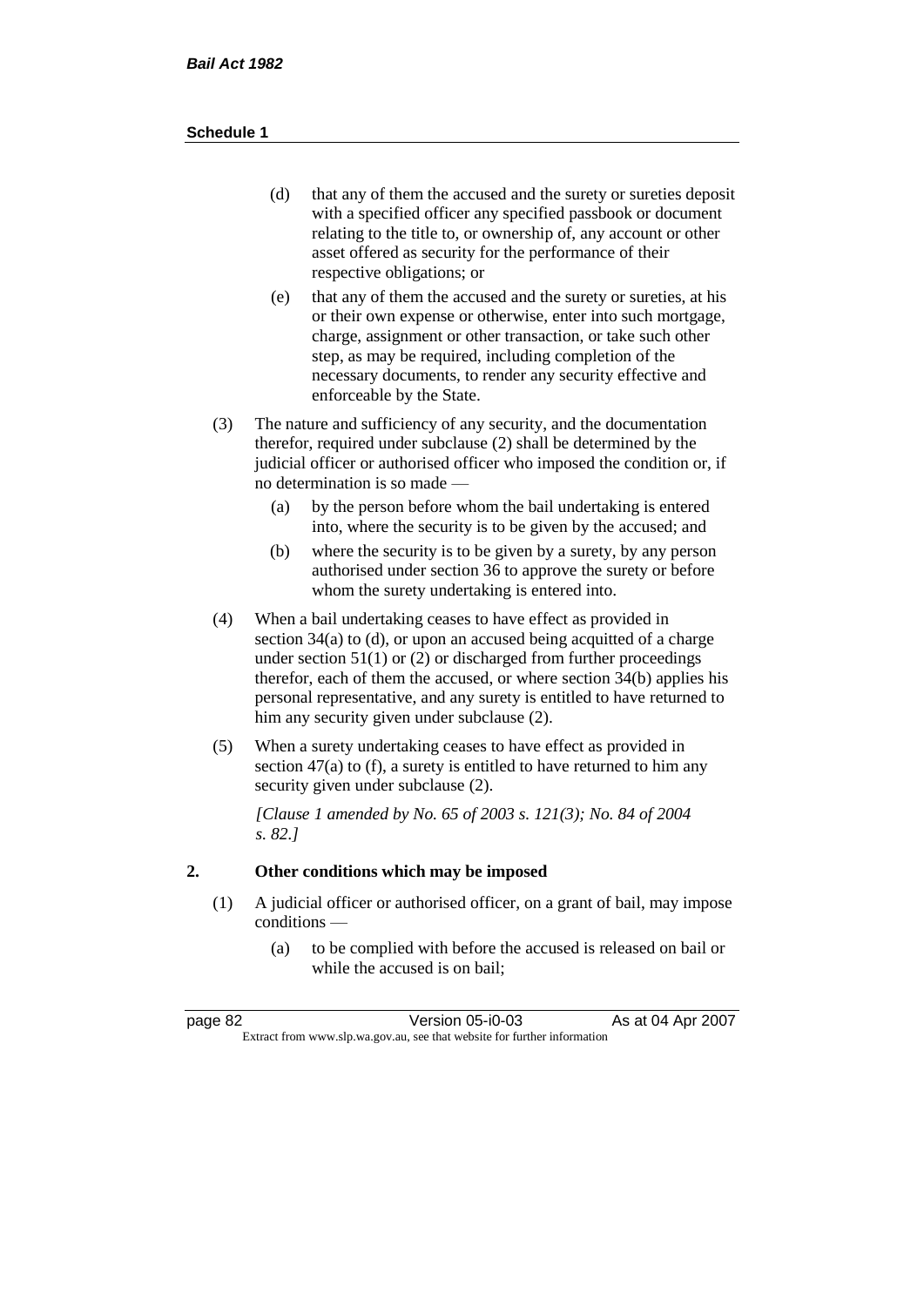(d) that any of them the accused and the surety or sureties deposit with a specified officer any specified passbook or document relating to the title to, or ownership of, any account or other asset offered as security for the performance of their respective obligations; or

(e) that any of them the accused and the surety or sureties, at his or their own expense or otherwise, enter into such mortgage, charge, assignment or other transaction, or take such other step, as may be required, including completion of the necessary documents, to render any security effective and enforceable by the State.

(3) The nature and sufficiency of any security, and the documentation therefor, required under subclause (2) shall be determined by the judicial officer or authorised officer who imposed the condition or, if no determination is so made —

(a) by the person before whom the bail undertaking is entered into, where the security is to be given by the accused; and

(b) where the security is to be given by a surety, by any person authorised under section 36 to approve the surety or before whom the surety undertaking is entered into.

(4) When a bail undertaking ceases to have effect as provided in section 34(a) to (d), or upon an accused being acquitted of a charge under section 51(1) or (2) or discharged from further proceedings therefor, each of them the accused, or where section 34(b) applies his personal representative, and any surety is entitled to have returned to him any security given under subclause (2).

(5) When a surety undertaking ceases to have effect as provided in section 47(a) to (f), a surety is entitled to have returned to him any security given under subclause (2).

*[Clause 1 amended by No. 65 of 2003 s. 121(3); No. 84 of 2004 s. 82.]*

## 2. Other conditions which may be imposed

(1) A judicial officer or authorised officer, on a grant of bail, may impose conditions —

(a) to be complied with before the accused is released on bail or while the accused is on bail;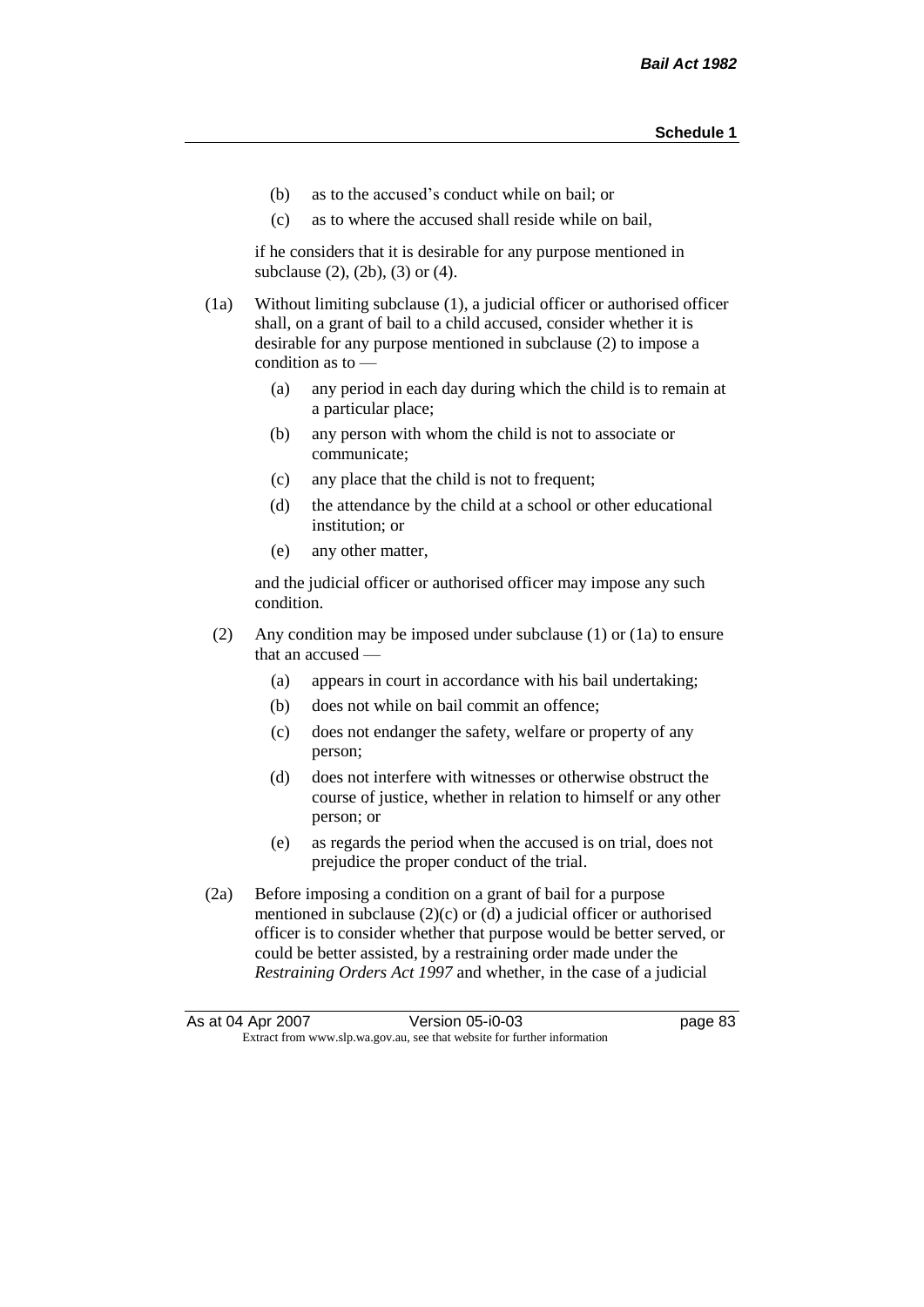(b) as to the accused's conduct while on bail; or

(c) as to where the accused shall reside while on bail,

if he considers that it is desirable for any purpose mentioned in subclause (2), (2b), (3) or (4).

(1a) Without limiting subclause (1), a judicial officer or authorised officer shall, on a grant of bail to a child accused, consider whether it is desirable for any purpose mentioned in subclause (2) to impose a condition as to —

(a) any period in each day during which the child is to remain at a particular place;

(b) any person with whom the child is not to associate or communicate;

(c) any place that the child is not to frequent;

(d) the attendance by the child at a school or other educational institution; or

(e) any other matter,

and the judicial officer or authorised officer may impose any such condition.

(2) Any condition may be imposed under subclause (1) or (1a) to ensure that an accused —

(a) appears in court in accordance with his bail undertaking;

(b) does not while on bail commit an offence;

(c) does not endanger the safety, welfare or property of any person;

(d) does not interfere with witnesses or otherwise obstruct the course of justice, whether in relation to himself or any other person; or

(e) as regards the period when the accused is on trial, does not prejudice the proper conduct of the trial.

(2a) Before imposing a condition on a grant of bail for a purpose mentioned in subclause (2)(c) or (d) a judicial officer or authorised officer is to consider whether that purpose would be better served, or could be better assisted, by a restraining order made under the *Restraining Orders Act 1997* and whether, in the case of a judicial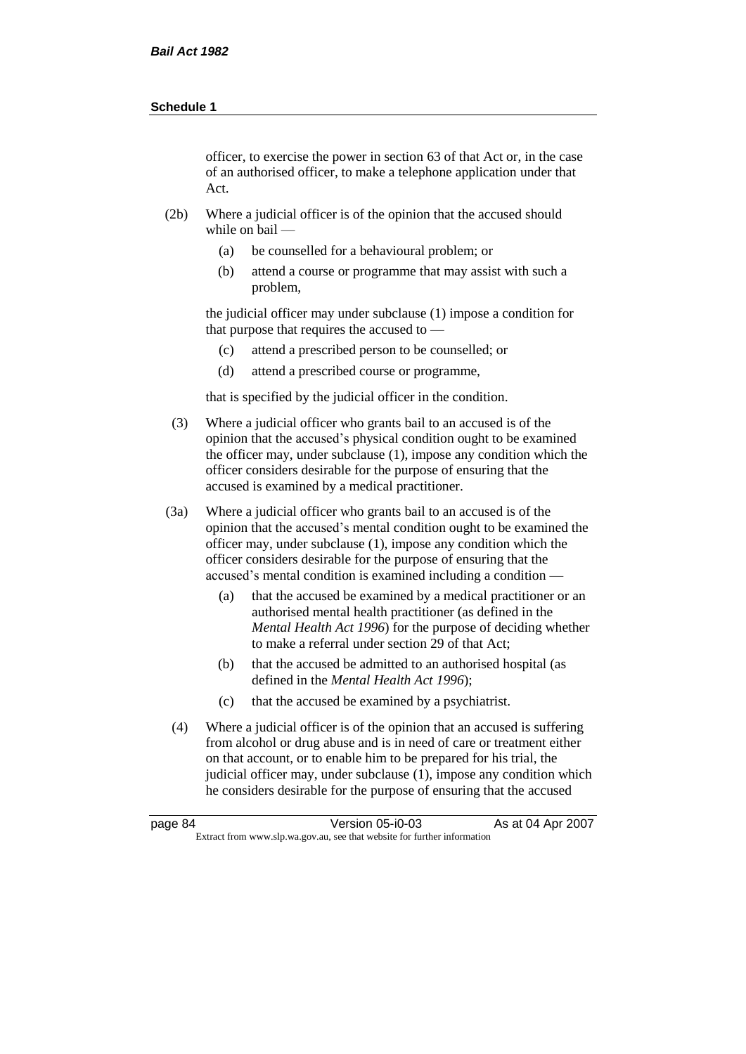officer, to exercise the power in section 63 of that Act or, in the case of an authorised officer, to make a telephone application under that Act.

(2b) Where a judicial officer is of the opinion that the accused should while on bail —

(a) be counselled for a behavioural problem; or

(b) attend a course or programme that may assist with such a problem,

the judicial officer may under subclause (1) impose a condition for that purpose that requires the accused to —

(c) attend a prescribed person to be counselled; or

(d) attend a prescribed course or programme,

that is specified by the judicial officer in the condition.

(3) Where a judicial officer who grants bail to an accused is of the opinion that the accused's physical condition ought to be examined the officer may, under subclause (1), impose any condition which the officer considers desirable for the purpose of ensuring that the accused is examined by a medical practitioner.

(3a) Where a judicial officer who grants bail to an accused is of the opinion that the accused's mental condition ought to be examined the officer may, under subclause (1), impose any condition which the officer considers desirable for the purpose of ensuring that the accused's mental condition is examined including a condition —

(a) that the accused be examined by a medical practitioner or an authorised mental health practitioner (as defined in the *Mental Health Act 1996*) for the purpose of deciding whether to make a referral under section 29 of that Act;

(b) that the accused be admitted to an authorised hospital (as defined in the *Mental Health Act 1996*);

(c) that the accused be examined by a psychiatrist.

(4) Where a judicial officer is of the opinion that an accused is suffering from alcohol or drug abuse and is in need of care or treatment either on that account, or to enable him to be prepared for his trial, the judicial officer may, under subclause (1), impose any condition which he considers desirable for the purpose of ensuring that the accused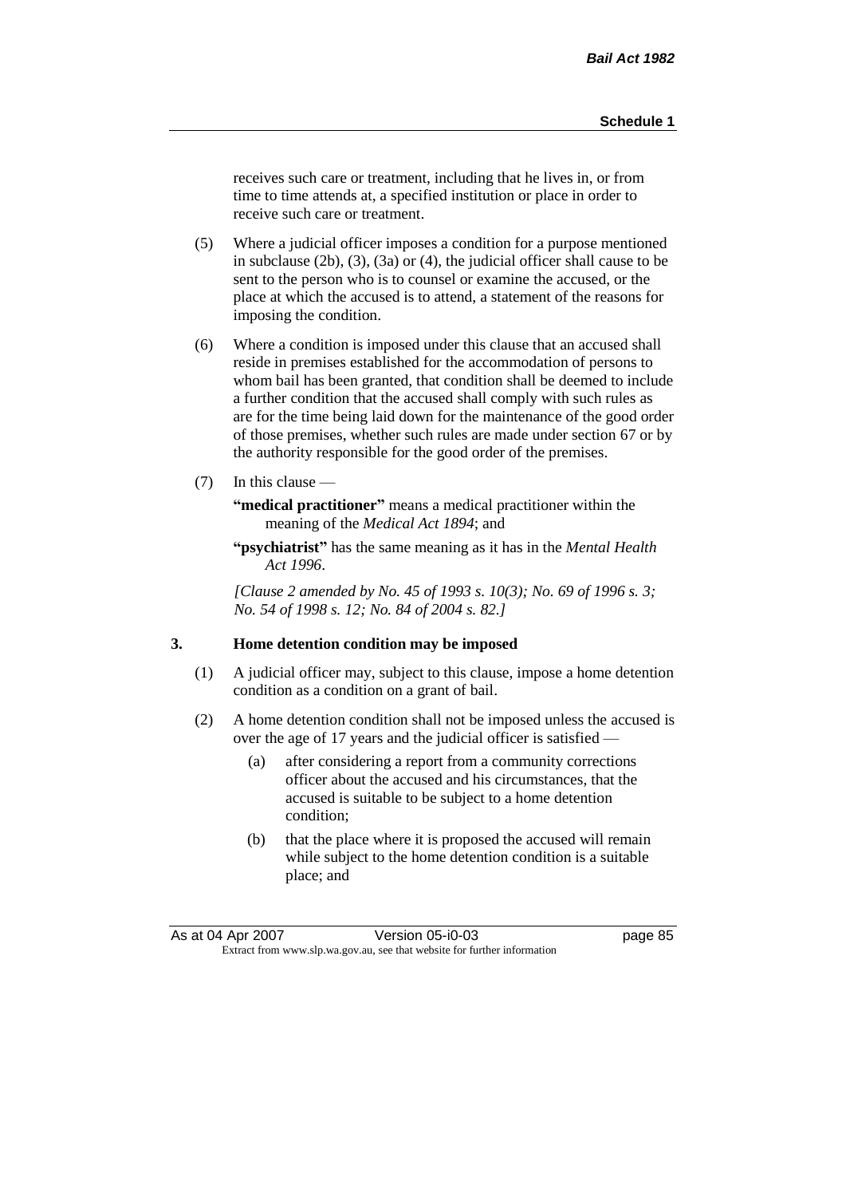receives such care or treatment, including that he lives in, or from time to time attends at, a specified institution or place in order to receive such care or treatment.

(5) Where a judicial officer imposes a condition for a purpose mentioned in subclause (2b), (3), (3a) or (4), the judicial officer shall cause to be sent to the person who is to counsel or examine the accused, or the place at which the accused is to attend, a statement of the reasons for imposing the condition.

(6) Where a condition is imposed under this clause that an accused shall reside in premises established for the accommodation of persons to whom bail has been granted, that condition shall be deemed to include a further condition that the accused shall comply with such rules as are for the time being laid down for the maintenance of the good order of those premises, whether such rules are made under section 67 or by the authority responsible for the good order of the premises.

(7) In this clause —

**"medical practitioner"** means a medical practitioner within the meaning of the *Medical Act 1894*; and

**"psychiatrist"** has the same meaning as it has in the *Mental Health Act 1996*.

*[Clause 2 amended by No. 45 of 1993 s. 10(3); No. 69 of 1996 s. 3; No. 54 of 1998 s. 12; No. 84 of 2004 s. 82.]*

### 3. Home detention condition may be imposed

(1) A judicial officer may, subject to this clause, impose a home detention condition as a condition on a grant of bail.

(2) A home detention condition shall not be imposed unless the accused is over the age of 17 years and the judicial officer is satisfied —

(a) after considering a report from a community corrections officer about the accused and his circumstances, that the accused is suitable to be subject to a home detention condition;

(b) that the place where it is proposed the accused will remain while subject to the home detention condition is a suitable place; and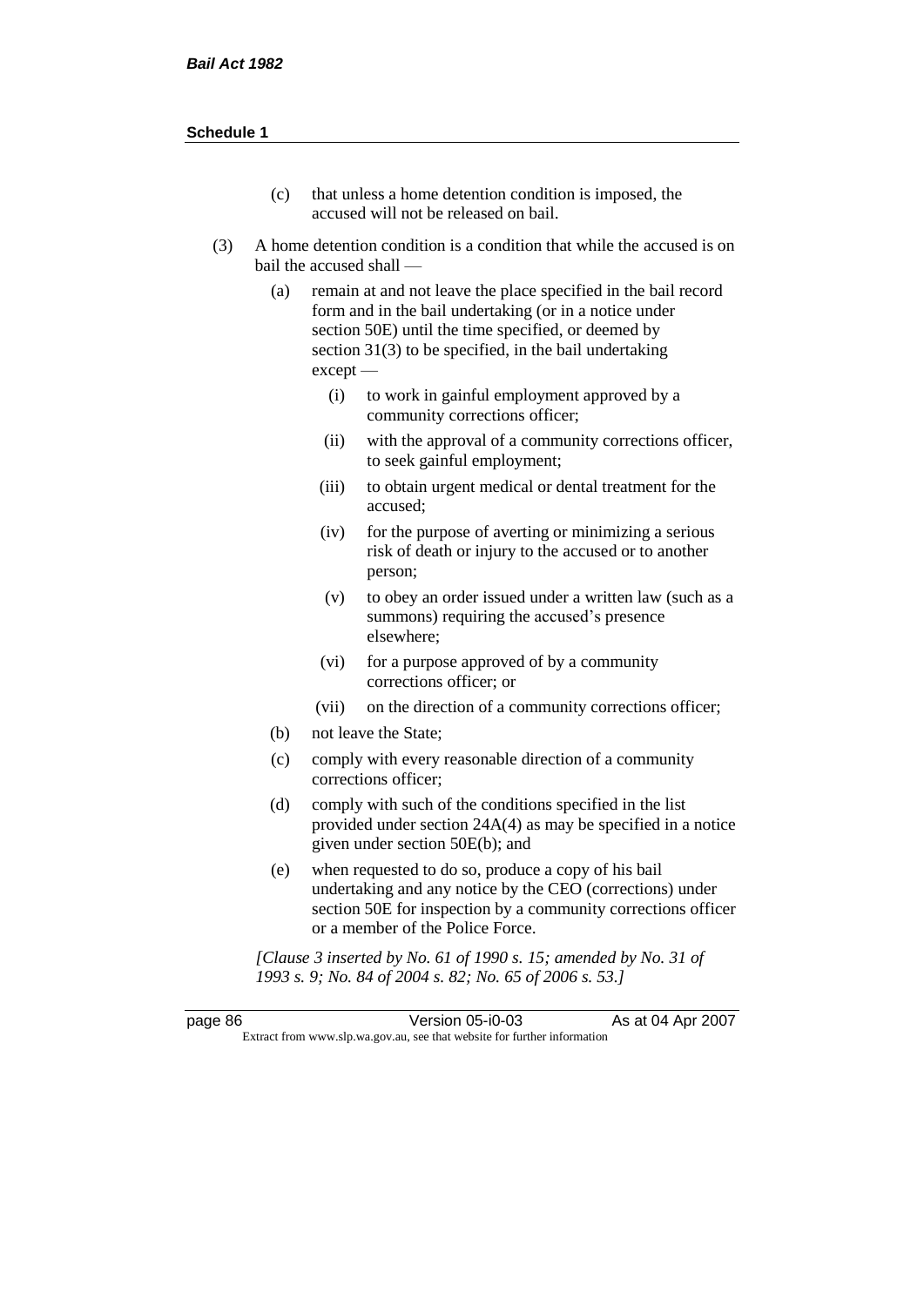(c) that unless a home detention condition is imposed, the accused will not be released on bail.

(3) A home detention condition is a condition that while the accused is on bail the accused shall —

  (a) remain at and not leave the place specified in the bail record form and in the bail undertaking (or in a notice under section 50E) until the time specified, or deemed by section 31(3) to be specified, in the bail undertaking except —

    (i) to work in gainful employment approved by a community corrections officer;

    (ii) with the approval of a community corrections officer, to seek gainful employment;

    (iii) to obtain urgent medical or dental treatment for the accused;

    (iv) for the purpose of averting or minimizing a serious risk of death or injury to the accused or to another person;

    (v) to obey an order issued under a written law (such as a summons) requiring the accused's presence elsewhere;

    (vi) for a purpose approved of by a community corrections officer; or

    (vii) on the direction of a community corrections officer;

  (b) not leave the State;

  (c) comply with every reasonable direction of a community corrections officer;

  (d) comply with such of the conditions specified in the list provided under section 24A(4) as may be specified in a notice given under section 50E(b); and

  (e) when requested to do so, produce a copy of his bail undertaking and any notice by the CEO (corrections) under section 50E for inspection by a community corrections officer or a member of the Police Force.

*[Clause 3 inserted by No. 61 of 1990 s. 15; amended by No. 31 of 1993 s. 9; No. 84 of 2004 s. 82; No. 65 of 2006 s. 53.]*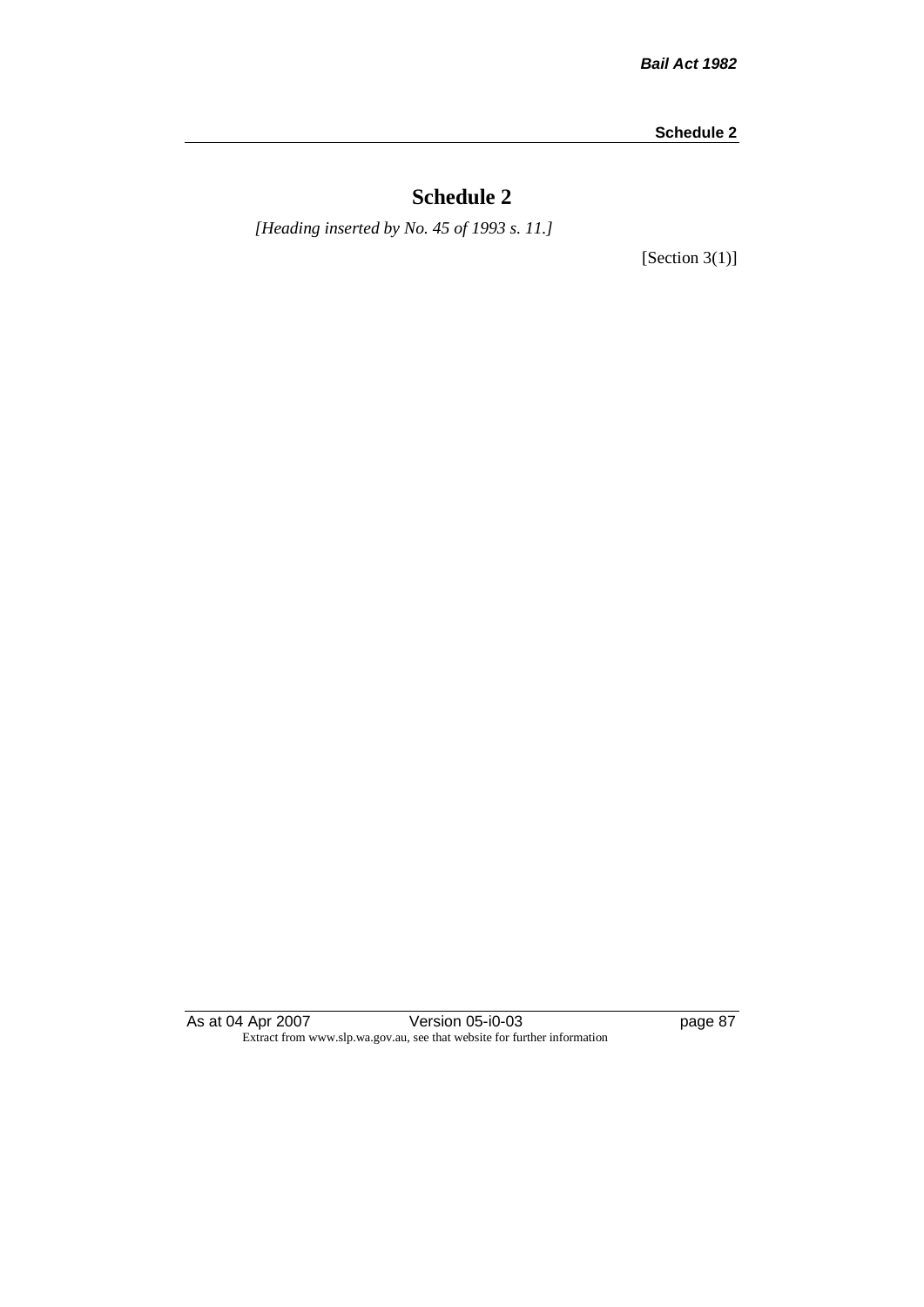# Schedule 2

*[Heading inserted by No. 45 of 1993 s. 11.]*

[Section 3(1)]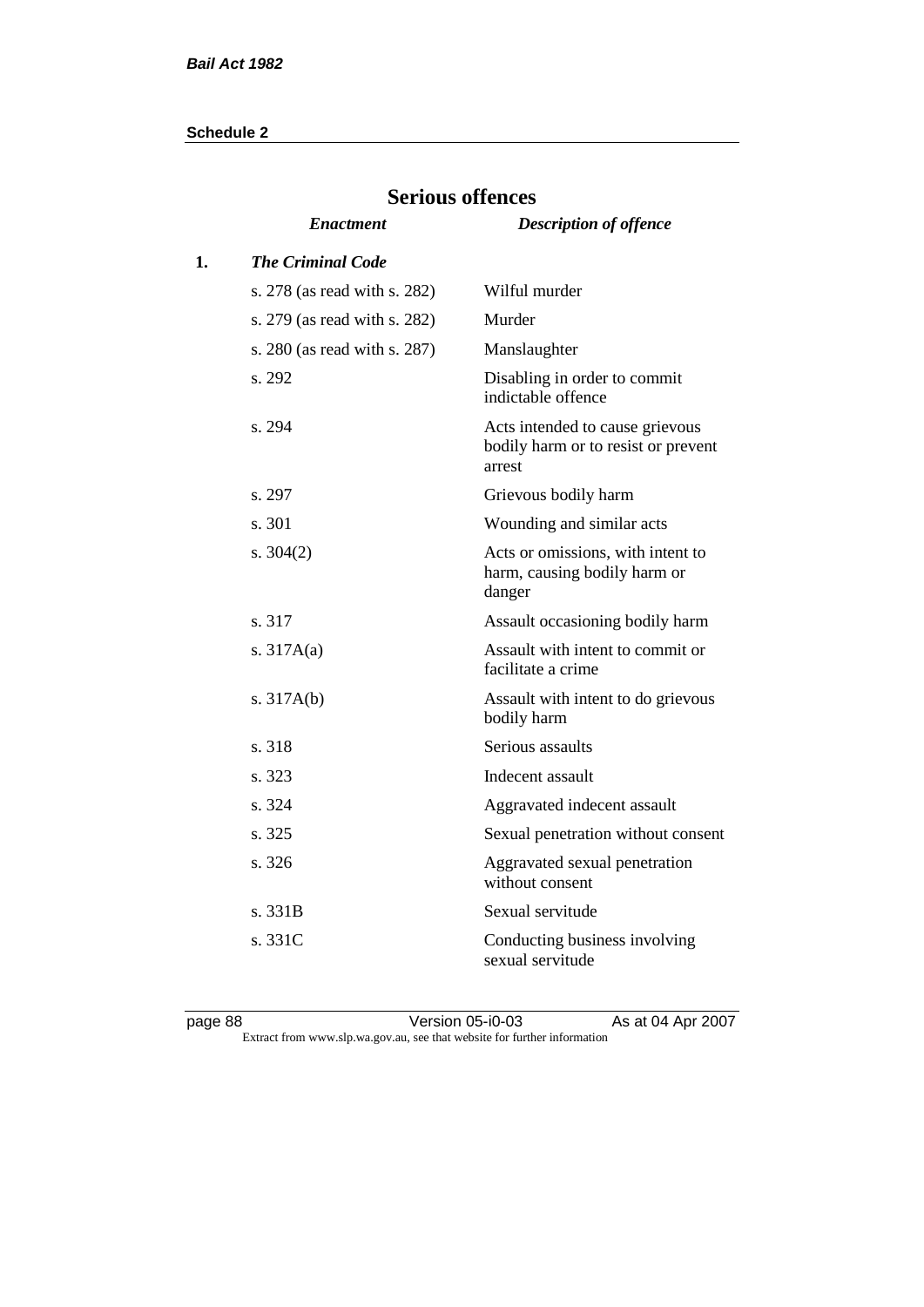## Serious offences

| | *Enactment* | *Description of offence* |
|---|---|---|
| **1.** | ***The Criminal Code*** | |
| | s. 278 (as read with s. 282) | Wilful murder |
| | s. 279 (as read with s. 282) | Murder |
| | s. 280 (as read with s. 287) | Manslaughter |
| | s. 292 | Disabling in order to commit indictable offence |
| | s. 294 | Acts intended to cause grievous bodily harm or to resist or prevent arrest |
| | s. 297 | Grievous bodily harm |
| | s. 301 | Wounding and similar acts |
| | s. 304(2) | Acts or omissions, with intent to harm, causing bodily harm or danger |
| | s. 317 | Assault occasioning bodily harm |
| | s. 317A(a) | Assault with intent to commit or facilitate a crime |
| | s. 317A(b) | Assault with intent to do grievous bodily harm |
| | s. 318 | Serious assaults |
| | s. 323 | Indecent assault |
| | s. 324 | Aggravated indecent assault |
| | s. 325 | Sexual penetration without consent |
| | s. 326 | Aggravated sexual penetration without consent |
| | s. 331B | Sexual servitude |
| | s. 331C | Conducting business involving sexual servitude |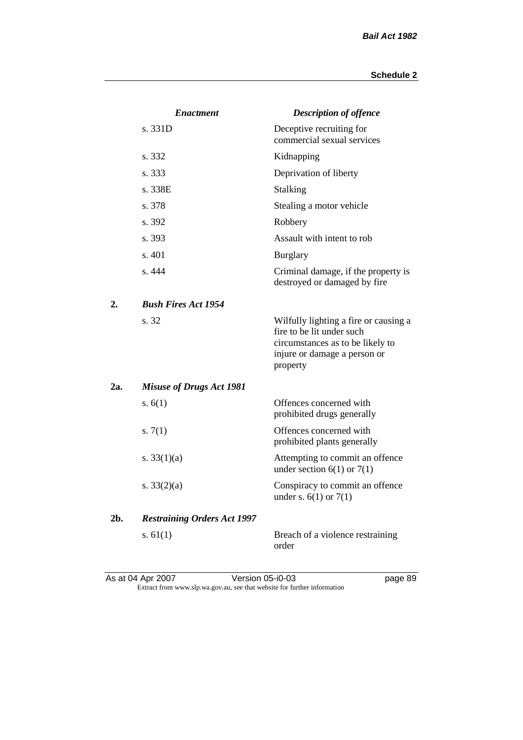| | *Enactment* | *Description of offence* |
|---|---|---|
| | s. 331D | Deceptive recruiting for commercial sexual services |
| | s. 332 | Kidnapping |
| | s. 333 | Deprivation of liberty |
| | s. 338E | Stalking |
| | s. 378 | Stealing a motor vehicle |
| | s. 392 | Robbery |
| | s. 393 | Assault with intent to rob |
| | s. 401 | Burglary |
| | s. 444 | Criminal damage, if the property is destroyed or damaged by fire |
| **2.** | ***Bush Fires Act 1954*** | |
| | s. 32 | Wilfully lighting a fire or causing a fire to be lit under such circumstances as to be likely to injure or damage a person or property |
| **2a.** | ***Misuse of Drugs Act 1981*** | |
| | s. 6(1) | Offences concerned with prohibited drugs generally |
| | s. 7(1) | Offences concerned with prohibited plants generally |
| | s. 33(1)(a) | Attempting to commit an offence under section 6(1) or 7(1) |
| | s. 33(2)(a) | Conspiracy to commit an offence under s. 6(1) or 7(1) |
| **2b.** | ***Restraining Orders Act 1997*** | |
| | s. 61(1) | Breach of a violence restraining order |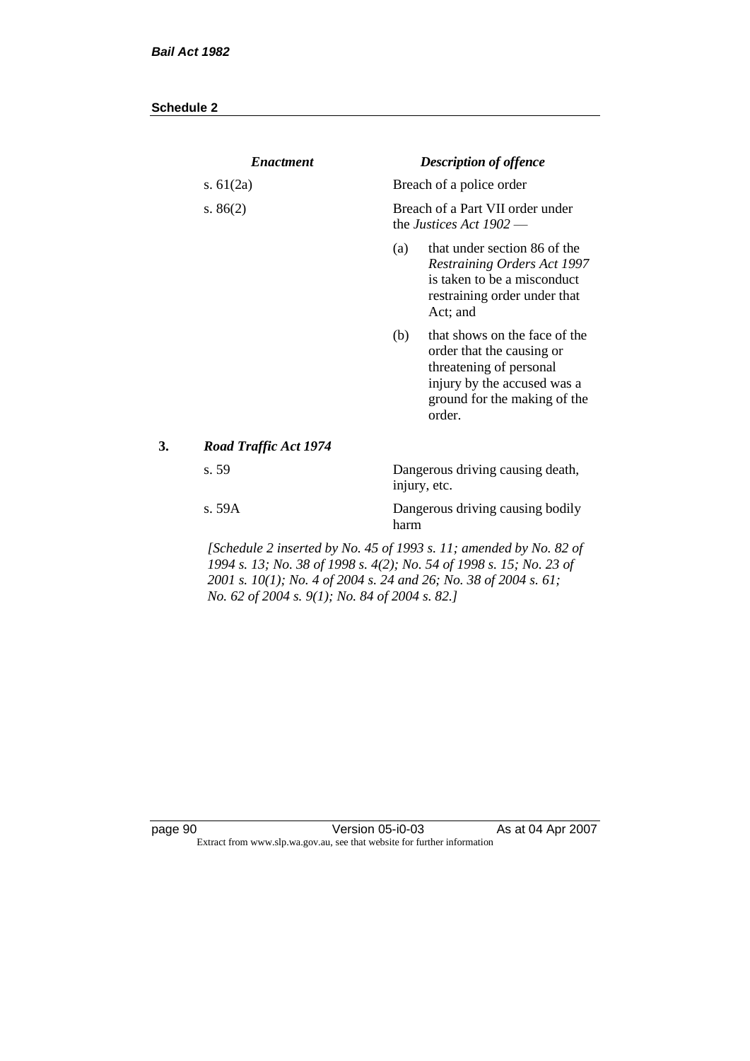| *Enactment* | *Description of offence* |
|---|---|
| s. 61(2a) | Breach of a police order |
| s. 86(2) | Breach of a Part VII order under the *Justices Act 1902* — <br>(a) that under section 86 of the *Restraining Orders Act 1997* is taken to be a misconduct restraining order under that Act; and <br>(b) that shows on the face of the order that the causing or threatening of personal injury by the accused was a ground for the making of the order. |

**3. *Road Traffic Act 1974***

| | |
|---|---|
| s. 59 | Dangerous driving causing death, injury, etc. |
| s. 59A | Dangerous driving causing bodily harm |

*[Schedule 2 inserted by No. 45 of 1993 s. 11; amended by No. 82 of 1994 s. 13; No. 38 of 1998 s. 4(2); No. 54 of 1998 s. 15; No. 23 of 2001 s. 10(1); No. 4 of 2004 s. 24 and 26; No. 38 of 2004 s. 61; No. 62 of 2004 s. 9(1); No. 84 of 2004 s. 82.]*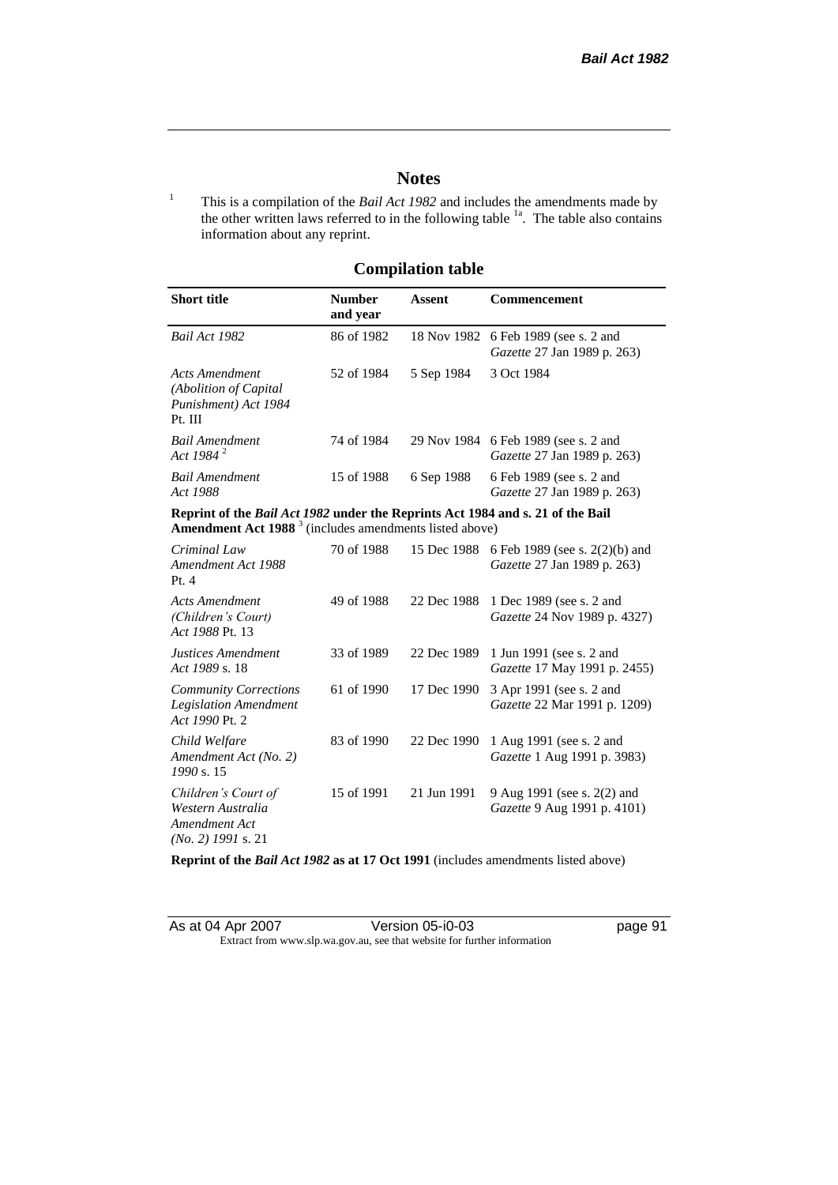# Notes

[1] This is a compilation of the *Bail Act 1982* and includes the amendments made by the other written laws referred to in the following table [1a]. The table also contains information about any reprint.

## Compilation table

| Short title | Number and year | Assent | Commencement |
|---|---|---|---|
| *Bail Act 1982* | 86 of 1982 | 18 Nov 1982 | 6 Feb 1989 (see s. 2 and *Gazette* 27 Jan 1989 p. 263) |
| *Acts Amendment (Abolition of Capital Punishment) Act 1984* Pt. III | 52 of 1984 | 5 Sep 1984 | 3 Oct 1984 |
| *Bail Amendment Act 1984* [2] | 74 of 1984 | 29 Nov 1984 | 6 Feb 1989 (see s. 2 and *Gazette* 27 Jan 1989 p. 263) |
| *Bail Amendment Act 1988* | 15 of 1988 | 6 Sep 1988 | 6 Feb 1989 (see s. 2 and *Gazette* 27 Jan 1989 p. 263) |
| **Reprint of the *Bail Act 1982* under the Reprints Act 1984 and s. 21 of the Bail Amendment Act 1988** [3] (includes amendments listed above) | | | |
| *Criminal Law Amendment Act 1988* Pt. 4 | 70 of 1988 | 15 Dec 1988 | 6 Feb 1989 (see s. 2(2)(b) and *Gazette* 27 Jan 1989 p. 263) |
| *Acts Amendment (Children's Court) Act 1988* Pt. 13 | 49 of 1988 | 22 Dec 1988 | 1 Dec 1989 (see s. 2 and *Gazette* 24 Nov 1989 p. 4327) |
| *Justices Amendment Act 1989* s. 18 | 33 of 1989 | 22 Dec 1989 | 1 Jun 1991 (see s. 2 and *Gazette* 17 May 1991 p. 2455) |
| *Community Corrections Legislation Amendment Act 1990* Pt. 2 | 61 of 1990 | 17 Dec 1990 | 3 Apr 1991 (see s. 2 and *Gazette* 22 Mar 1991 p. 1209) |
| *Child Welfare Amendment Act (No. 2) 1990* s. 15 | 83 of 1990 | 22 Dec 1990 | 1 Aug 1991 (see s. 2 and *Gazette* 1 Aug 1991 p. 3983) |
| *Children's Court of Western Australia Amendment Act (No. 2) 1991* s. 21 | 15 of 1991 | 21 Jun 1991 | 9 Aug 1991 (see s. 2(2) and *Gazette* 9 Aug 1991 p. 4101) |
| **Reprint of the *Bail Act 1982* as at 17 Oct 1991** (includes amendments listed above) | | | |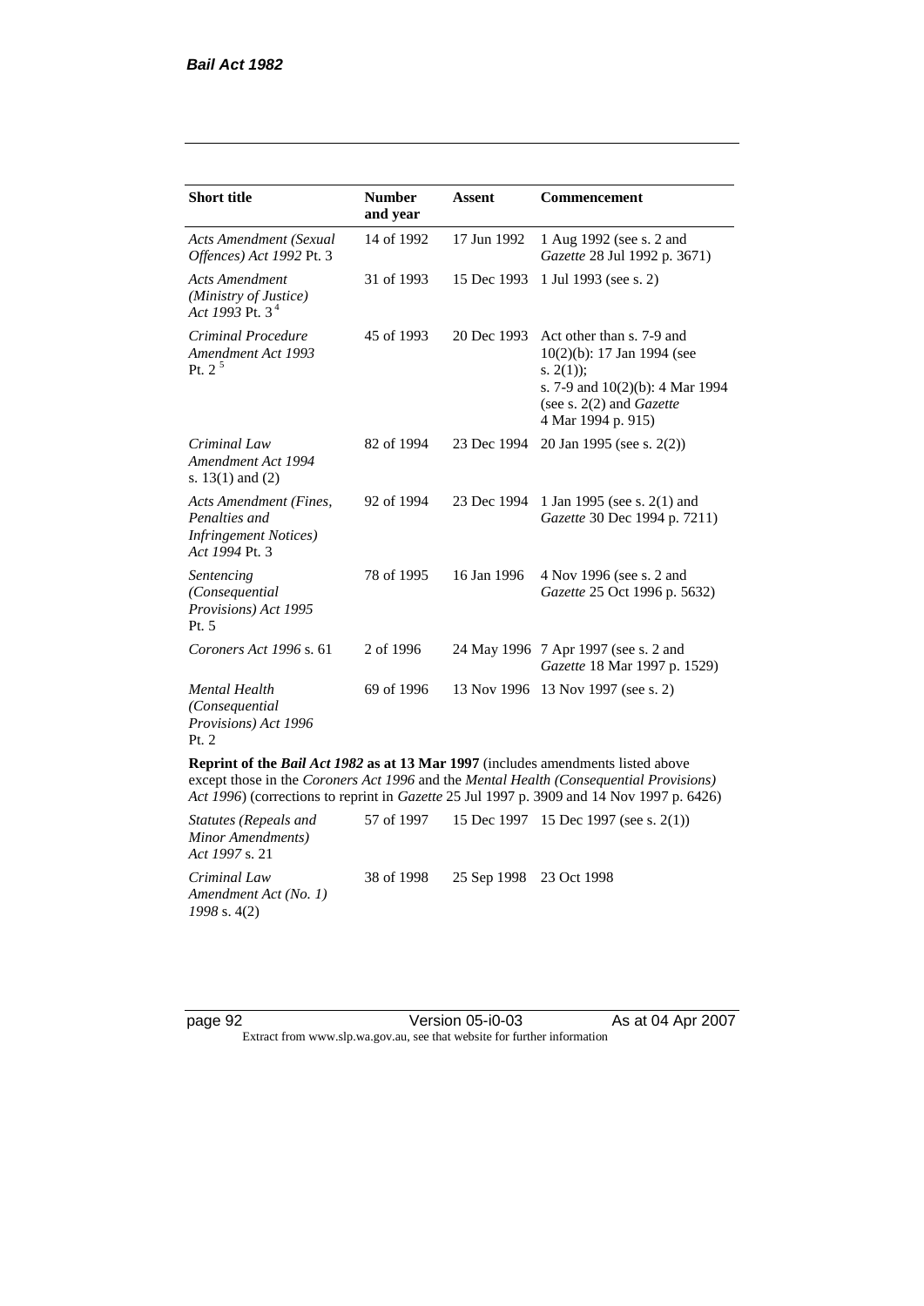| Short title | Number and year | Assent | Commencement |
|---|---|---|---|
| *Acts Amendment (Sexual Offences) Act 1992* Pt. 3 | 14 of 1992 | 17 Jun 1992 | 1 Aug 1992 (see s. 2 and *Gazette* 28 Jul 1992 p. 3671) |
| *Acts Amendment (Ministry of Justice) Act 1993* Pt. 3 [4] | 31 of 1993 | 15 Dec 1993 | 1 Jul 1993 (see s. 2) |
| *Criminal Procedure Amendment Act 1993* Pt. 2 [5] | 45 of 1993 | 20 Dec 1993 | Act other than s. 7-9 and 10(2)(b): 17 Jan 1994 (see s. 2(1)); s. 7-9 and 10(2)(b): 4 Mar 1994 (see s. 2(2) and *Gazette* 4 Mar 1994 p. 915) |
| *Criminal Law Amendment Act 1994* s. 13(1) and (2) | 82 of 1994 | 23 Dec 1994 | 20 Jan 1995 (see s. 2(2)) |
| *Acts Amendment (Fines, Penalties and Infringement Notices) Act 1994* Pt. 3 | 92 of 1994 | 23 Dec 1994 | 1 Jan 1995 (see s. 2(1) and *Gazette* 30 Dec 1994 p. 7211) |
| *Sentencing (Consequential Provisions) Act 1995* Pt. 5 | 78 of 1995 | 16 Jan 1996 | 4 Nov 1996 (see s. 2 and *Gazette* 25 Oct 1996 p. 5632) |
| *Coroners Act 1996* s. 61 | 2 of 1996 | 24 May 1996 | 7 Apr 1997 (see s. 2 and *Gazette* 18 Mar 1997 p. 1529) |
| *Mental Health (Consequential Provisions) Act 1996* Pt. 2 | 69 of 1996 | 13 Nov 1996 | 13 Nov 1997 (see s. 2) |
| **Reprint of the *Bail Act 1982* as at 13 Mar 1997** (includes amendments listed above except those in the *Coroners Act 1996* and the *Mental Health (Consequential Provisions) Act 1996*) (corrections to reprint in *Gazette* 25 Jul 1997 p. 3909 and 14 Nov 1997 p. 6426) | | | |
| *Statutes (Repeals and Minor Amendments) Act 1997* s. 21 | 57 of 1997 | 15 Dec 1997 | 15 Dec 1997 (see s. 2(1)) |
| *Criminal Law Amendment Act (No. 1) 1998* s. 4(2) | 38 of 1998 | 25 Sep 1998 | 23 Oct 1998 |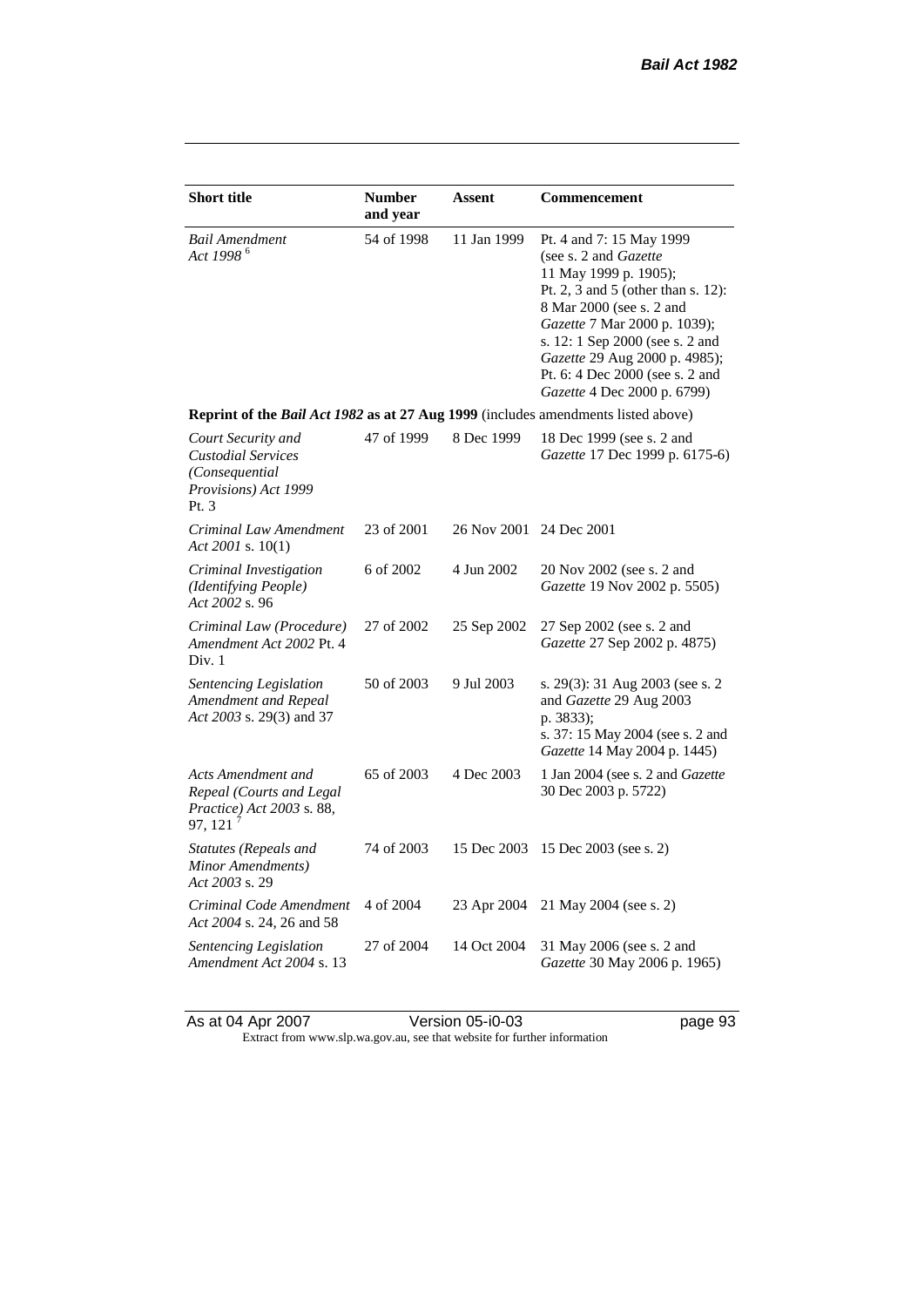| Short title | Number and year | Assent | Commencement |
|---|---|---|---|
| *Bail Amendment Act 1998* [6] | 54 of 1998 | 11 Jan 1999 | Pt. 4 and 7: 15 May 1999 (see s. 2 and *Gazette* 11 May 1999 p. 1905); Pt. 2, 3 and 5 (other than s. 12): 8 Mar 2000 (see s. 2 and *Gazette* 7 Mar 2000 p. 1039); s. 12: 1 Sep 2000 (see s. 2 and *Gazette* 29 Aug 2000 p. 4985); Pt. 6: 4 Dec 2000 (see s. 2 and *Gazette* 4 Dec 2000 p. 6799) |
| **Reprint of the *Bail Act 1982* as at 27 Aug 1999** (includes amendments listed above) | | | |
| *Court Security and Custodial Services (Consequential Provisions) Act 1999* Pt. 3 | 47 of 1999 | 8 Dec 1999 | 18 Dec 1999 (see s. 2 and *Gazette* 17 Dec 1999 p. 6175-6) |
| *Criminal Law Amendment Act 2001* s. 10(1) | 23 of 2001 | 26 Nov 2001 | 24 Dec 2001 |
| *Criminal Investigation (Identifying People) Act 2002* s. 96 | 6 of 2002 | 4 Jun 2002 | 20 Nov 2002 (see s. 2 and *Gazette* 19 Nov 2002 p. 5505) |
| *Criminal Law (Procedure) Amendment Act 2002* Pt. 4 Div. 1 | 27 of 2002 | 25 Sep 2002 | 27 Sep 2002 (see s. 2 and *Gazette* 27 Sep 2002 p. 4875) |
| *Sentencing Legislation Amendment and Repeal Act 2003* s. 29(3) and 37 | 50 of 2003 | 9 Jul 2003 | s. 29(3): 31 Aug 2003 (see s. 2 and *Gazette* 29 Aug 2003 p. 3833); s. 37: 15 May 2004 (see s. 2 and *Gazette* 14 May 2004 p. 1445) |
| *Acts Amendment and Repeal (Courts and Legal Practice) Act 2003* s. 88, 97, 121 [7] | 65 of 2003 | 4 Dec 2003 | 1 Jan 2004 (see s. 2 and *Gazette* 30 Dec 2003 p. 5722) |
| *Statutes (Repeals and Minor Amendments) Act 2003* s. 29 | 74 of 2003 | 15 Dec 2003 | 15 Dec 2003 (see s. 2) |
| *Criminal Code Amendment Act 2004* s. 24, 26 and 58 | 4 of 2004 | 23 Apr 2004 | 21 May 2004 (see s. 2) |
| *Sentencing Legislation Amendment Act 2004* s. 13 | 27 of 2004 | 14 Oct 2004 | 31 May 2006 (see s. 2 and *Gazette* 30 May 2006 p. 1965) |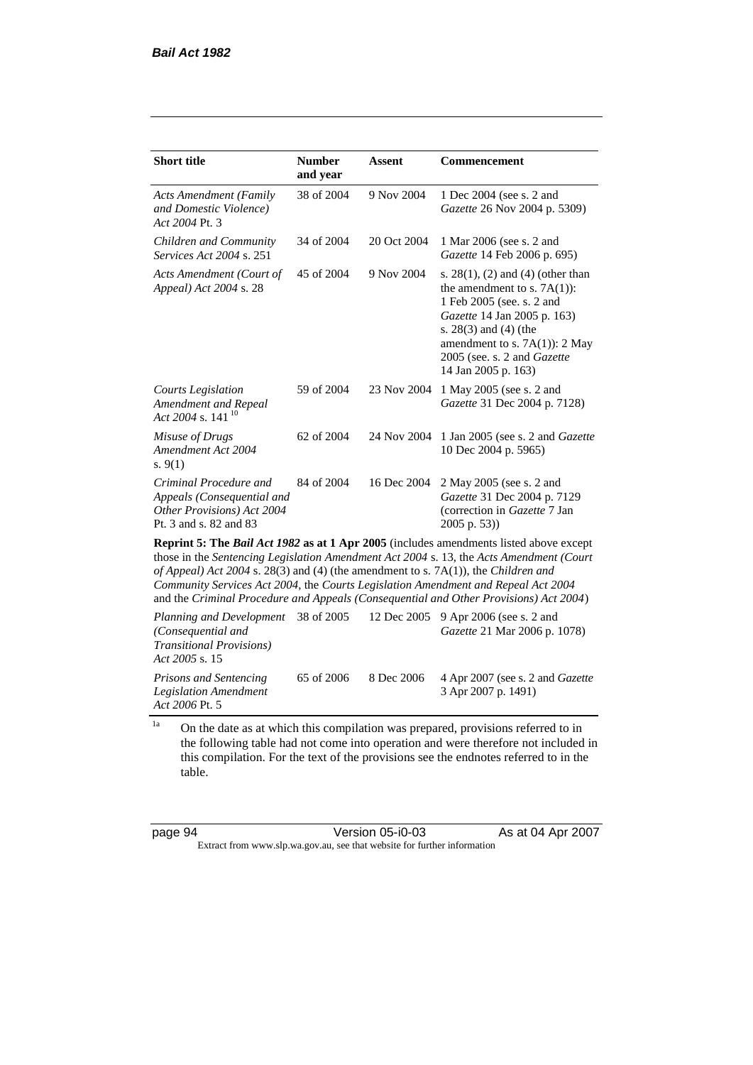| Short title | Number and year | Assent | Commencement |
|---|---|---|---|
| *Acts Amendment (Family and Domestic Violence) Act 2004* Pt. 3 | 38 of 2004 | 9 Nov 2004 | 1 Dec 2004 (see s. 2 and *Gazette* 26 Nov 2004 p. 5309) |
| *Children and Community Services Act 2004* s. 251 | 34 of 2004 | 20 Oct 2004 | 1 Mar 2006 (see s. 2 and *Gazette* 14 Feb 2006 p. 695) |
| *Acts Amendment (Court of Appeal) Act 2004* s. 28 | 45 of 2004 | 9 Nov 2004 | s. 28(1), (2) and (4) (other than the amendment to s. 7A(1)): 1 Feb 2005 (see. s. 2 and *Gazette* 14 Jan 2005 p. 163) s. 28(3) and (4) (the amendment to s. 7A(1)): 2 May 2005 (see. s. 2 and *Gazette* 14 Jan 2005 p. 163) |
| *Courts Legislation Amendment and Repeal Act 2004* s. 141 [10] | 59 of 2004 | 23 Nov 2004 | 1 May 2005 (see s. 2 and *Gazette* 31 Dec 2004 p. 7128) |
| *Misuse of Drugs Amendment Act 2004* s. 9(1) | 62 of 2004 | 24 Nov 2004 | 1 Jan 2005 (see s. 2 and *Gazette* 10 Dec 2004 p. 5965) |
| *Criminal Procedure and Appeals (Consequential and Other Provisions) Act 2004* Pt. 3 and s. 82 and 83 | 84 of 2004 | 16 Dec 2004 | 2 May 2005 (see s. 2 and *Gazette* 31 Dec 2004 p. 7129 (correction in *Gazette* 7 Jan 2005 p. 53)) |
| **Reprint 5: The *Bail Act 1982* as at 1 Apr 2005** (includes amendments listed above except those in the *Sentencing Legislation Amendment Act 2004* s. 13, the *Acts Amendment (Court of Appeal) Act 2004* s. 28(3) and (4) (the amendment to s. 7A(1)), the *Children and Community Services Act 2004*, the *Courts Legislation Amendment and Repeal Act 2004* and the *Criminal Procedure and Appeals (Consequential and Other Provisions) Act 2004*) | | | |
| *Planning and Development (Consequential and Transitional Provisions) Act 2005* s. 15 | 38 of 2005 | 12 Dec 2005 | 9 Apr 2006 (see s. 2 and *Gazette* 21 Mar 2006 p. 1078) |
| *Prisons and Sentencing Legislation Amendment Act 2006* Pt. 5 | 65 of 2006 | 8 Dec 2006 | 4 Apr 2007 (see s. 2 and *Gazette* 3 Apr 2007 p. 1491) |

[1a] On the date as at which this compilation was prepared, provisions referred to in the following table had not come into operation and were therefore not included in this compilation. For the text of the provisions see the endnotes referred to in the table.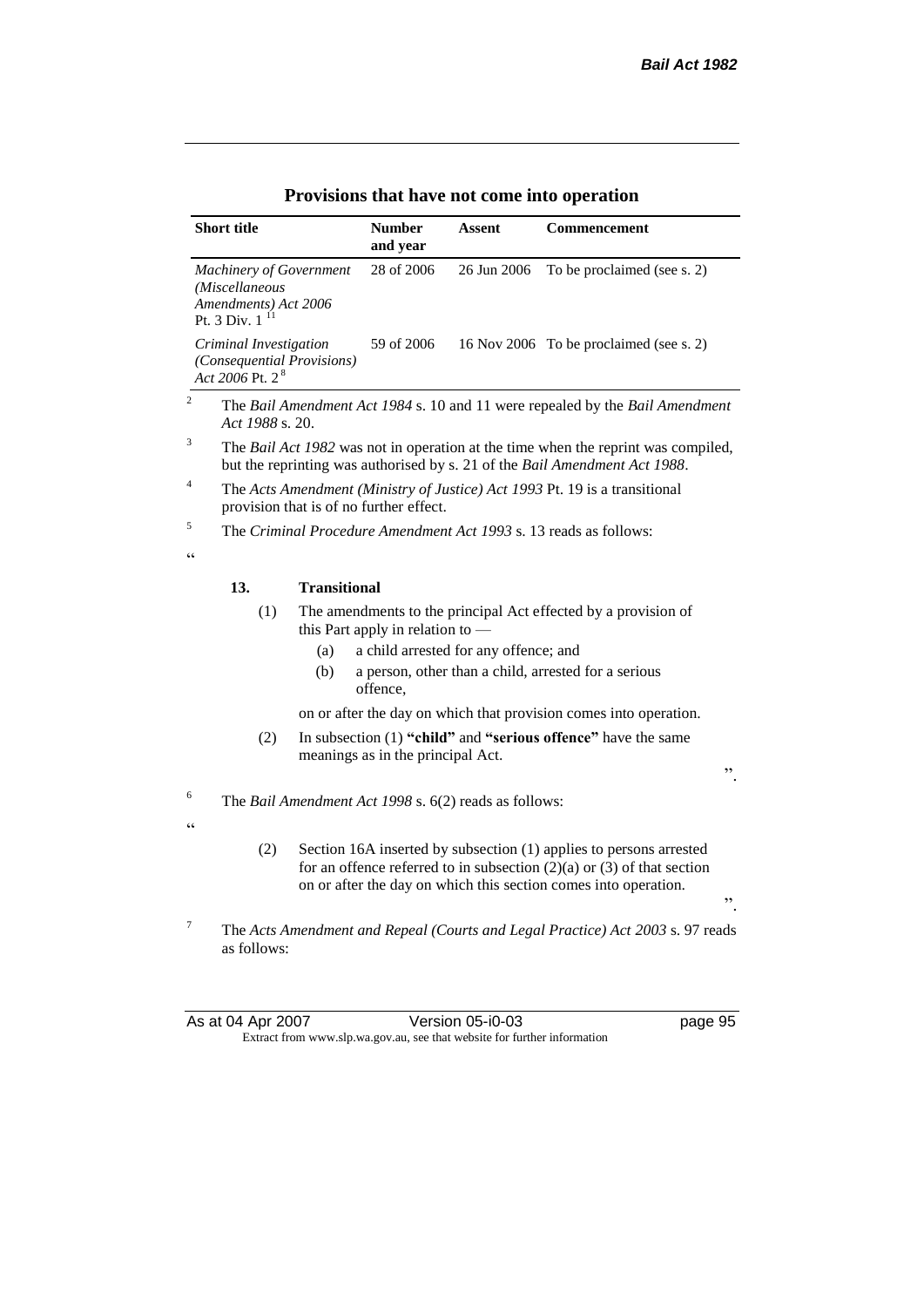## Provisions that have not come into operation

| Short title | Number and year | Assent | Commencement |
|---|---|---|---|
| *Machinery of Government (Miscellaneous Amendments) Act 2006* Pt. 3 Div. 1 [11] | 28 of 2006 | 26 Jun 2006 | To be proclaimed (see s. 2) |
| *Criminal Investigation (Consequential Provisions) Act 2006* Pt. 2 [8] | 59 of 2006 | 16 Nov 2006 | To be proclaimed (see s. 2) |

[2] The *Bail Amendment Act 1984* s. 10 and 11 were repealed by the *Bail Amendment Act 1988* s. 20.

[3] The *Bail Act 1982* was not in operation at the time when the reprint was compiled, but the reprinting was authorised by s. 21 of the *Bail Amendment Act 1988*.

[4] The *Acts Amendment (Ministry of Justice) Act 1993* Pt. 19 is a transitional provision that is of no further effect.

[5] The *Criminal Procedure Amendment Act 1993* s. 13 reads as follows:

"

**13. Transitional**

(1) The amendments to the principal Act effected by a provision of this Part apply in relation to —

(a) a child arrested for any offence; and

(b) a person, other than a child, arrested for a serious offence,

on or after the day on which that provision comes into operation.

(2) In subsection (1) **"child"** and **"serious offence"** have the same meanings as in the principal Act.

".

[6] The *Bail Amendment Act 1998* s. 6(2) reads as follows:

"

(2) Section 16A inserted by subsection (1) applies to persons arrested for an offence referred to in subsection (2)(a) or (3) of that section on or after the day on which this section comes into operation.

".

[7] The *Acts Amendment and Repeal (Courts and Legal Practice) Act 2003* s. 97 reads as follows: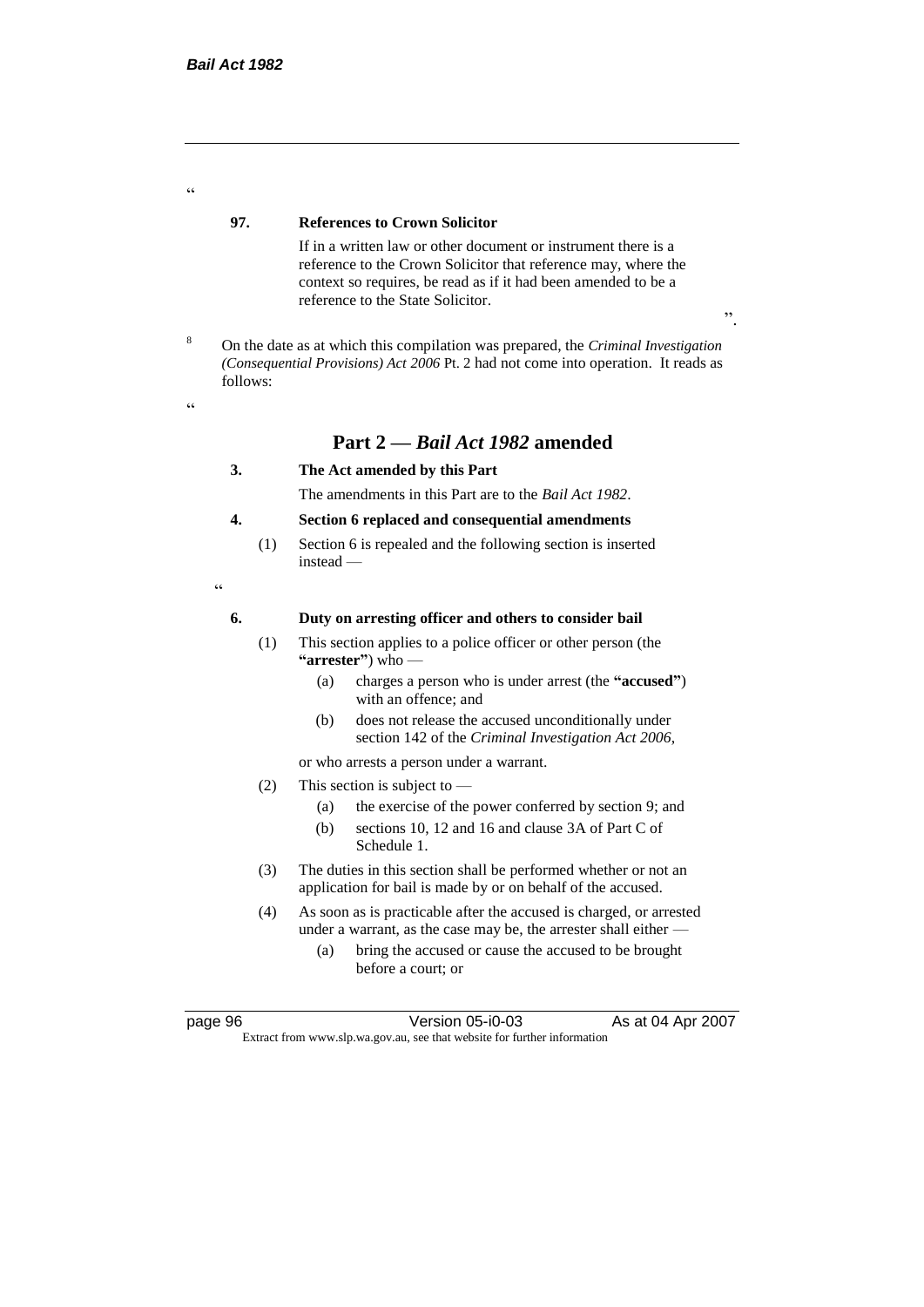"

**97. References to Crown Solicitor**

If in a written law or other document or instrument there is a reference to the Crown Solicitor that reference may, where the context so requires, be read as if it had been amended to be a reference to the State Solicitor.

".

[8] On the date as at which this compilation was prepared, the *Criminal Investigation (Consequential Provisions) Act 2006* Pt. 2 had not come into operation. It reads as follows:

"

## Part 2 — *Bail Act 1982* amended

**3. The Act amended by this Part**

The amendments in this Part are to the *Bail Act 1982*.

**4. Section 6 replaced and consequential amendments**

(1) Section 6 is repealed and the following section is inserted instead —

"

**6. Duty on arresting officer and others to consider bail**

(1) This section applies to a police officer or other person (the **"arrester"**) who —

- (a) charges a person who is under arrest (the **"accused"**) with an offence; and
- (b) does not release the accused unconditionally under section 142 of the *Criminal Investigation Act 2006*,

or who arrests a person under a warrant.

(2) This section is subject to —

- (a) the exercise of the power conferred by section 9; and
- (b) sections 10, 12 and 16 and clause 3A of Part C of Schedule 1.

(3) The duties in this section shall be performed whether or not an application for bail is made by or on behalf of the accused.

(4) As soon as is practicable after the accused is charged, or arrested under a warrant, as the case may be, the arrester shall either —

- (a) bring the accused or cause the accused to be brought before a court; or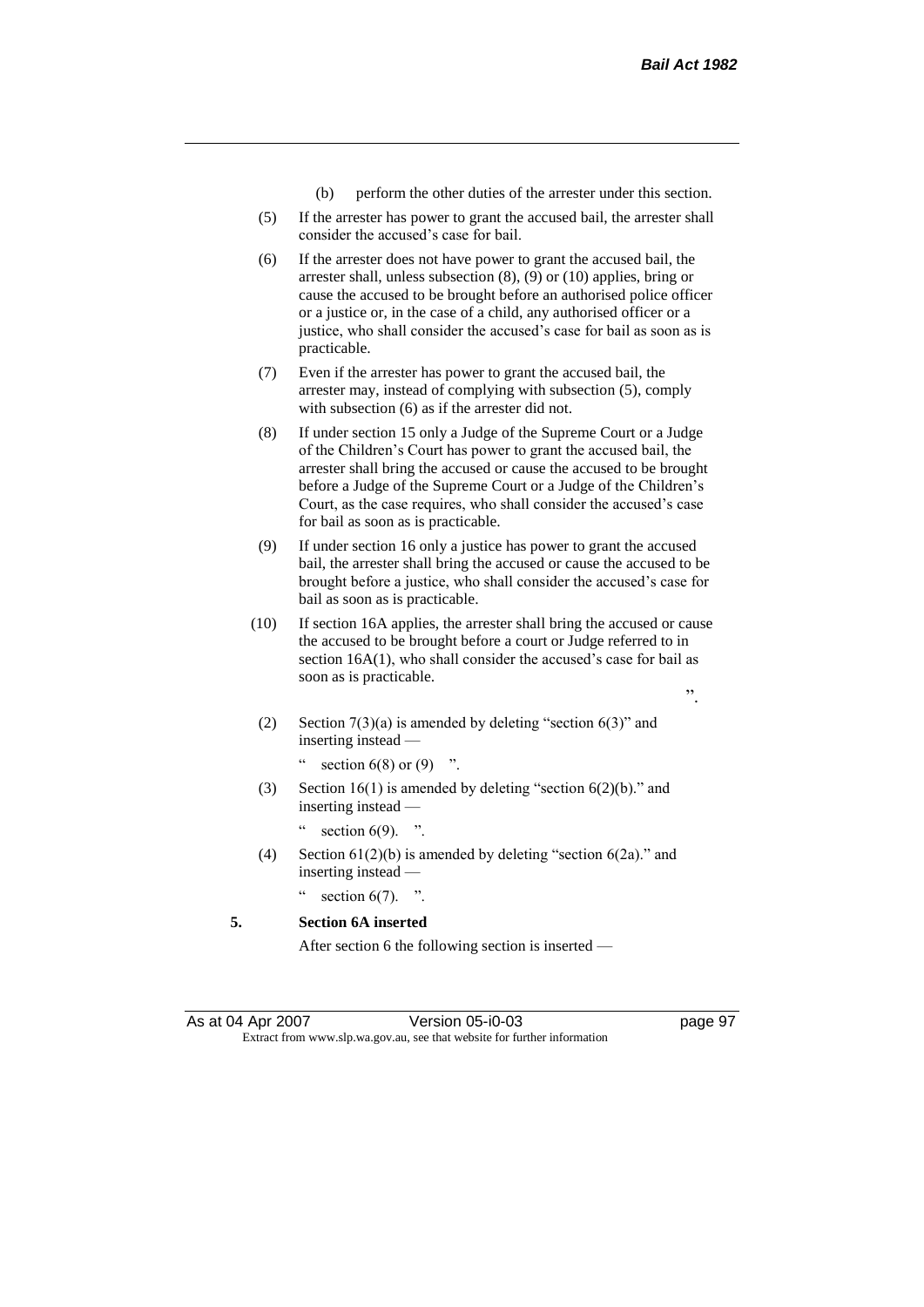(b) perform the other duties of the arrester under this section.

(5) If the arrester has power to grant the accused bail, the arrester shall consider the accused's case for bail.

(6) If the arrester does not have power to grant the accused bail, the arrester shall, unless subsection (8), (9) or (10) applies, bring or cause the accused to be brought before an authorised police officer or a justice or, in the case of a child, any authorised officer or a justice, who shall consider the accused's case for bail as soon as is practicable.

(7) Even if the arrester has power to grant the accused bail, the arrester may, instead of complying with subsection (5), comply with subsection (6) as if the arrester did not.

(8) If under section 15 only a Judge of the Supreme Court or a Judge of the Children's Court has power to grant the accused bail, the arrester shall bring the accused or cause the accused to be brought before a Judge of the Supreme Court or a Judge of the Children's Court, as the case requires, who shall consider the accused's case for bail as soon as is practicable.

(9) If under section 16 only a justice has power to grant the accused bail, the arrester shall bring the accused or cause the accused to be brought before a justice, who shall consider the accused's case for bail as soon as is practicable.

(10) If section 16A applies, the arrester shall bring the accused or cause the accused to be brought before a court or Judge referred to in section 16A(1), who shall consider the accused's case for bail as soon as is practicable.

".

(2) Section 7(3)(a) is amended by deleting "section 6(3)" and inserting instead —

" section 6(8) or (9) ".

(3) Section 16(1) is amended by deleting "section 6(2)(b)." and inserting instead —

" section 6(9). ".

(4) Section 61(2)(b) is amended by deleting "section 6(2a)." and inserting instead —

" section 6(7). ".

**5. Section 6A inserted**

After section 6 the following section is inserted —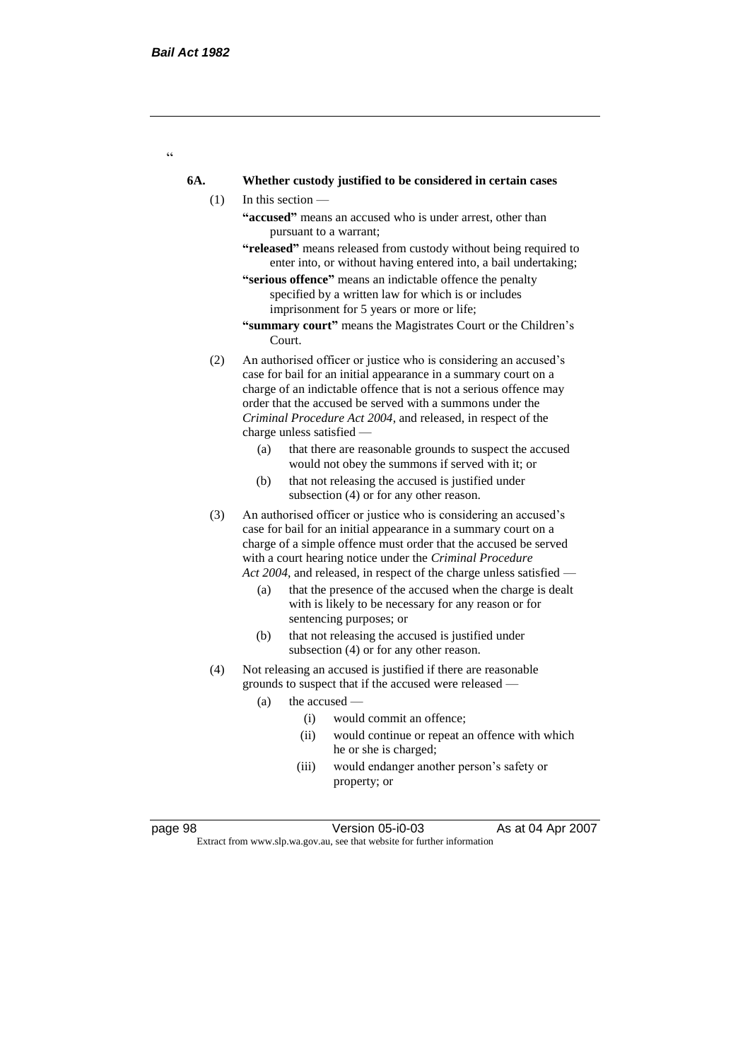"

**6A. Whether custody justified to be considered in certain cases**

(1) In this section —

**"accused"** means an accused who is under arrest, other than pursuant to a warrant;

**"released"** means released from custody without being required to enter into, or without having entered into, a bail undertaking;

**"serious offence"** means an indictable offence the penalty specified by a written law for which is or includes imprisonment for 5 years or more or life;

**"summary court"** means the Magistrates Court or the Children's Court.

(2) An authorised officer or justice who is considering an accused's case for bail for an initial appearance in a summary court on a charge of an indictable offence that is not a serious offence may order that the accused be served with a summons under the *Criminal Procedure Act 2004*, and released, in respect of the charge unless satisfied —

(a) that there are reasonable grounds to suspect the accused would not obey the summons if served with it; or

(b) that not releasing the accused is justified under subsection (4) or for any other reason.

(3) An authorised officer or justice who is considering an accused's case for bail for an initial appearance in a summary court on a charge of a simple offence must order that the accused be served with a court hearing notice under the *Criminal Procedure Act 2004*, and released, in respect of the charge unless satisfied —

(a) that the presence of the accused when the charge is dealt with is likely to be necessary for any reason or for sentencing purposes; or

(b) that not releasing the accused is justified under subsection (4) or for any other reason.

(4) Not releasing an accused is justified if there are reasonable grounds to suspect that if the accused were released —

(a) the accused —

(i) would commit an offence;

(ii) would continue or repeat an offence with which he or she is charged;

(iii) would endanger another person's safety or property; or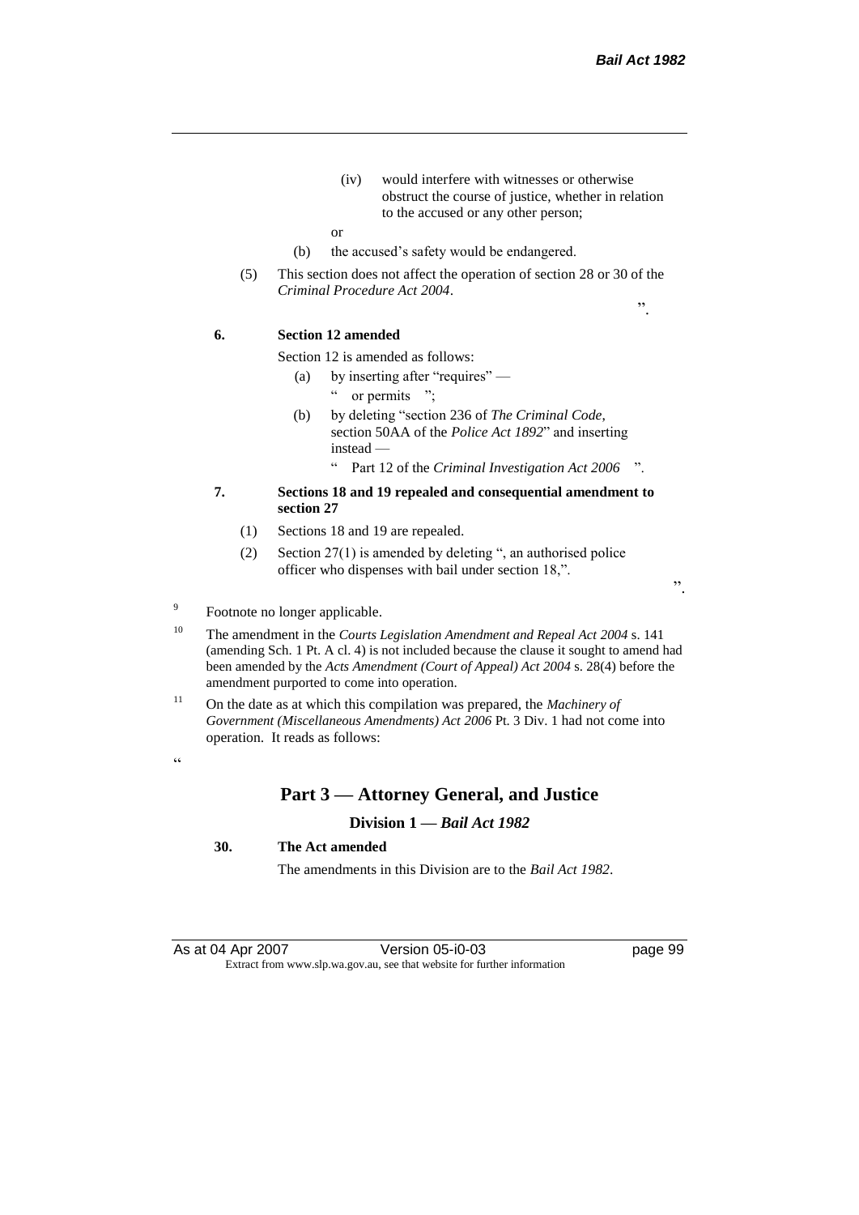(iv) would interfere with witnesses or otherwise obstruct the course of justice, whether in relation to the accused or any other person;

or

(b) the accused's safety would be endangered.

(5) This section does not affect the operation of section 28 or 30 of the *Criminal Procedure Act 2004*.

".

**6. Section 12 amended**

Section 12 is amended as follows:

(a) by inserting after "requires" —

" or permits ";

(b) by deleting "section 236 of *The Criminal Code*, section 50AA of the *Police Act 1892*" and inserting instead —

" Part 12 of the *Criminal Investigation Act 2006* ".

**7. Sections 18 and 19 repealed and consequential amendment to section 27**

(1) Sections 18 and 19 are repealed.

(2) Section 27(1) is amended by deleting ", an authorised police officer who dispenses with bail under section 18,".

".

[9] Footnote no longer applicable.

[10] The amendment in the *Courts Legislation Amendment and Repeal Act 2004* s. 141 (amending Sch. 1 Pt. A cl. 4) is not included because the clause it sought to amend had been amended by the *Acts Amendment (Court of Appeal) Act 2004* s. 28(4) before the amendment purported to come into operation.

[11] On the date as at which this compilation was prepared, the *Machinery of Government (Miscellaneous Amendments) Act 2006* Pt. 3 Div. 1 had not come into operation. It reads as follows:

"

## Part 3 — Attorney General, and Justice

### Division 1 — *Bail Act 1982*

**30. The Act amended**

The amendments in this Division are to the *Bail Act 1982*.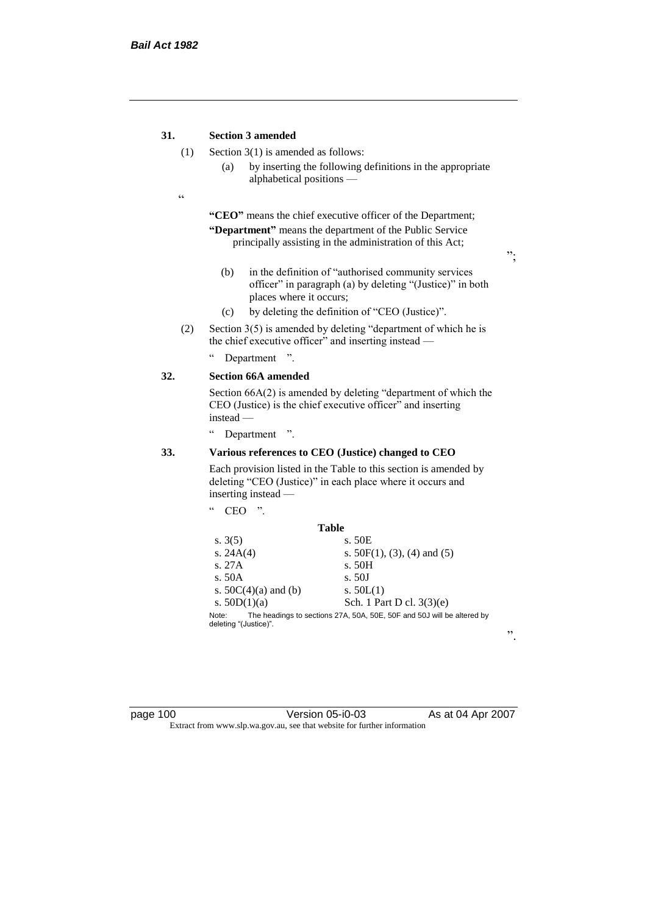**31. Section 3 amended**

(1) Section 3(1) is amended as follows:

(a) by inserting the following definitions in the appropriate alphabetical positions —

"

**"CEO"** means the chief executive officer of the Department;

**"Department"** means the department of the Public Service principally assisting in the administration of this Act;

";

(b) in the definition of "authorised community services officer" in paragraph (a) by deleting "(Justice)" in both places where it occurs;

(c) by deleting the definition of "CEO (Justice)".

(2) Section 3(5) is amended by deleting "department of which he is the chief executive officer" and inserting instead —

" Department ".

**32. Section 66A amended**

Section 66A(2) is amended by deleting "department of which the CEO (Justice) is the chief executive officer" and inserting instead —

" Department ".

**33. Various references to CEO (Justice) changed to CEO**

Each provision listed in the Table to this section is amended by deleting "CEO (Justice)" in each place where it occurs and inserting instead —

" CEO ".

**Table**

| | |
|---|---|
| s. 3(5) | s. 50E |
| s. 24A(4) | s. 50F(1), (3), (4) and (5) |
| s. 27A | s. 50H |
| s. 50A | s. 50J |
| s. 50C(4)(a) and (b) | s. 50L(1) |
| s. 50D(1)(a) | Sch. 1 Part D cl. 3(3)(e) |

Note: The headings to sections 27A, 50A, 50E, 50F and 50J will be altered by deleting "(Justice)".

".